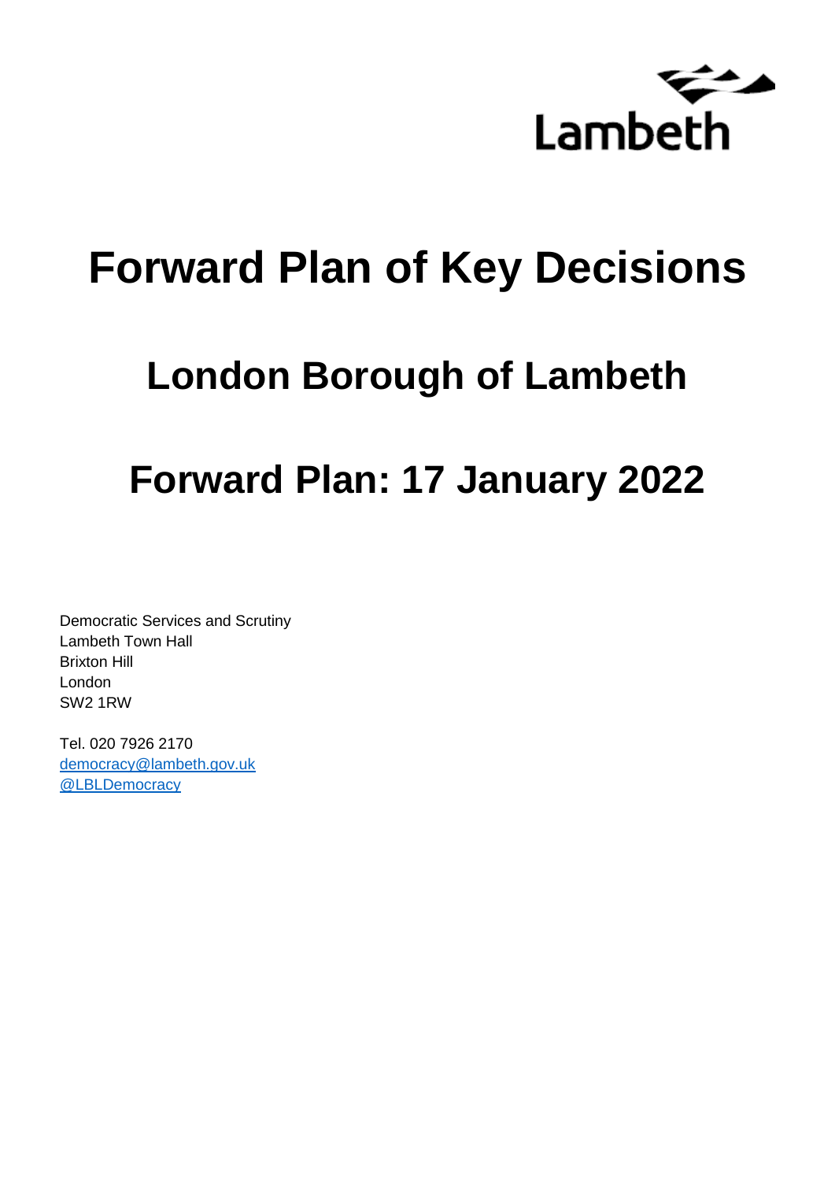Lambeth

# Forward Plan of Key Decisions

## London Borough of Lambeth

## Forward Plan: 17 January 2022

Democratic Services and Scrutiny
Lambeth Town Hall
Brixton Hill
London
SW2 1RW

Tel. 020 7926 2170
democracy@lambeth.gov.uk
@LBLDemocracy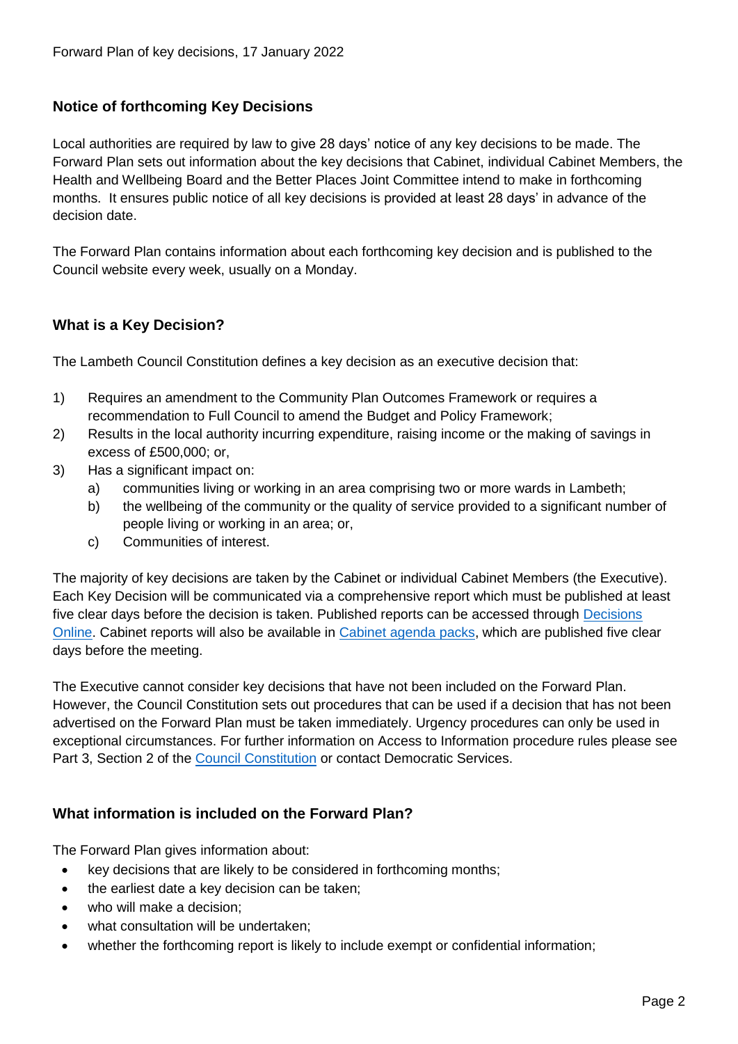Forward Plan of key decisions, 17 January 2022

## Notice of forthcoming Key Decisions

Local authorities are required by law to give 28 days' notice of any key decisions to be made. The Forward Plan sets out information about the key decisions that Cabinet, individual Cabinet Members, the Health and Wellbeing Board and the Better Places Joint Committee intend to make in forthcoming months. It ensures public notice of all key decisions is provided at least 28 days' in advance of the decision date.

The Forward Plan contains information about each forthcoming key decision and is published to the Council website every week, usually on a Monday.

## What is a Key Decision?

The Lambeth Council Constitution defines a key decision as an executive decision that:

1) Requires an amendment to the Community Plan Outcomes Framework or requires a recommendation to Full Council to amend the Budget and Policy Framework;
2) Results in the local authority incurring expenditure, raising income or the making of savings in excess of £500,000; or,
3) Has a significant impact on:
   a) communities living or working in an area comprising two or more wards in Lambeth;
   b) the wellbeing of the community or the quality of service provided to a significant number of people living or working in an area; or,
   c) Communities of interest.

The majority of key decisions are taken by the Cabinet or individual Cabinet Members (the Executive). Each Key Decision will be communicated via a comprehensive report which must be published at least five clear days before the decision is taken. Published reports can be accessed through Decisions Online. Cabinet reports will also be available in Cabinet agenda packs, which are published five clear days before the meeting.

The Executive cannot consider key decisions that have not been included on the Forward Plan. However, the Council Constitution sets out procedures that can be used if a decision that has not been advertised on the Forward Plan must be taken immediately. Urgency procedures can only be used in exceptional circumstances. For further information on Access to Information procedure rules please see Part 3, Section 2 of the Council Constitution or contact Democratic Services.

## What information is included on the Forward Plan?

The Forward Plan gives information about:

- key decisions that are likely to be considered in forthcoming months;
- the earliest date a key decision can be taken;
- who will make a decision;
- what consultation will be undertaken;
- whether the forthcoming report is likely to include exempt or confidential information;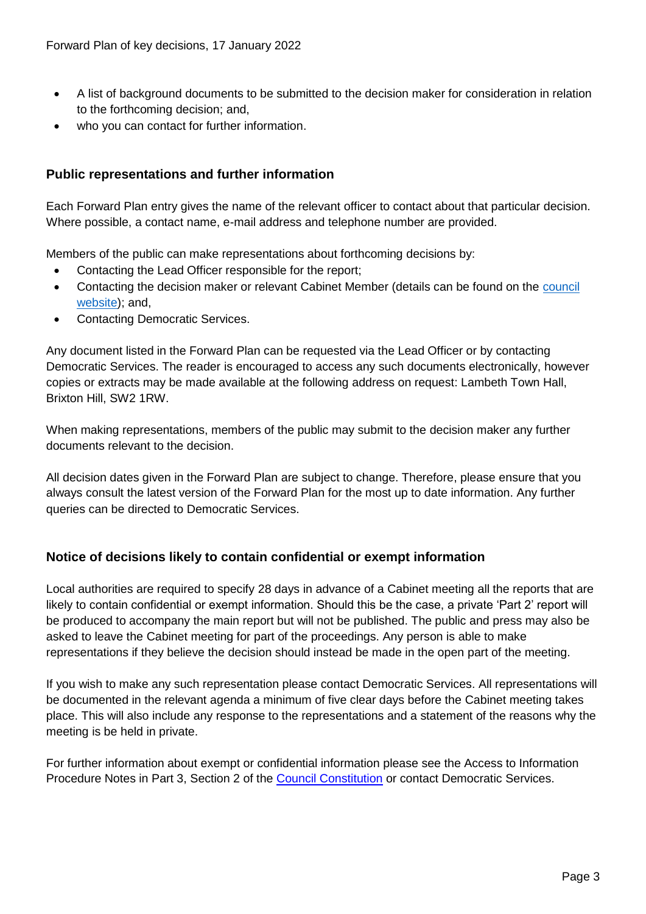- A list of background documents to be submitted to the decision maker for consideration in relation to the forthcoming decision; and,
- who you can contact for further information.

## Public representations and further information

Each Forward Plan entry gives the name of the relevant officer to contact about that particular decision. Where possible, a contact name, e-mail address and telephone number are provided.

Members of the public can make representations about forthcoming decisions by:

- Contacting the Lead Officer responsible for the report;
- Contacting the decision maker or relevant Cabinet Member (details can be found on the council website); and,
- Contacting Democratic Services.

Any document listed in the Forward Plan can be requested via the Lead Officer or by contacting Democratic Services. The reader is encouraged to access any such documents electronically, however copies or extracts may be made available at the following address on request: Lambeth Town Hall, Brixton Hill, SW2 1RW.

When making representations, members of the public may submit to the decision maker any further documents relevant to the decision.

All decision dates given in the Forward Plan are subject to change. Therefore, please ensure that you always consult the latest version of the Forward Plan for the most up to date information. Any further queries can be directed to Democratic Services.

## Notice of decisions likely to contain confidential or exempt information

Local authorities are required to specify 28 days in advance of a Cabinet meeting all the reports that are likely to contain confidential or exempt information. Should this be the case, a private 'Part 2' report will be produced to accompany the main report but will not be published. The public and press may also be asked to leave the Cabinet meeting for part of the proceedings. Any person is able to make representations if they believe the decision should instead be made in the open part of the meeting.

If you wish to make any such representation please contact Democratic Services. All representations will be documented in the relevant agenda a minimum of five clear days before the Cabinet meeting takes place. This will also include any response to the representations and a statement of the reasons why the meeting is be held in private.

For further information about exempt or confidential information please see the Access to Information Procedure Notes in Part 3, Section 2 of the Council Constitution or contact Democratic Services.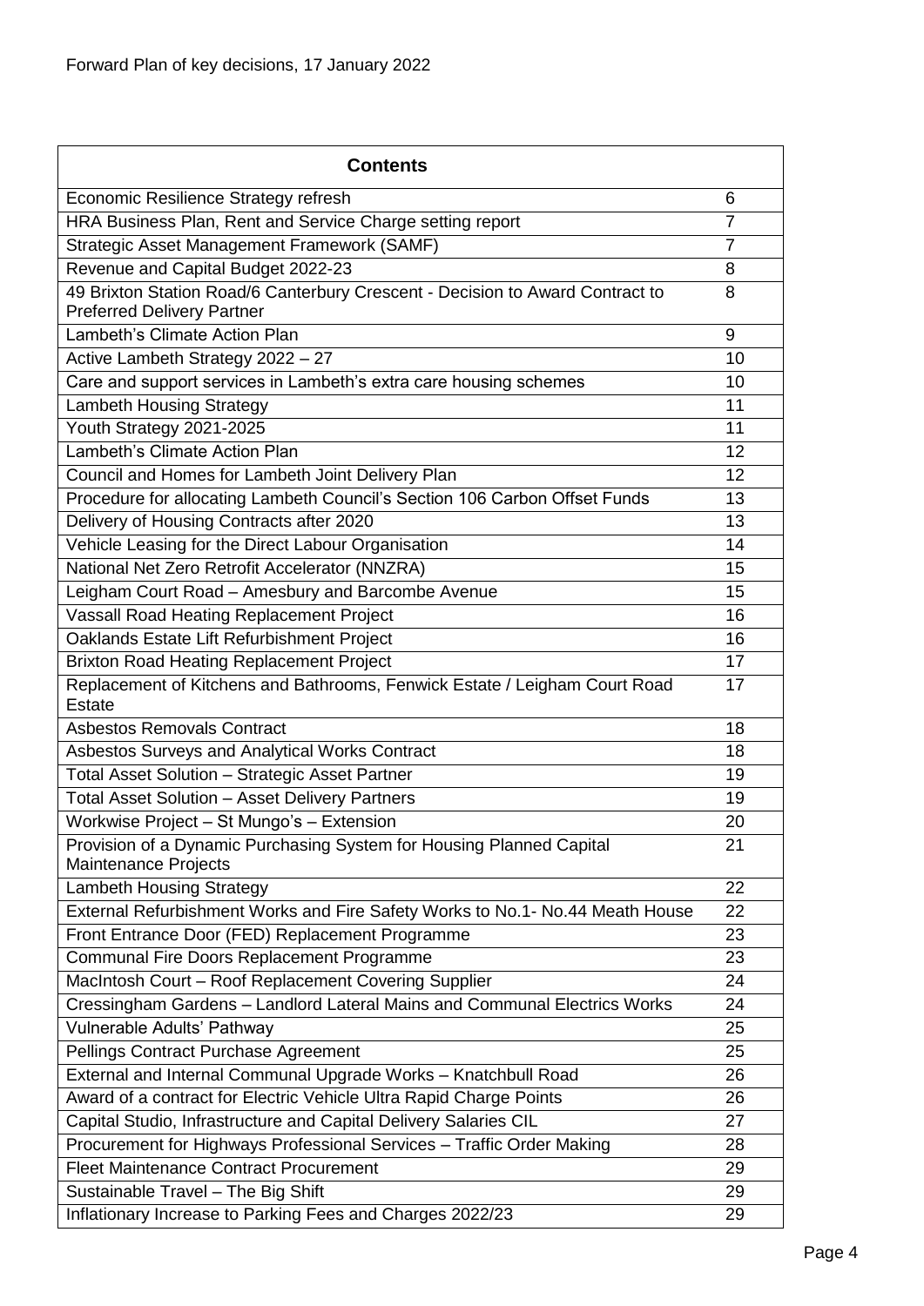Forward Plan of key decisions, 17 January 2022

| Contents | |
|---|---|
| Economic Resilience Strategy refresh | 6 |
| HRA Business Plan, Rent and Service Charge setting report | 7 |
| Strategic Asset Management Framework (SAMF) | 7 |
| Revenue and Capital Budget 2022-23 | 8 |
| 49 Brixton Station Road/6 Canterbury Crescent - Decision to Award Contract to Preferred Delivery Partner | 8 |
| Lambeth's Climate Action Plan | 9 |
| Active Lambeth Strategy 2022 – 27 | 10 |
| Care and support services in Lambeth's extra care housing schemes | 10 |
| Lambeth Housing Strategy | 11 |
| Youth Strategy 2021-2025 | 11 |
| Lambeth's Climate Action Plan | 12 |
| Council and Homes for Lambeth Joint Delivery Plan | 12 |
| Procedure for allocating Lambeth Council's Section 106 Carbon Offset Funds | 13 |
| Delivery of Housing Contracts after 2020 | 13 |
| Vehicle Leasing for the Direct Labour Organisation | 14 |
| National Net Zero Retrofit Accelerator (NNZRA) | 15 |
| Leigham Court Road – Amesbury and Barcombe Avenue | 15 |
| Vassall Road Heating Replacement Project | 16 |
| Oaklands Estate Lift Refurbishment Project | 16 |
| Brixton Road Heating Replacement Project | 17 |
| Replacement of Kitchens and Bathrooms, Fenwick Estate / Leigham Court Road Estate | 17 |
| Asbestos Removals Contract | 18 |
| Asbestos Surveys and Analytical Works Contract | 18 |
| Total Asset Solution – Strategic Asset Partner | 19 |
| Total Asset Solution – Asset Delivery Partners | 19 |
| Workwise Project – St Mungo's – Extension | 20 |
| Provision of a Dynamic Purchasing System for Housing Planned Capital Maintenance Projects | 21 |
| Lambeth Housing Strategy | 22 |
| External Refurbishment Works and Fire Safety Works to No.1- No.44 Meath House | 22 |
| Front Entrance Door (FED) Replacement Programme | 23 |
| Communal Fire Doors Replacement Programme | 23 |
| MacIntosh Court – Roof Replacement Covering Supplier | 24 |
| Cressingham Gardens – Landlord Lateral Mains and Communal Electrics Works | 24 |
| Vulnerable Adults' Pathway | 25 |
| Pellings Contract Purchase Agreement | 25 |
| External and Internal Communal Upgrade Works – Knatchbull Road | 26 |
| Award of a contract for Electric Vehicle Ultra Rapid Charge Points | 26 |
| Capital Studio, Infrastructure and Capital Delivery Salaries CIL | 27 |
| Procurement for Highways Professional Services – Traffic Order Making | 28 |
| Fleet Maintenance Contract Procurement | 29 |
| Sustainable Travel – The Big Shift | 29 |
| Inflationary Increase to Parking Fees and Charges 2022/23 | 29 |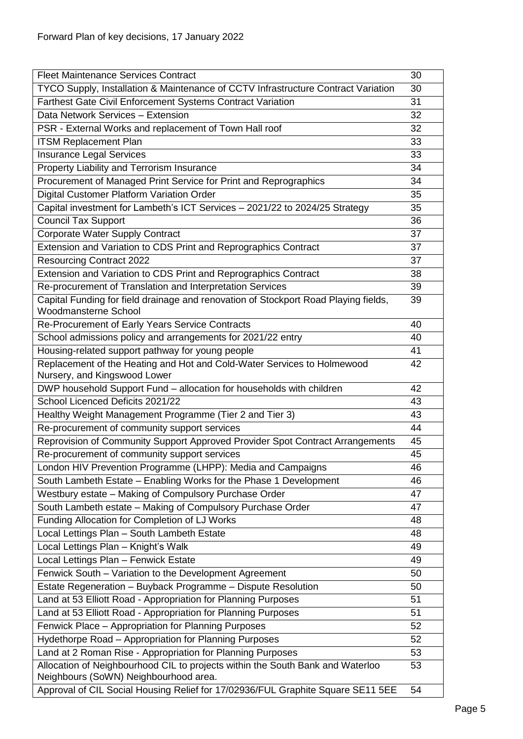Forward Plan of key decisions, 17 January 2022

| | |
|---|---|
| Fleet Maintenance Services Contract | 30 |
| TYCO Supply, Installation & Maintenance of CCTV Infrastructure Contract Variation | 30 |
| Farthest Gate Civil Enforcement Systems Contract Variation | 31 |
| Data Network Services – Extension | 32 |
| PSR - External Works and replacement of Town Hall roof | 32 |
| ITSM Replacement Plan | 33 |
| Insurance Legal Services | 33 |
| Property Liability and Terrorism Insurance | 34 |
| Procurement of Managed Print Service for Print and Reprographics | 34 |
| Digital Customer Platform Variation Order | 35 |
| Capital investment for Lambeth's ICT Services – 2021/22 to 2024/25 Strategy | 35 |
| Council Tax Support | 36 |
| Corporate Water Supply Contract | 37 |
| Extension and Variation to CDS Print and Reprographics Contract | 37 |
| Resourcing Contract 2022 | 37 |
| Extension and Variation to CDS Print and Reprographics Contract | 38 |
| Re-procurement of Translation and Interpretation Services | 39 |
| Capital Funding for field drainage and renovation of Stockport Road Playing fields, Woodmansterne School | 39 |
| Re-Procurement of Early Years Service Contracts | 40 |
| School admissions policy and arrangements for 2021/22 entry | 40 |
| Housing-related support pathway for young people | 41 |
| Replacement of the Heating and Hot and Cold-Water Services to Holmewood Nursery, and Kingswood Lower | 42 |
| DWP household Support Fund – allocation for households with children | 42 |
| School Licenced Deficits 2021/22 | 43 |
| Healthy Weight Management Programme (Tier 2 and Tier 3) | 43 |
| Re-procurement of community support services | 44 |
| Reprovision of Community Support Approved Provider Spot Contract Arrangements | 45 |
| Re-procurement of community support services | 45 |
| London HIV Prevention Programme (LHPP): Media and Campaigns | 46 |
| South Lambeth Estate – Enabling Works for the Phase 1 Development | 46 |
| Westbury estate – Making of Compulsory Purchase Order | 47 |
| South Lambeth estate – Making of Compulsory Purchase Order | 47 |
| Funding Allocation for Completion of LJ Works | 48 |
| Local Lettings Plan – South Lambeth Estate | 48 |
| Local Lettings Plan – Knight's Walk | 49 |
| Local Lettings Plan – Fenwick Estate | 49 |
| Fenwick South – Variation to the Development Agreement | 50 |
| Estate Regeneration – Buyback Programme – Dispute Resolution | 50 |
| Land at 53 Elliott Road - Appropriation for Planning Purposes | 51 |
| Land at 53 Elliott Road - Appropriation for Planning Purposes | 51 |
| Fenwick Place – Appropriation for Planning Purposes | 52 |
| Hydethorpe Road – Appropriation for Planning Purposes | 52 |
| Land at 2 Roman Rise - Appropriation for Planning Purposes | 53 |
| Allocation of Neighbourhood CIL to projects within the South Bank and Waterloo Neighbours (SoWN) Neighbourhood area. | 53 |
| Approval of CIL Social Housing Relief for 17/02936/FUL Graphite Square SE11 5EE | 54 |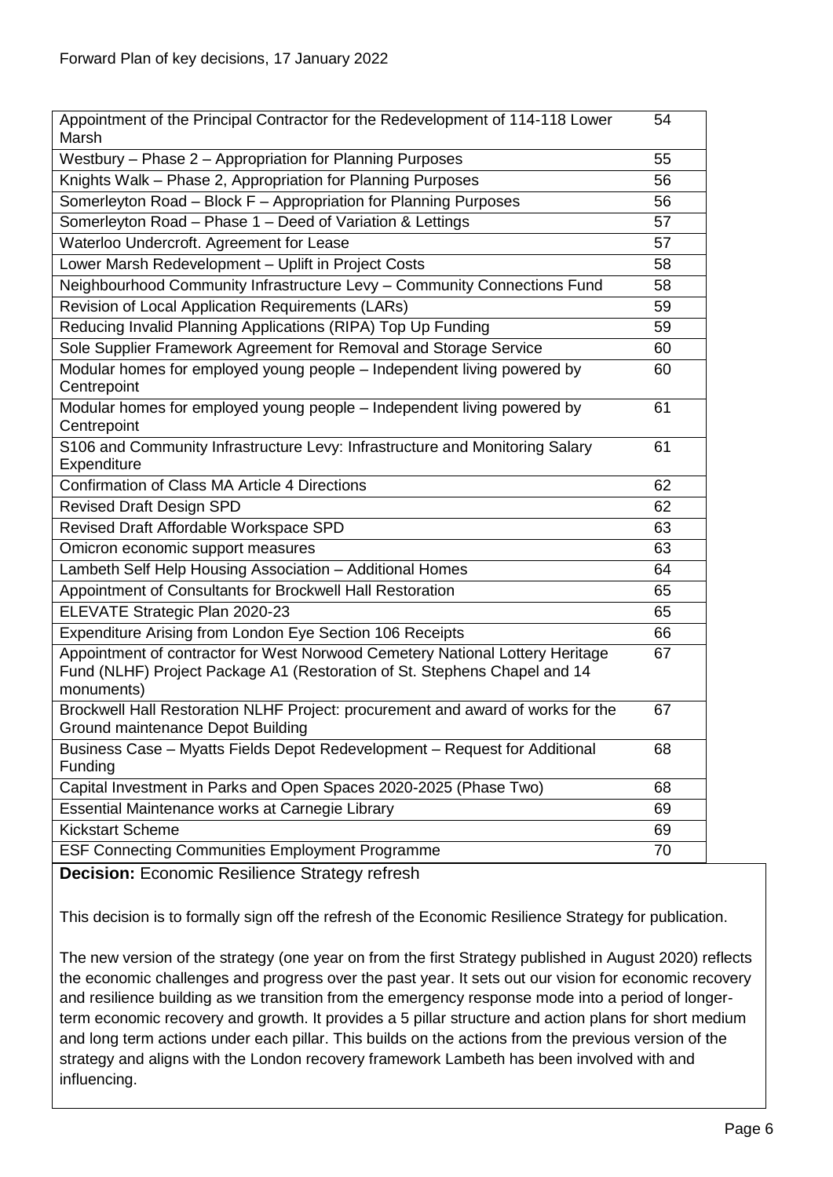| | |
|---|---|
| Appointment of the Principal Contractor for the Redevelopment of 114-118 Lower Marsh | 54 |
| Westbury – Phase 2 – Appropriation for Planning Purposes | 55 |
| Knights Walk – Phase 2, Appropriation for Planning Purposes | 56 |
| Somerleyton Road – Block F – Appropriation for Planning Purposes | 56 |
| Somerleyton Road – Phase 1 – Deed of Variation & Lettings | 57 |
| Waterloo Undercroft. Agreement for Lease | 57 |
| Lower Marsh Redevelopment – Uplift in Project Costs | 58 |
| Neighbourhood Community Infrastructure Levy – Community Connections Fund | 58 |
| Revision of Local Application Requirements (LARs) | 59 |
| Reducing Invalid Planning Applications (RIPA) Top Up Funding | 59 |
| Sole Supplier Framework Agreement for Removal and Storage Service | 60 |
| Modular homes for employed young people – Independent living powered by Centrepoint | 60 |
| Modular homes for employed young people – Independent living powered by Centrepoint | 61 |
| S106 and Community Infrastructure Levy: Infrastructure and Monitoring Salary Expenditure | 61 |
| Confirmation of Class MA Article 4 Directions | 62 |
| Revised Draft Design SPD | 62 |
| Revised Draft Affordable Workspace SPD | 63 |
| Omicron economic support measures | 63 |
| Lambeth Self Help Housing Association – Additional Homes | 64 |
| Appointment of Consultants for Brockwell Hall Restoration | 65 |
| ELEVATE Strategic Plan 2020-23 | 65 |
| Expenditure Arising from London Eye Section 106 Receipts | 66 |
| Appointment of contractor for West Norwood Cemetery National Lottery Heritage Fund (NLHF) Project Package A1 (Restoration of St. Stephens Chapel and 14 monuments) | 67 |
| Brockwell Hall Restoration NLHF Project: procurement and award of works for the Ground maintenance Depot Building | 67 |
| Business Case – Myatts Fields Depot Redevelopment – Request for Additional Funding | 68 |
| Capital Investment in Parks and Open Spaces 2020-2025 (Phase Two) | 68 |
| Essential Maintenance works at Carnegie Library | 69 |
| Kickstart Scheme | 69 |
| ESF Connecting Communities Employment Programme | 70 |

**Decision:** Economic Resilience Strategy refresh

This decision is to formally sign off the refresh of the Economic Resilience Strategy for publication.

The new version of the strategy (one year on from the first Strategy published in August 2020) reflects the economic challenges and progress over the past year. It sets out our vision for economic recovery and resilience building as we transition from the emergency response mode into a period of longer-term economic recovery and growth. It provides a 5 pillar structure and action plans for short medium and long term actions under each pillar. This builds on the actions from the previous version of the strategy and aligns with the London recovery framework Lambeth has been involved with and influencing.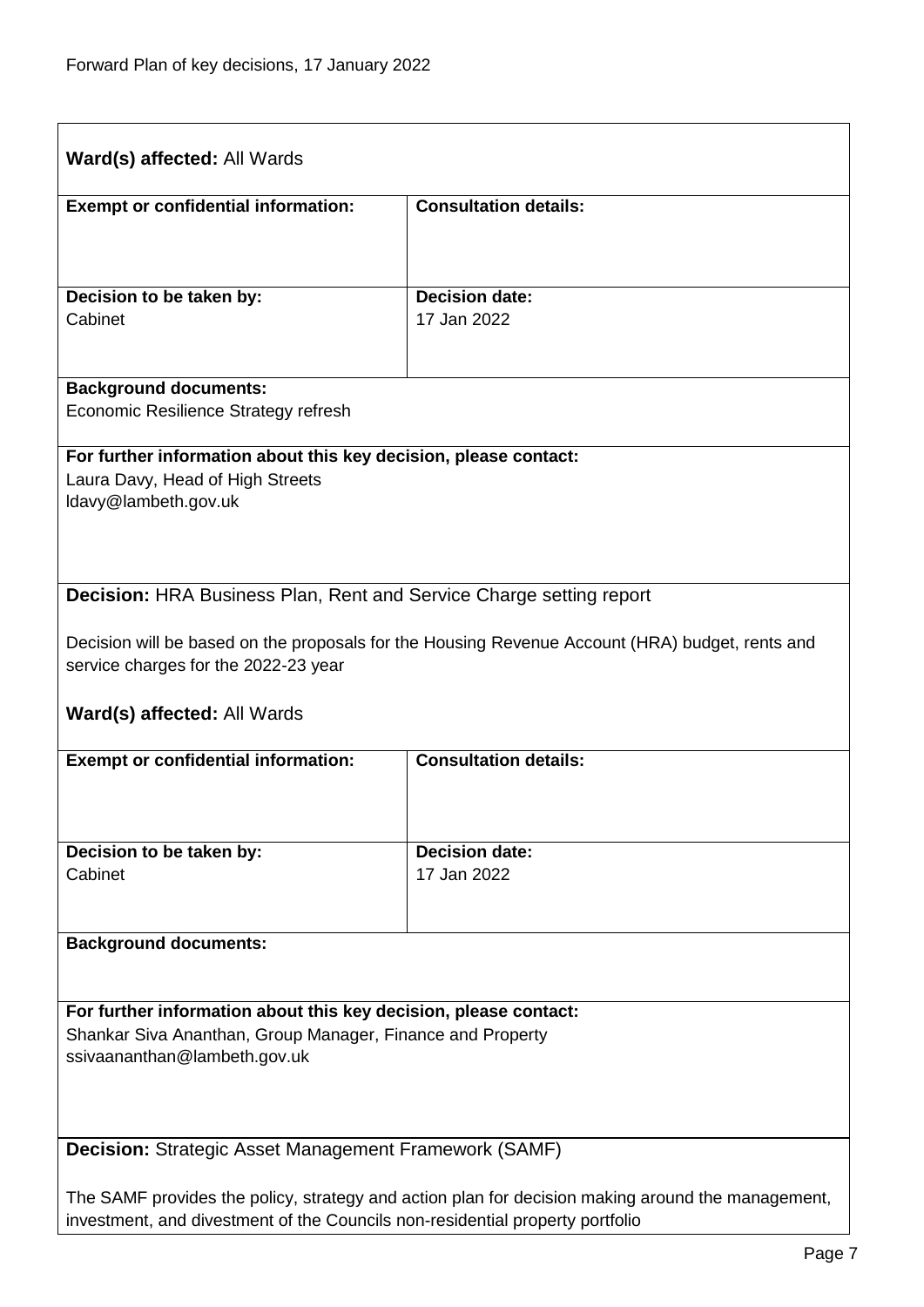**Ward(s) affected:** All Wards

| **Exempt or confidential information:** | **Consultation details:** |
|---|---|
| | |
| **Decision to be taken by:**<br>Cabinet | **Decision date:**<br>17 Jan 2022 |

**Background documents:**
Economic Resilience Strategy refresh

**For further information about this key decision, please contact:**
Laura Davy, Head of High Streets
ldavy@lambeth.gov.uk

**Decision:** HRA Business Plan, Rent and Service Charge setting report

Decision will be based on the proposals for the Housing Revenue Account (HRA) budget, rents and service charges for the 2022-23 year

**Ward(s) affected:** All Wards

| **Exempt or confidential information:** | **Consultation details:** |
|---|---|
| | |
| **Decision to be taken by:**<br>Cabinet | **Decision date:**<br>17 Jan 2022 |

**Background documents:**

**For further information about this key decision, please contact:**
Shankar Siva Ananthan, Group Manager, Finance and Property
ssivaananthan@lambeth.gov.uk

**Decision:** Strategic Asset Management Framework (SAMF)

The SAMF provides the policy, strategy and action plan for decision making around the management, investment, and divestment of the Councils non-residential property portfolio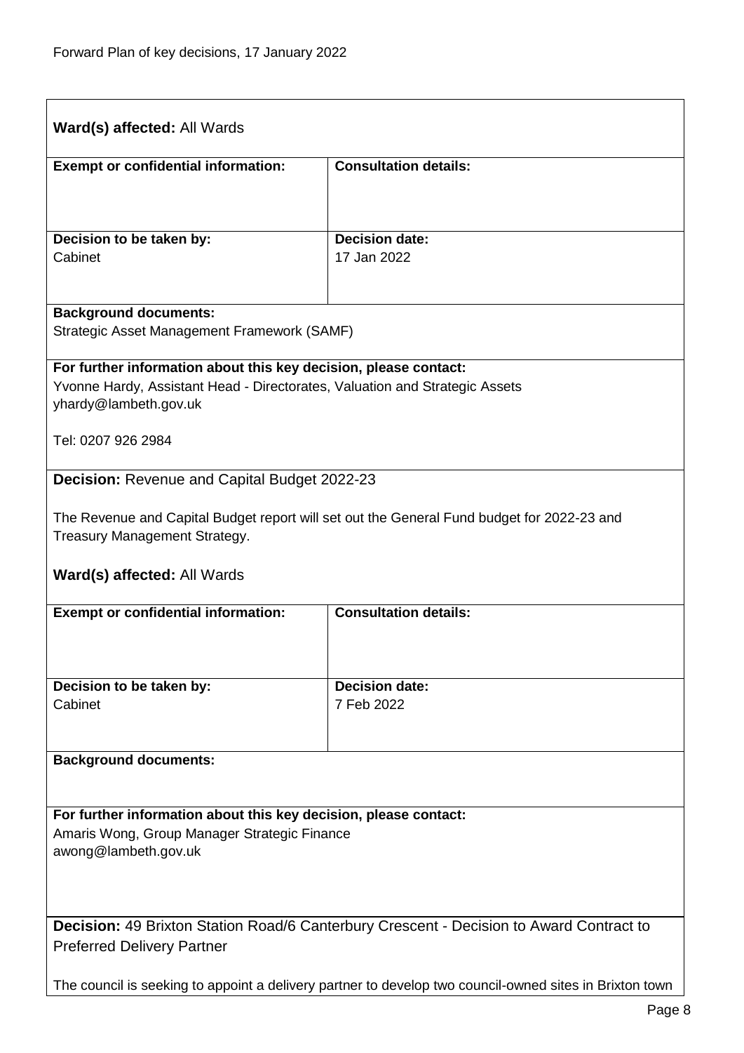**Ward(s) affected:** All Wards

| **Exempt or confidential information:** | **Consultation details:** |
| --- | --- |
| | |
| **Decision to be taken by:**<br>Cabinet | **Decision date:**<br>17 Jan 2022 |

**Background documents:**
Strategic Asset Management Framework (SAMF)

**For further information about this key decision, please contact:**
Yvonne Hardy, Assistant Head - Directorates, Valuation and Strategic Assets
yhardy@lambeth.gov.uk

Tel: 0207 926 2984

**Decision:** Revenue and Capital Budget 2022-23

The Revenue and Capital Budget report will set out the General Fund budget for 2022-23 and Treasury Management Strategy.

**Ward(s) affected:** All Wards

| **Exempt or confidential information:** | **Consultation details:** |
| --- | --- |
| | |
| **Decision to be taken by:**<br>Cabinet | **Decision date:**<br>7 Feb 2022 |

**Background documents:**

**For further information about this key decision, please contact:**
Amaris Wong, Group Manager Strategic Finance
awong@lambeth.gov.uk

**Decision:** 49 Brixton Station Road/6 Canterbury Crescent - Decision to Award Contract to Preferred Delivery Partner

The council is seeking to appoint a delivery partner to develop two council-owned sites in Brixton town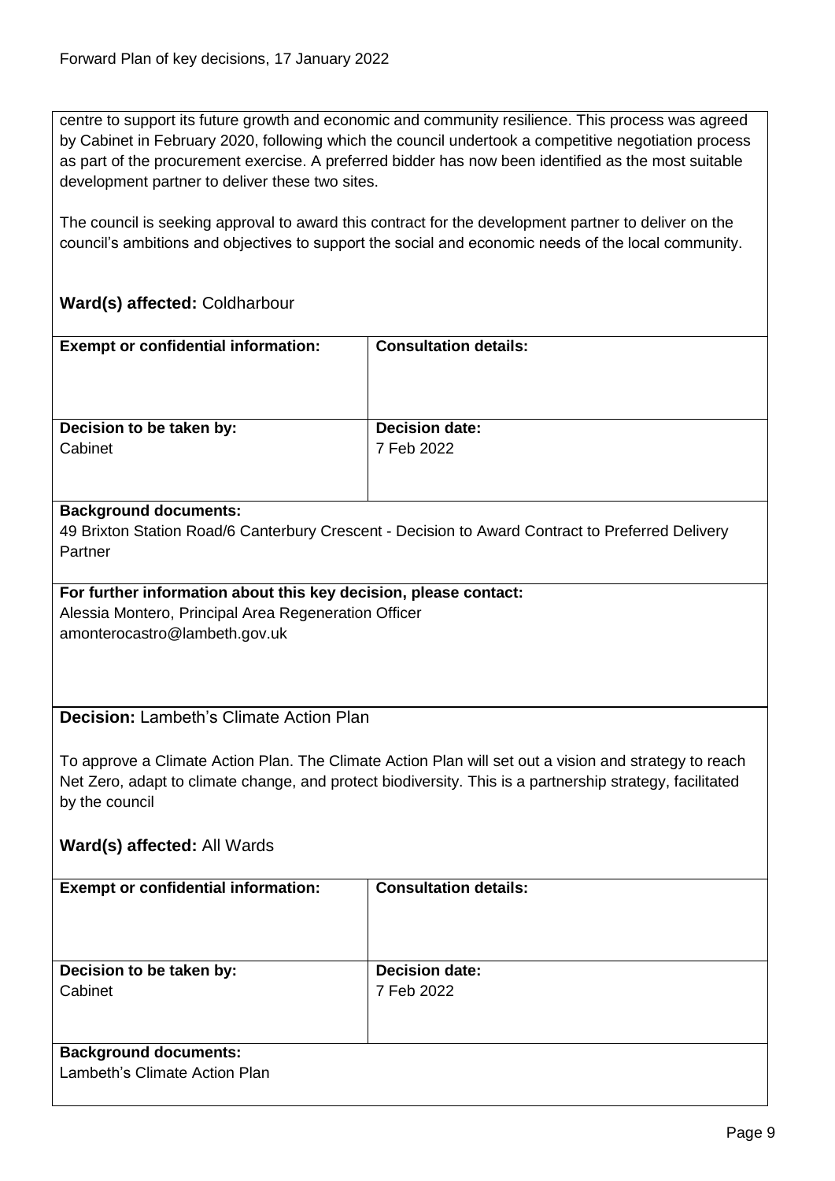centre to support its future growth and economic and community resilience. This process was agreed by Cabinet in February 2020, following which the council undertook a competitive negotiation process as part of the procurement exercise. A preferred bidder has now been identified as the most suitable development partner to deliver these two sites.

The council is seeking approval to award this contract for the development partner to deliver on the council's ambitions and objectives to support the social and economic needs of the local community.

**Ward(s) affected:** Coldharbour

| **Exempt or confidential information:** | **Consultation details:** |
|---|---|
| **Decision to be taken by:**<br>Cabinet | **Decision date:**<br>7 Feb 2022 |

**Background documents:**
49 Brixton Station Road/6 Canterbury Crescent - Decision to Award Contract to Preferred Delivery Partner

**For further information about this key decision, please contact:**
Alessia Montero, Principal Area Regeneration Officer
amonterocastro@lambeth.gov.uk

**Decision:** Lambeth's Climate Action Plan

To approve a Climate Action Plan. The Climate Action Plan will set out a vision and strategy to reach Net Zero, adapt to climate change, and protect biodiversity. This is a partnership strategy, facilitated by the council

**Ward(s) affected:** All Wards

| **Exempt or confidential information:** | **Consultation details:** |
|---|---|
| **Decision to be taken by:**<br>Cabinet | **Decision date:**<br>7 Feb 2022 |

**Background documents:**
Lambeth's Climate Action Plan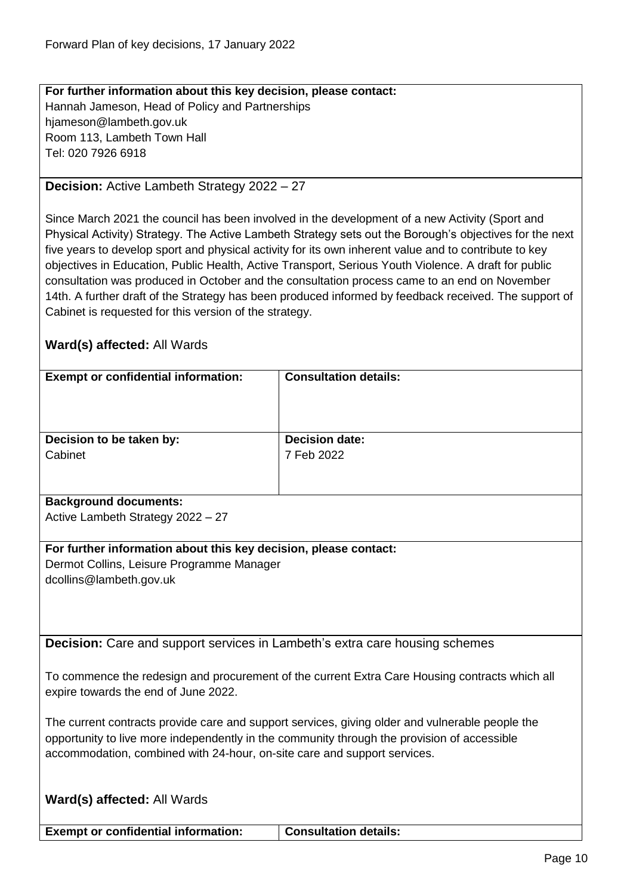**For further information about this key decision, please contact:**
Hannah Jameson, Head of Policy and Partnerships
hjameson@lambeth.gov.uk
Room 113, Lambeth Town Hall
Tel: 020 7926 6918

**Decision:** Active Lambeth Strategy 2022 – 27

Since March 2021 the council has been involved in the development of a new Activity (Sport and Physical Activity) Strategy. The Active Lambeth Strategy sets out the Borough's objectives for the next five years to develop sport and physical activity for its own inherent value and to contribute to key objectives in Education, Public Health, Active Transport, Serious Youth Violence. A draft for public consultation was produced in October and the consultation process came to an end on November 14th. A further draft of the Strategy has been produced informed by feedback received. The support of Cabinet is requested for this version of the strategy.

**Ward(s) affected:** All Wards

| **Exempt or confidential information:** | **Consultation details:** |
|---|---|
| | |
| **Decision to be taken by:** | **Decision date:** |
| Cabinet | 7 Feb 2022 |

**Background documents:**
Active Lambeth Strategy 2022 – 27

**For further information about this key decision, please contact:**
Dermot Collins, Leisure Programme Manager
dcollins@lambeth.gov.uk

**Decision:** Care and support services in Lambeth's extra care housing schemes

To commence the redesign and procurement of the current Extra Care Housing contracts which all expire towards the end of June 2022.

The current contracts provide care and support services, giving older and vulnerable people the opportunity to live more independently in the community through the provision of accessible accommodation, combined with 24-hour, on-site care and support services.

**Ward(s) affected:** All Wards

| **Exempt or confidential information:** | **Consultation details:** |
|---|---|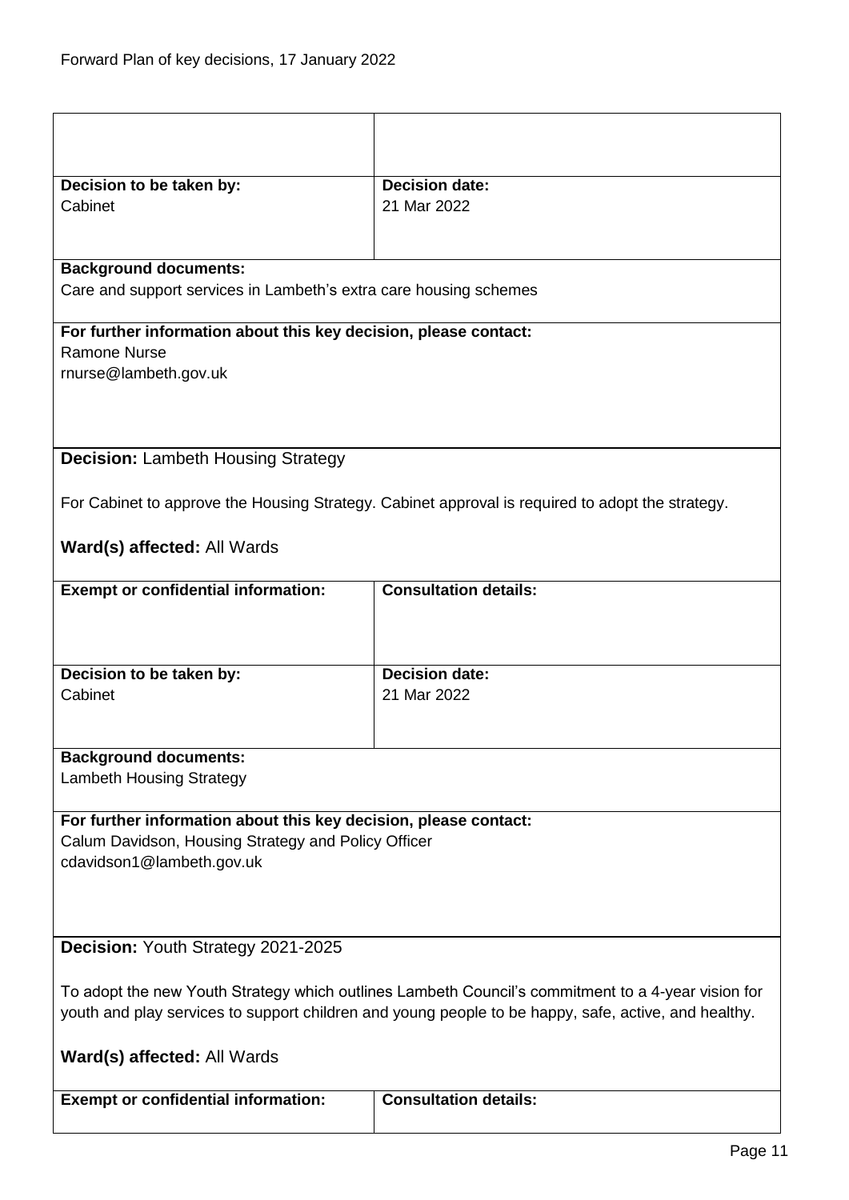Forward Plan of key decisions, 17 January 2022

| | |
|---|---|
| | |
| **Decision to be taken by:**<br>Cabinet | **Decision date:**<br>21 Mar 2022 |

**Background documents:**
Care and support services in Lambeth's extra care housing schemes

**For further information about this key decision, please contact:**
Ramone Nurse
rnurse@lambeth.gov.uk

**Decision:** Lambeth Housing Strategy

For Cabinet to approve the Housing Strategy. Cabinet approval is required to adopt the strategy.

**Ward(s) affected:** All Wards

| **Exempt or confidential information:** | **Consultation details:** |
|---|---|
| **Decision to be taken by:**<br>Cabinet | **Decision date:**<br>21 Mar 2022 |

**Background documents:**
Lambeth Housing Strategy

**For further information about this key decision, please contact:**
Calum Davidson, Housing Strategy and Policy Officer
cdavidson1@lambeth.gov.uk

**Decision:** Youth Strategy 2021-2025

To adopt the new Youth Strategy which outlines Lambeth Council's commitment to a 4-year vision for youth and play services to support children and young people to be happy, safe, active, and healthy.

**Ward(s) affected:** All Wards

| **Exempt or confidential information:** | **Consultation details:** |
|---|---|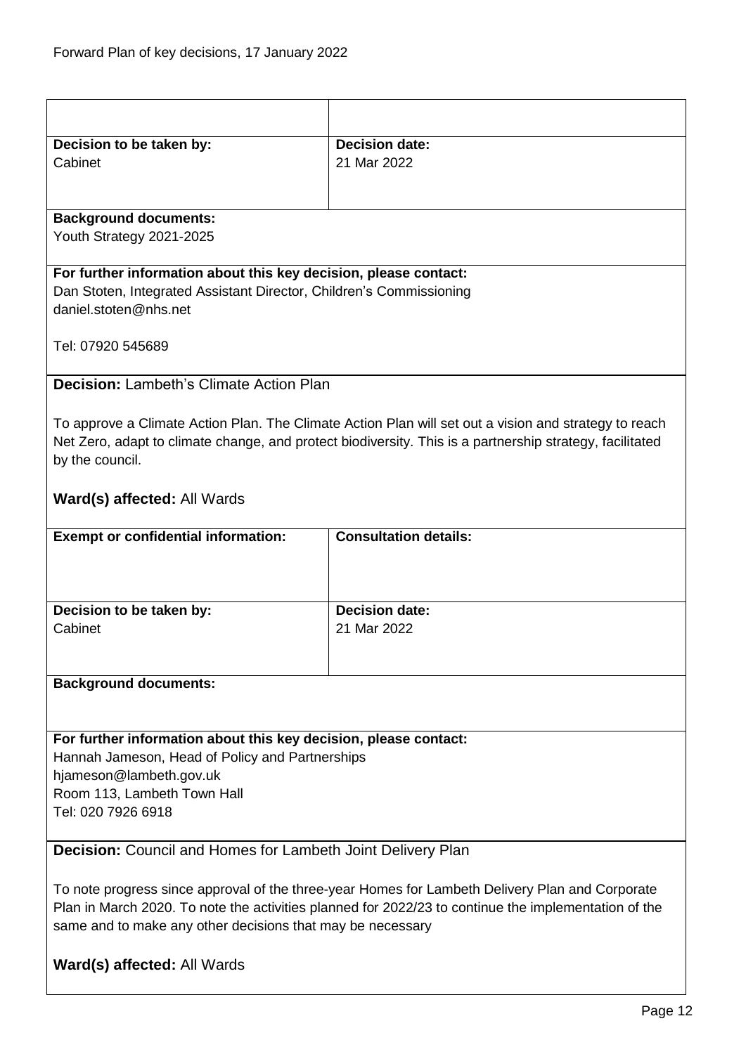| | |
|---|---|
| **Decision to be taken by:**<br>Cabinet | **Decision date:**<br>21 Mar 2022 |

**Background documents:**
Youth Strategy 2021-2025

**For further information about this key decision, please contact:**
Dan Stoten, Integrated Assistant Director, Children's Commissioning
daniel.stoten@nhs.net

Tel: 07920 545689

**Decision:** Lambeth's Climate Action Plan

To approve a Climate Action Plan. The Climate Action Plan will set out a vision and strategy to reach Net Zero, adapt to climate change, and protect biodiversity. This is a partnership strategy, facilitated by the council.

**Ward(s) affected:** All Wards

| **Exempt or confidential information:** | **Consultation details:** |
|---|---|
| | |
| **Decision to be taken by:**<br>Cabinet | **Decision date:**<br>21 Mar 2022 |

**Background documents:**

**For further information about this key decision, please contact:**
Hannah Jameson, Head of Policy and Partnerships
hjameson@lambeth.gov.uk
Room 113, Lambeth Town Hall
Tel: 020 7926 6918

**Decision:** Council and Homes for Lambeth Joint Delivery Plan

To note progress since approval of the three-year Homes for Lambeth Delivery Plan and Corporate Plan in March 2020. To note the activities planned for 2022/23 to continue the implementation of the same and to make any other decisions that may be necessary

**Ward(s) affected:** All Wards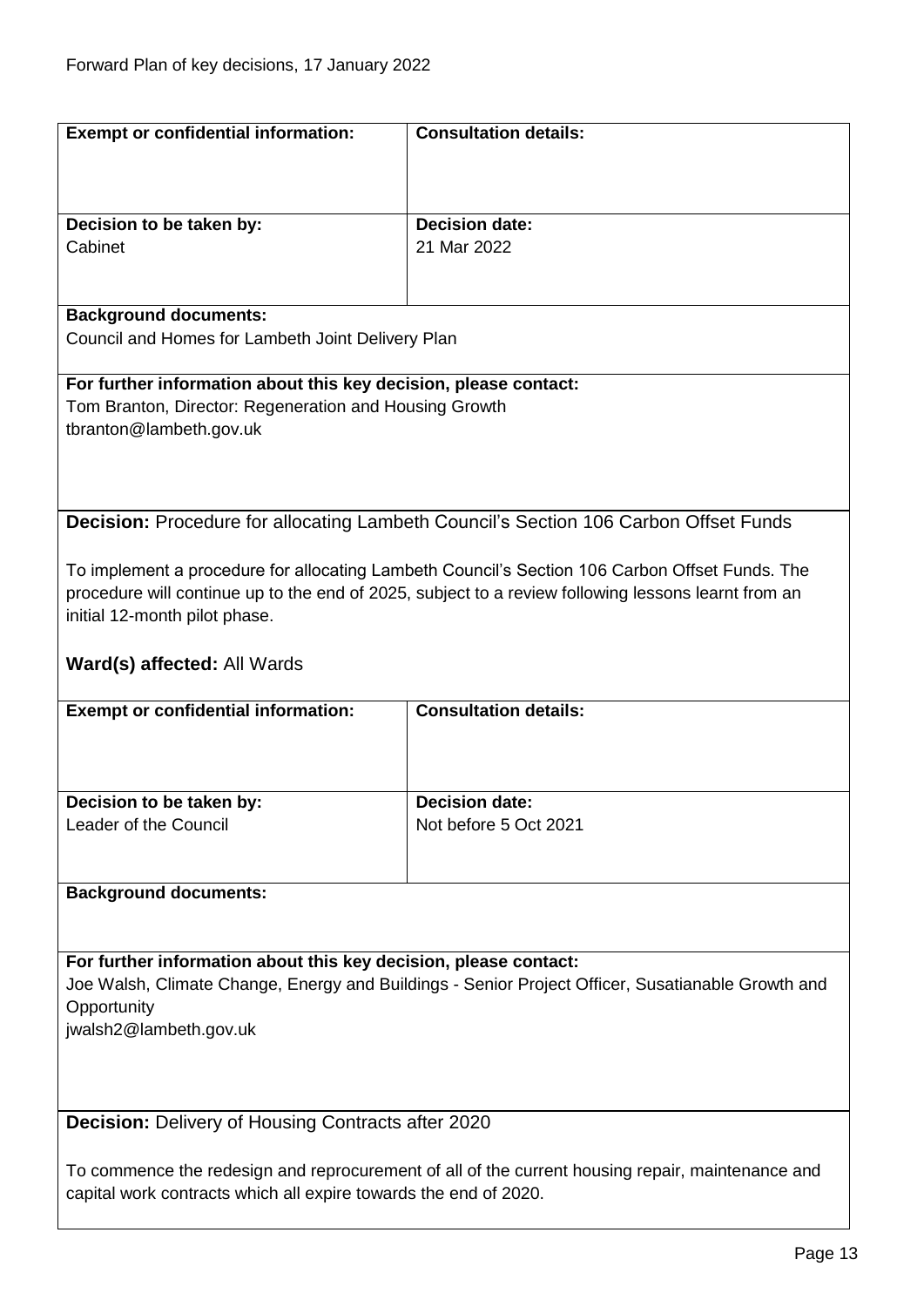| **Exempt or confidential information:** | **Consultation details:** |
|---|---|
| **Decision to be taken by:**<br>Cabinet | **Decision date:**<br>21 Mar 2022 |

**Background documents:**
Council and Homes for Lambeth Joint Delivery Plan

**For further information about this key decision, please contact:**
Tom Branton, Director: Regeneration and Housing Growth
tbranton@lambeth.gov.uk

**Decision:** Procedure for allocating Lambeth Council's Section 106 Carbon Offset Funds

To implement a procedure for allocating Lambeth Council's Section 106 Carbon Offset Funds. The procedure will continue up to the end of 2025, subject to a review following lessons learnt from an initial 12-month pilot phase.

**Ward(s) affected:** All Wards

| **Exempt or confidential information:** | **Consultation details:** |
|---|---|
| **Decision to be taken by:**<br>Leader of the Council | **Decision date:**<br>Not before 5 Oct 2021 |

**Background documents:**

**For further information about this key decision, please contact:**
Joe Walsh, Climate Change, Energy and Buildings - Senior Project Officer, Susatianable Growth and Opportunity
jwalsh2@lambeth.gov.uk

**Decision:** Delivery of Housing Contracts after 2020

To commence the redesign and reprocurement of all of the current housing repair, maintenance and capital work contracts which all expire towards the end of 2020.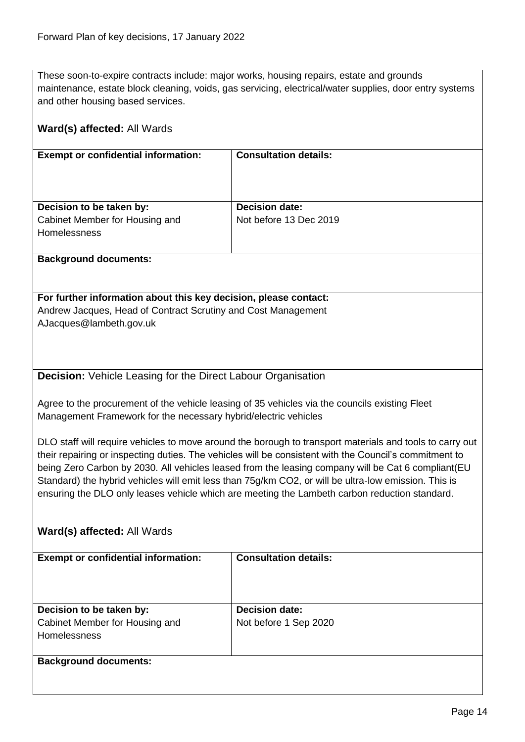These soon-to-expire contracts include: major works, housing repairs, estate and grounds maintenance, estate block cleaning, voids, gas servicing, electrical/water supplies, door entry systems and other housing based services.

**Ward(s) affected:** All Wards

| **Exempt or confidential information:** | **Consultation details:** |
|---|---|
| **Decision to be taken by:**<br>Cabinet Member for Housing and Homelessness | **Decision date:**<br>Not before 13 Dec 2019 |

**Background documents:**

**For further information about this key decision, please contact:**
Andrew Jacques, Head of Contract Scrutiny and Cost Management
AJacques@lambeth.gov.uk

**Decision:** Vehicle Leasing for the Direct Labour Organisation

Agree to the procurement of the vehicle leasing of 35 vehicles via the councils existing Fleet Management Framework for the necessary hybrid/electric vehicles

DLO staff will require vehicles to move around the borough to transport materials and tools to carry out their repairing or inspecting duties. The vehicles will be consistent with the Council's commitment to being Zero Carbon by 2030. All vehicles leased from the leasing company will be Cat 6 compliant(EU Standard) the hybrid vehicles will emit less than 75g/km $CO_2$, or will be ultra-low emission. This is ensuring the DLO only leases vehicle which are meeting the Lambeth carbon reduction standard.

**Ward(s) affected:** All Wards

| **Exempt or confidential information:** | **Consultation details:** |
|---|---|
| **Decision to be taken by:**<br>Cabinet Member for Housing and Homelessness | **Decision date:**<br>Not before 1 Sep 2020 |

**Background documents:**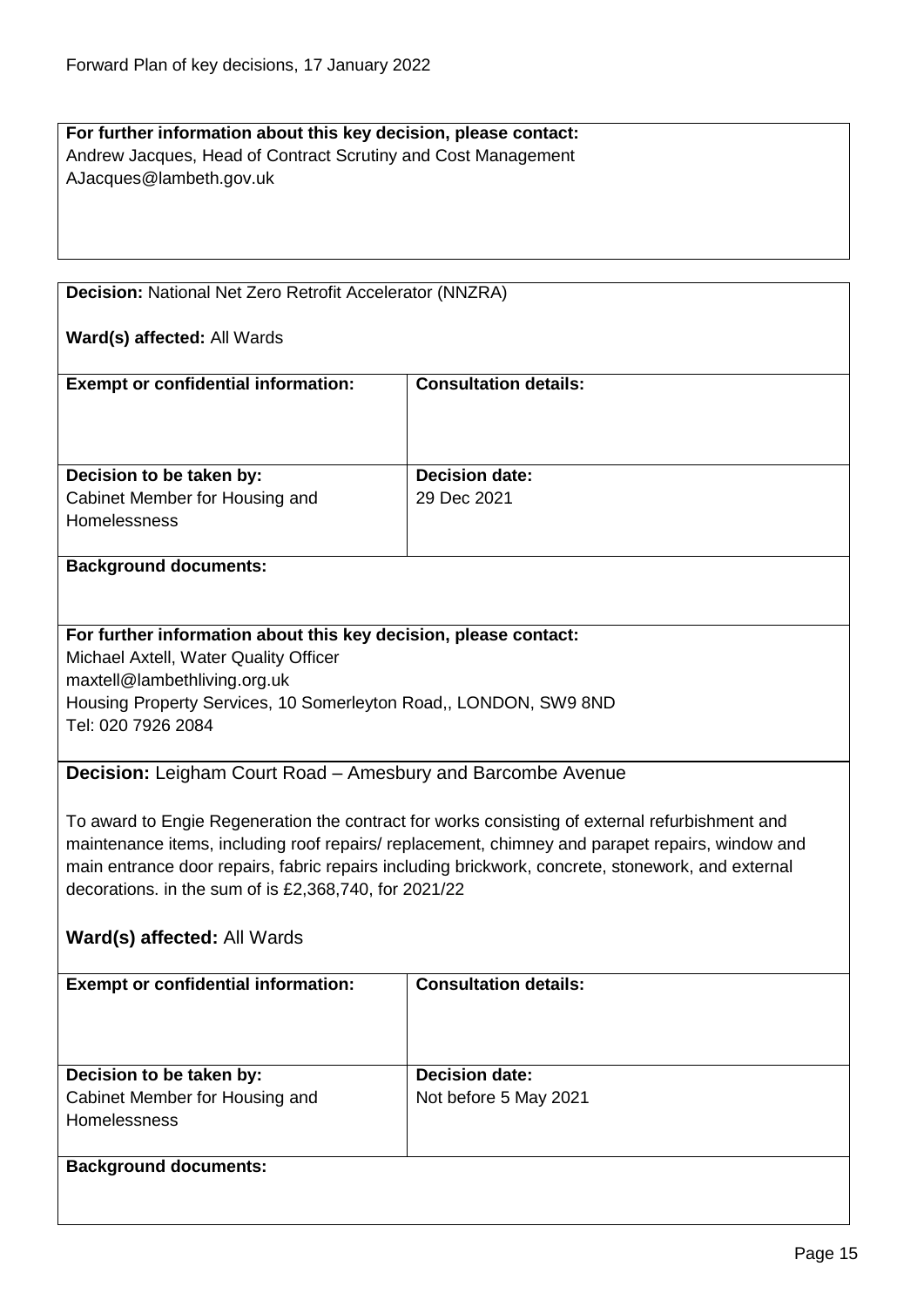**For further information about this key decision, please contact:**
Andrew Jacques, Head of Contract Scrutiny and Cost Management
AJacques@lambeth.gov.uk

**Decision:** National Net Zero Retrofit Accelerator (NNZRA)

**Ward(s) affected:** All Wards

| **Exempt or confidential information:** | **Consultation details:** |
|---|---|
| | |
| **Decision to be taken by:** Cabinet Member for Housing and Homelessness | **Decision date:** 29 Dec 2021 |

**Background documents:**

**For further information about this key decision, please contact:**
Michael Axtell, Water Quality Officer
maxtell@lambethliving.org.uk
Housing Property Services, 10 Somerleyton Road,, LONDON, SW9 8ND
Tel: 020 7926 2084

**Decision:** Leigham Court Road – Amesbury and Barcombe Avenue

To award to Engie Regeneration the contract for works consisting of external refurbishment and maintenance items, including roof repairs/ replacement, chimney and parapet repairs, window and main entrance door repairs, fabric repairs including brickwork, concrete, stonework, and external decorations. in the sum of is £2,368,740, for 2021/22

**Ward(s) affected:** All Wards

| **Exempt or confidential information:** | **Consultation details:** |
|---|---|
| | |
| **Decision to be taken by:** Cabinet Member for Housing and Homelessness | **Decision date:** Not before 5 May 2021 |

**Background documents:**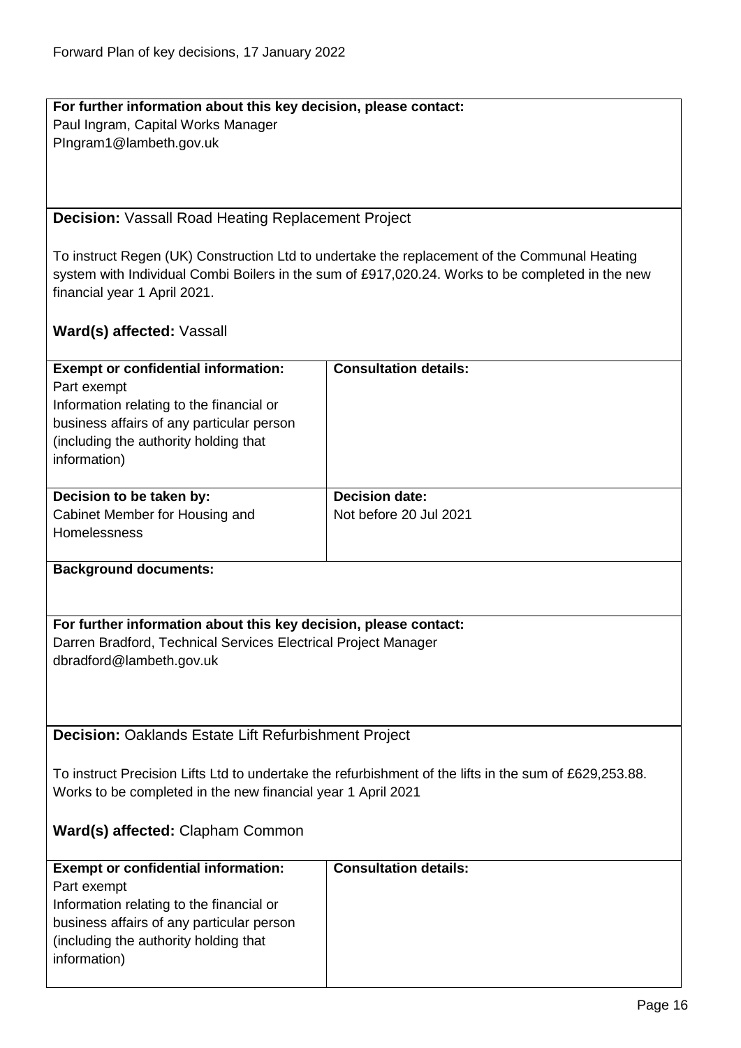**For further information about this key decision, please contact:**
Paul Ingram, Capital Works Manager
PIngram1@lambeth.gov.uk

**Decision:** Vassall Road Heating Replacement Project

To instruct Regen (UK) Construction Ltd to undertake the replacement of the Communal Heating system with Individual Combi Boilers in the sum of £917,020.24. Works to be completed in the new financial year 1 April 2021.

**Ward(s) affected:** Vassall

| **Exempt or confidential information:** | **Consultation details:** |
|---|---|
| Part exempt<br>Information relating to the financial or business affairs of any particular person (including the authority holding that information) | |
| **Decision to be taken by:**<br>Cabinet Member for Housing and Homelessness | **Decision date:**<br>Not before 20 Jul 2021 |

**Background documents:**

**For further information about this key decision, please contact:**
Darren Bradford, Technical Services Electrical Project Manager
dbradford@lambeth.gov.uk

**Decision:** Oaklands Estate Lift Refurbishment Project

To instruct Precision Lifts Ltd to undertake the refurbishment of the lifts in the sum of £629,253.88. Works to be completed in the new financial year 1 April 2021

**Ward(s) affected:** Clapham Common

| **Exempt or confidential information:** | **Consultation details:** |
|---|---|
| Part exempt<br>Information relating to the financial or business affairs of any particular person (including the authority holding that information) | |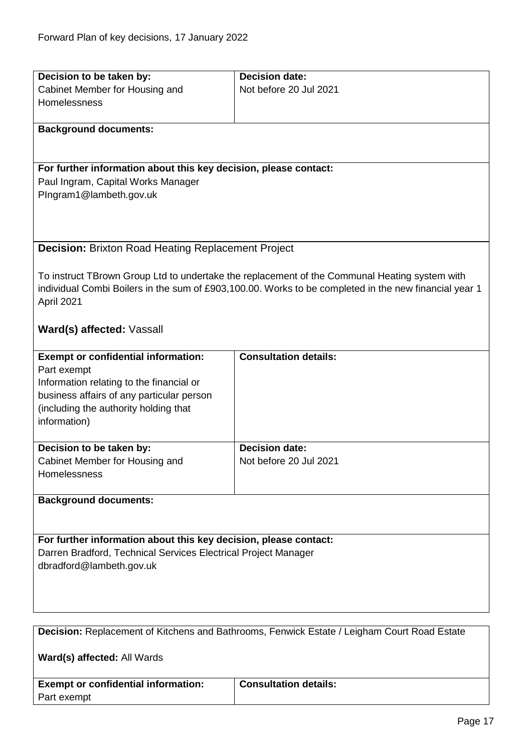| **Decision to be taken by:** | **Decision date:** |
| --- | --- |
| Cabinet Member for Housing and Homelessness | Not before 20 Jul 2021 |

**Background documents:**

**For further information about this key decision, please contact:**
Paul Ingram, Capital Works Manager
PIngram1@lambeth.gov.uk

**Decision:** Brixton Road Heating Replacement Project

To instruct TBrown Group Ltd to undertake the replacement of the Communal Heating system with individual Combi Boilers in the sum of £903,100.00. Works to be completed in the new financial year 1 April 2021

**Ward(s) affected:** Vassall

| **Exempt or confidential information:** | **Consultation details:** |
| --- | --- |
| Part exempt<br>Information relating to the financial or business affairs of any particular person (including the authority holding that information) | |

| **Decision to be taken by:** | **Decision date:** |
| --- | --- |
| Cabinet Member for Housing and Homelessness | Not before 20 Jul 2021 |

**Background documents:**

**For further information about this key decision, please contact:**
Darren Bradford, Technical Services Electrical Project Manager
dbradford@lambeth.gov.uk

**Decision:** Replacement of Kitchens and Bathrooms, Fenwick Estate / Leigham Court Road Estate

**Ward(s) affected:** All Wards

| **Exempt or confidential information:** | **Consultation details:** |
| --- | --- |
| Part exempt | |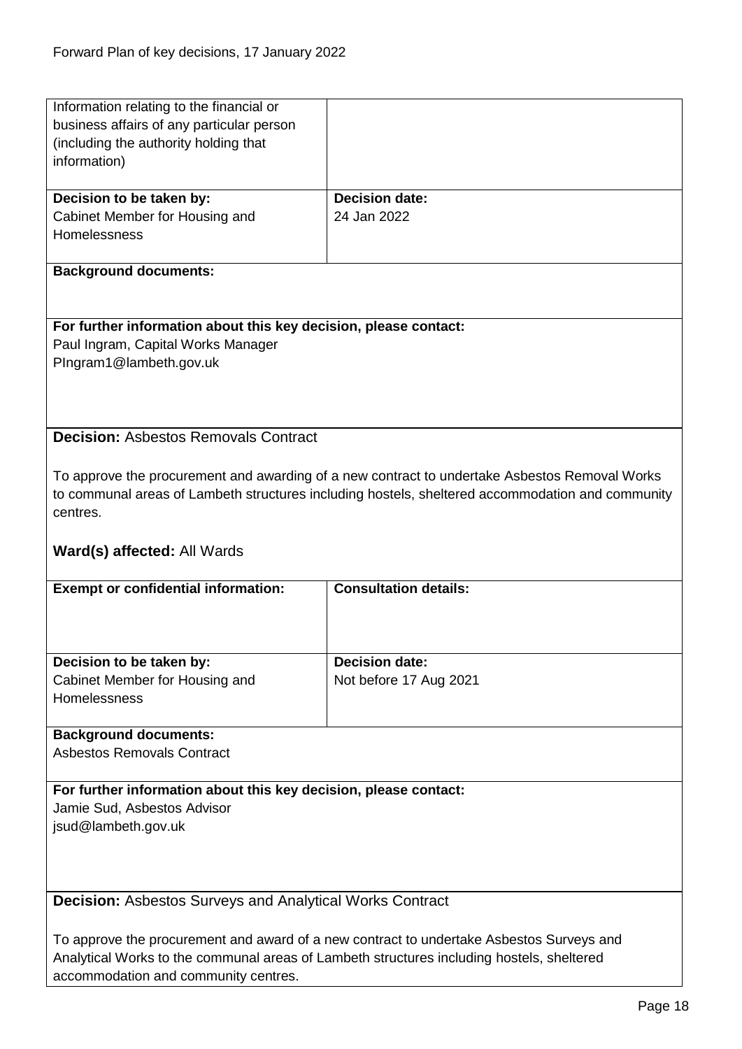| | |
|---|---|
| Information relating to the financial or business affairs of any particular person (including the authority holding that information) | |
| **Decision to be taken by:**<br>Cabinet Member for Housing and Homelessness | **Decision date:**<br>24 Jan 2022 |

**Background documents:**

**For further information about this key decision, please contact:**
Paul Ingram, Capital Works Manager
PIngram1@lambeth.gov.uk

**Decision:** Asbestos Removals Contract

To approve the procurement and awarding of a new contract to undertake Asbestos Removal Works to communal areas of Lambeth structures including hostels, sheltered accommodation and community centres.

**Ward(s) affected:** All Wards

| **Exempt or confidential information:** | **Consultation details:** |
|---|---|
| | |
| **Decision to be taken by:**<br>Cabinet Member for Housing and Homelessness | **Decision date:**<br>Not before 17 Aug 2021 |

**Background documents:**
Asbestos Removals Contract

**For further information about this key decision, please contact:**
Jamie Sud, Asbestos Advisor
jsud@lambeth.gov.uk

**Decision:** Asbestos Surveys and Analytical Works Contract

To approve the procurement and award of a new contract to undertake Asbestos Surveys and Analytical Works to the communal areas of Lambeth structures including hostels, sheltered accommodation and community centres.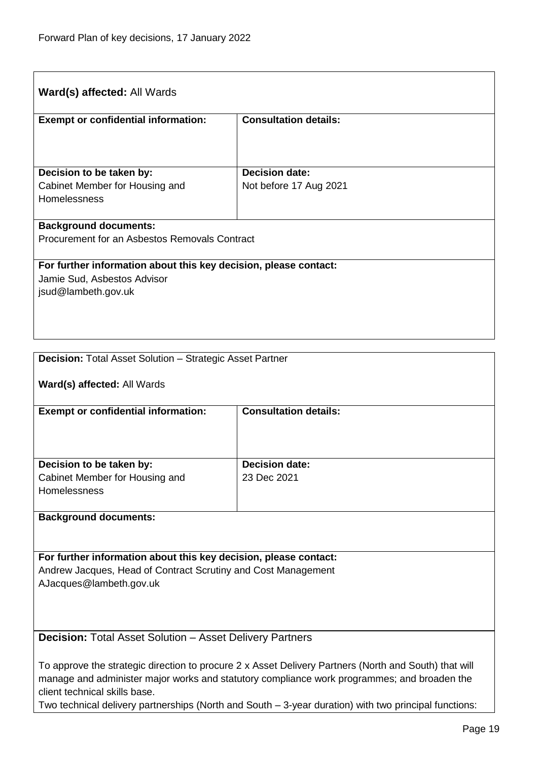**Ward(s) affected:** All Wards

| **Exempt or confidential information:** | **Consultation details:** |
|---|---|
| | |
| **Decision to be taken by:** Cabinet Member for Housing and Homelessness | **Decision date:** Not before 17 Aug 2021 |

**Background documents:**
Procurement for an Asbestos Removals Contract

**For further information about this key decision, please contact:**
Jamie Sud, Asbestos Advisor
jsud@lambeth.gov.uk

---

**Decision:** Total Asset Solution – Strategic Asset Partner

**Ward(s) affected:** All Wards

| **Exempt or confidential information:** | **Consultation details:** |
|---|---|
| | |
| **Decision to be taken by:** Cabinet Member for Housing and Homelessness | **Decision date:** 23 Dec 2021 |

**Background documents:**

**For further information about this key decision, please contact:**
Andrew Jacques, Head of Contract Scrutiny and Cost Management
AJacques@lambeth.gov.uk

---

**Decision:** Total Asset Solution – Asset Delivery Partners

To approve the strategic direction to procure 2 x Asset Delivery Partners (North and South) that will manage and administer major works and statutory compliance work programmes; and broaden the client technical skills base.
Two technical delivery partnerships (North and South – 3-year duration) with two principal functions: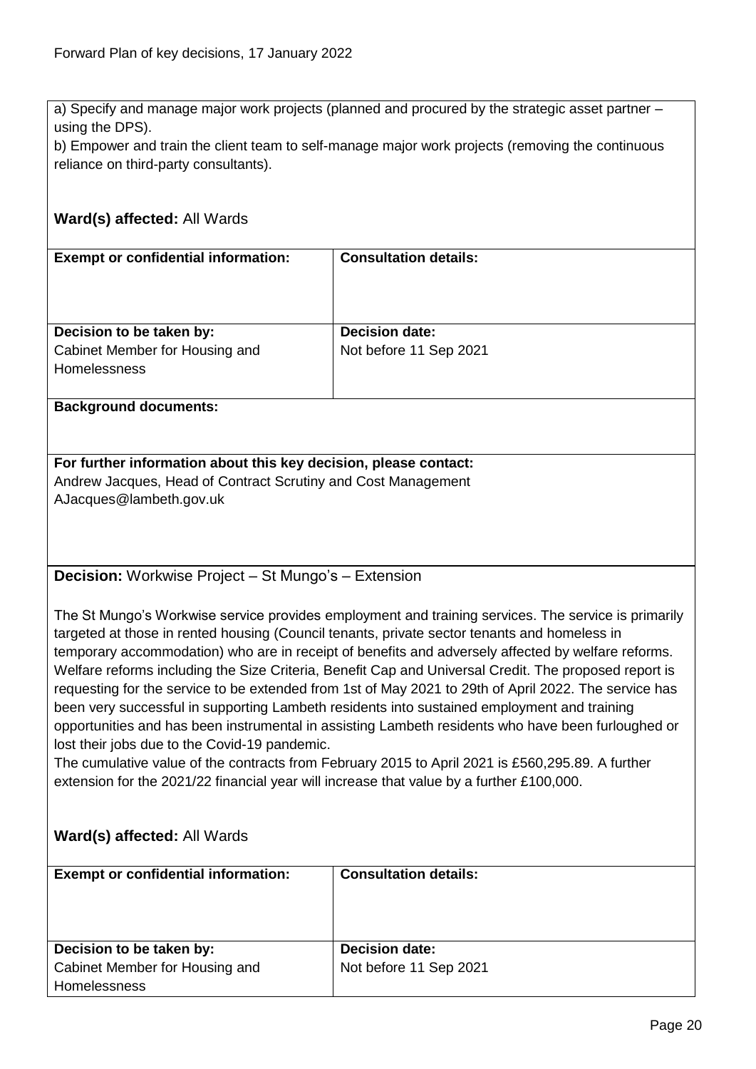a) Specify and manage major work projects (planned and procured by the strategic asset partner – using the DPS).
b) Empower and train the client team to self-manage major work projects (removing the continuous reliance on third-party consultants).

**Ward(s) affected:** All Wards

| **Exempt or confidential information:** | **Consultation details:** |
| --- | --- |
| **Decision to be taken by:** Cabinet Member for Housing and Homelessness | **Decision date:** Not before 11 Sep 2021 |

**Background documents:**

**For further information about this key decision, please contact:**
Andrew Jacques, Head of Contract Scrutiny and Cost Management
AJacques@lambeth.gov.uk

**Decision:** Workwise Project – St Mungo's – Extension

The St Mungo's Workwise service provides employment and training services. The service is primarily targeted at those in rented housing (Council tenants, private sector tenants and homeless in temporary accommodation) who are in receipt of benefits and adversely affected by welfare reforms. Welfare reforms including the Size Criteria, Benefit Cap and Universal Credit. The proposed report is requesting for the service to be extended from 1st of May 2021 to 29th of April 2022. The service has been very successful in supporting Lambeth residents into sustained employment and training opportunities and has been instrumental in assisting Lambeth residents who have been furloughed or lost their jobs due to the Covid-19 pandemic.
The cumulative value of the contracts from February 2015 to April 2021 is £560,295.89. A further extension for the 2021/22 financial year will increase that value by a further £100,000.

**Ward(s) affected:** All Wards

| **Exempt or confidential information:** | **Consultation details:** |
| --- | --- |
| **Decision to be taken by:** Cabinet Member for Housing and Homelessness | **Decision date:** Not before 11 Sep 2021 |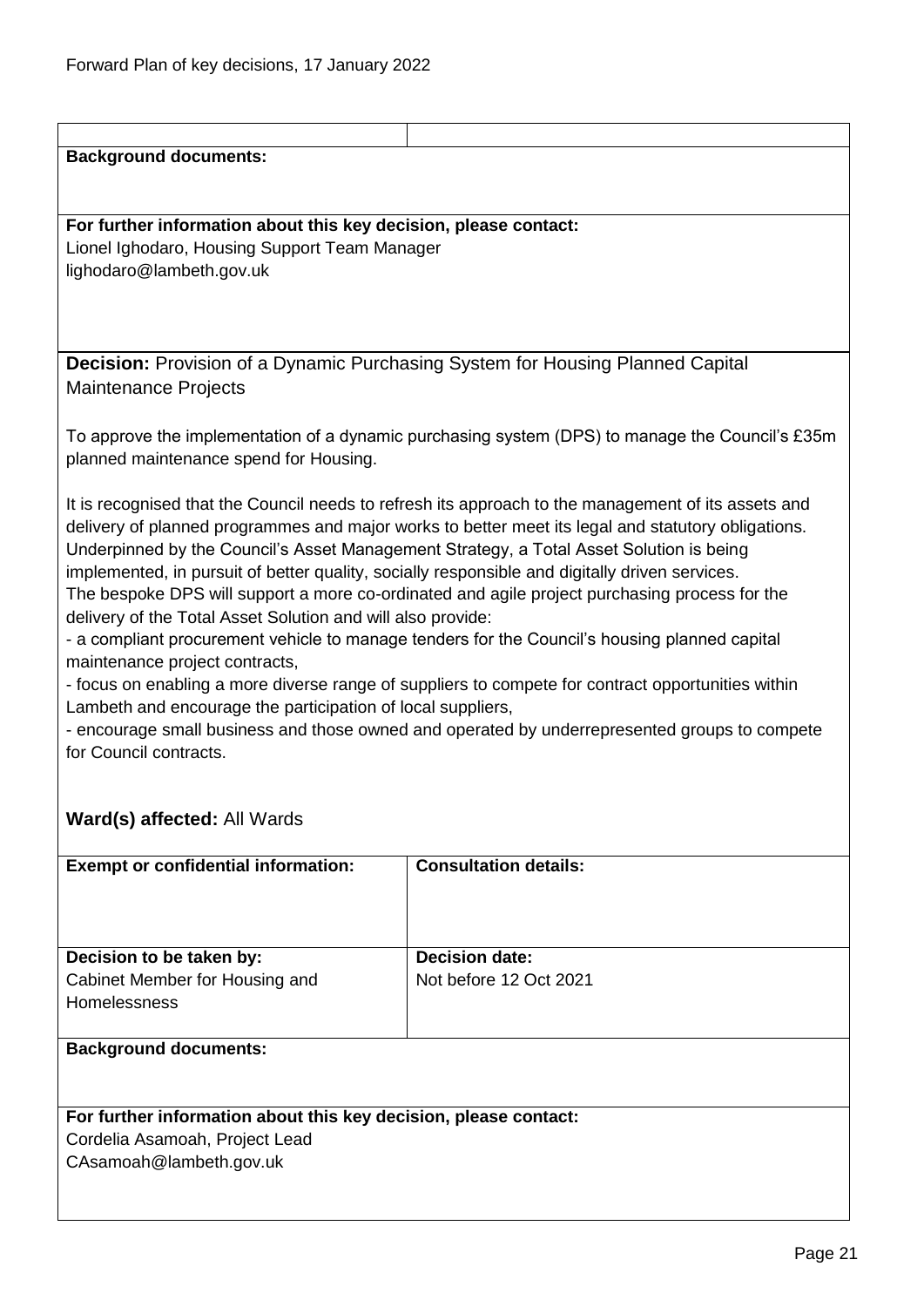**Background documents:**

**For further information about this key decision, please contact:**
Lionel Ighodaro, Housing Support Team Manager
lighodaro@lambeth.gov.uk

**Decision:** Provision of a Dynamic Purchasing System for Housing Planned Capital Maintenance Projects

To approve the implementation of a dynamic purchasing system (DPS) to manage the Council's £35m planned maintenance spend for Housing.

It is recognised that the Council needs to refresh its approach to the management of its assets and delivery of planned programmes and major works to better meet its legal and statutory obligations. Underpinned by the Council's Asset Management Strategy, a Total Asset Solution is being implemented, in pursuit of better quality, socially responsible and digitally driven services.
The bespoke DPS will support a more co-ordinated and agile project purchasing process for the delivery of the Total Asset Solution and will also provide:
- a compliant procurement vehicle to manage tenders for the Council's housing planned capital maintenance project contracts,
- focus on enabling a more diverse range of suppliers to compete for contract opportunities within Lambeth and encourage the participation of local suppliers,
- encourage small business and those owned and operated by underrepresented groups to compete for Council contracts.

**Ward(s) affected:** All Wards

| **Exempt or confidential information:** | **Consultation details:** |
|---|---|
| **Decision to be taken by:** Cabinet Member for Housing and Homelessness | **Decision date:** Not before 12 Oct 2021 |

**Background documents:**

**For further information about this key decision, please contact:**
Cordelia Asamoah, Project Lead
CAsamoah@lambeth.gov.uk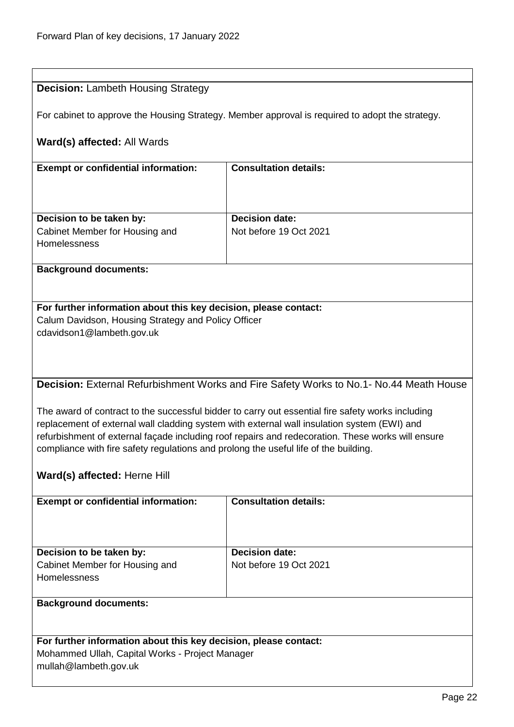**Decision:** Lambeth Housing Strategy

For cabinet to approve the Housing Strategy. Member approval is required to adopt the strategy.

**Ward(s) affected:** All Wards

| **Exempt or confidential information:** | **Consultation details:** |
|---|---|
| | |
| **Decision to be taken by:** | **Decision date:** |
| Cabinet Member for Housing and Homelessness | Not before 19 Oct 2021 |

**Background documents:**

**For further information about this key decision, please contact:**
Calum Davidson, Housing Strategy and Policy Officer
cdavidson1@lambeth.gov.uk

**Decision:** External Refurbishment Works and Fire Safety Works to No.1- No.44 Meath House

The award of contract to the successful bidder to carry out essential fire safety works including replacement of external wall cladding system with external wall insulation system (EWI) and refurbishment of external façade including roof repairs and redecoration. These works will ensure compliance with fire safety regulations and prolong the useful life of the building.

**Ward(s) affected:** Herne Hill

| **Exempt or confidential information:** | **Consultation details:** |
|---|---|
| | |
| **Decision to be taken by:** | **Decision date:** |
| Cabinet Member for Housing and Homelessness | Not before 19 Oct 2021 |

**Background documents:**

**For further information about this key decision, please contact:**
Mohammed Ullah, Capital Works - Project Manager
mullah@lambeth.gov.uk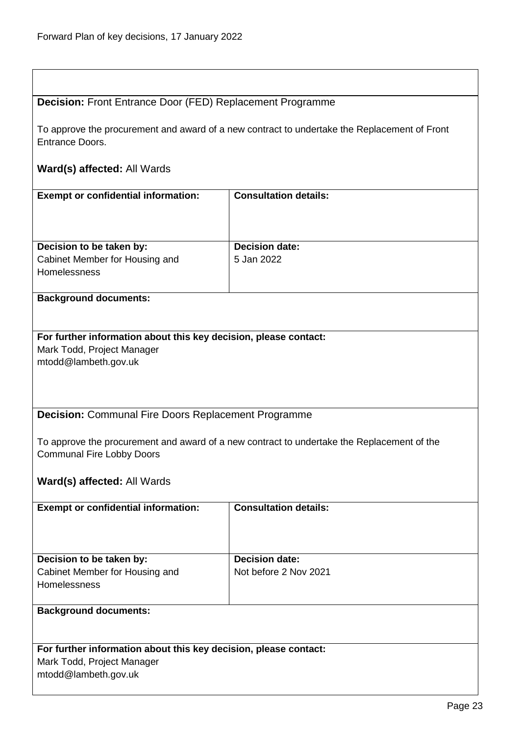**Decision:** Front Entrance Door (FED) Replacement Programme

To approve the procurement and award of a new contract to undertake the Replacement of Front Entrance Doors.

**Ward(s) affected:** All Wards

| **Exempt or confidential information:** | **Consultation details:** |
|---|---|
| **Decision to be taken by:** Cabinet Member for Housing and Homelessness | **Decision date:** 5 Jan 2022 |

**Background documents:**

**For further information about this key decision, please contact:**
Mark Todd, Project Manager
mtodd@lambeth.gov.uk

**Decision:** Communal Fire Doors Replacement Programme

To approve the procurement and award of a new contract to undertake the Replacement of the Communal Fire Lobby Doors

**Ward(s) affected:** All Wards

| **Exempt or confidential information:** | **Consultation details:** |
|---|---|
| **Decision to be taken by:** Cabinet Member for Housing and Homelessness | **Decision date:** Not before 2 Nov 2021 |

**Background documents:**

**For further information about this key decision, please contact:**
Mark Todd, Project Manager
mtodd@lambeth.gov.uk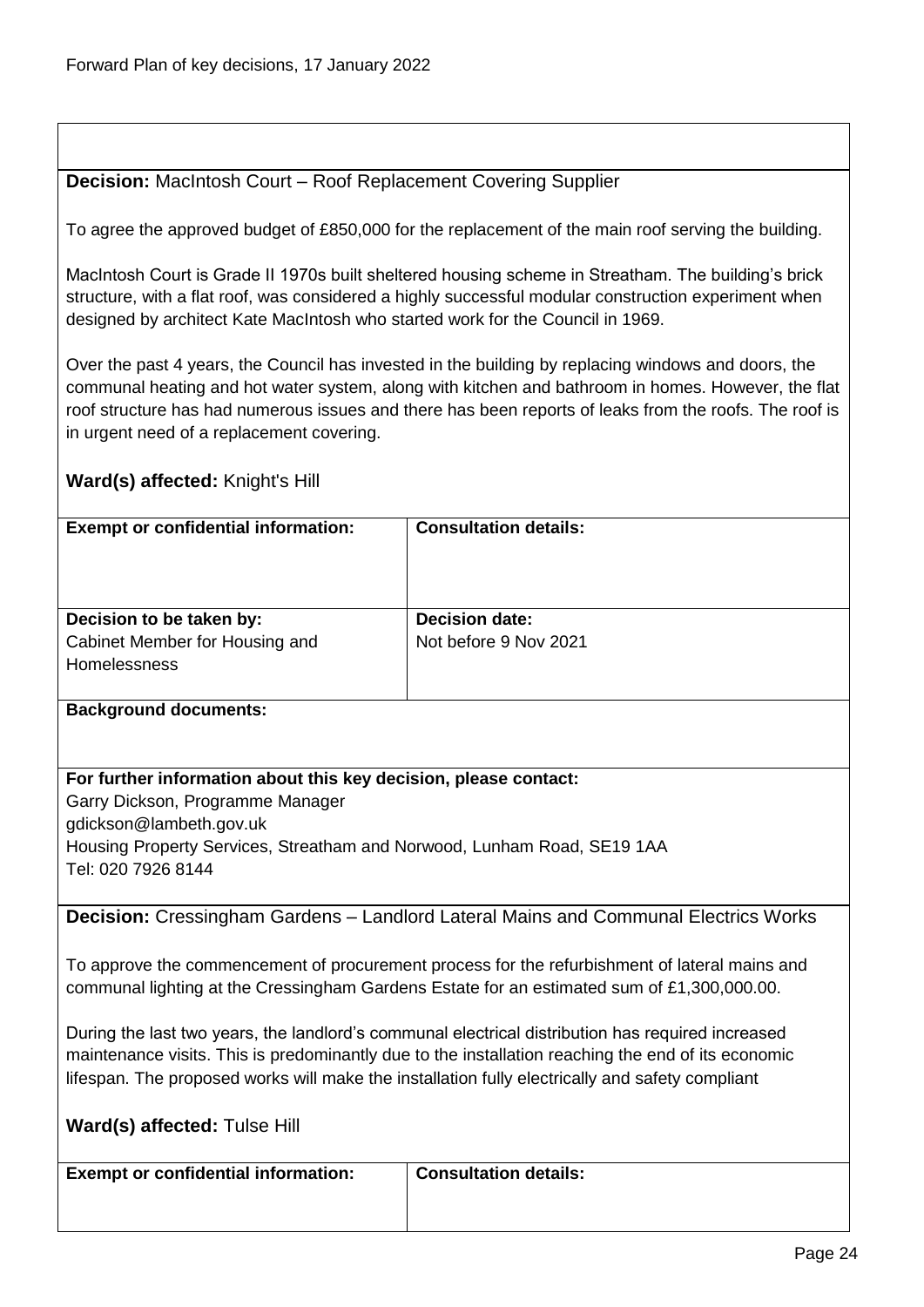**Decision:** MacIntosh Court – Roof Replacement Covering Supplier

To agree the approved budget of £850,000 for the replacement of the main roof serving the building.

MacIntosh Court is Grade II 1970s built sheltered housing scheme in Streatham. The building's brick structure, with a flat roof, was considered a highly successful modular construction experiment when designed by architect Kate MacIntosh who started work for the Council in 1969.

Over the past 4 years, the Council has invested in the building by replacing windows and doors, the communal heating and hot water system, along with kitchen and bathroom in homes. However, the flat roof structure has had numerous issues and there has been reports of leaks from the roofs. The roof is in urgent need of a replacement covering.

**Ward(s) affected:** Knight's Hill

| **Exempt or confidential information:** | **Consultation details:** |
|---|---|
| **Decision to be taken by:**<br>Cabinet Member for Housing and Homelessness | **Decision date:**<br>Not before 9 Nov 2021 |

**Background documents:**

**For further information about this key decision, please contact:**
Garry Dickson, Programme Manager
gdickson@lambeth.gov.uk
Housing Property Services, Streatham and Norwood, Lunham Road, SE19 1AA
Tel: 020 7926 8144

**Decision:** Cressingham Gardens – Landlord Lateral Mains and Communal Electrics Works

To approve the commencement of procurement process for the refurbishment of lateral mains and communal lighting at the Cressingham Gardens Estate for an estimated sum of £1,300,000.00.

During the last two years, the landlord's communal electrical distribution has required increased maintenance visits. This is predominantly due to the installation reaching the end of its economic lifespan. The proposed works will make the installation fully electrically and safety compliant

**Ward(s) affected:** Tulse Hill

| **Exempt or confidential information:** | **Consultation details:** |
|---|---|
| | |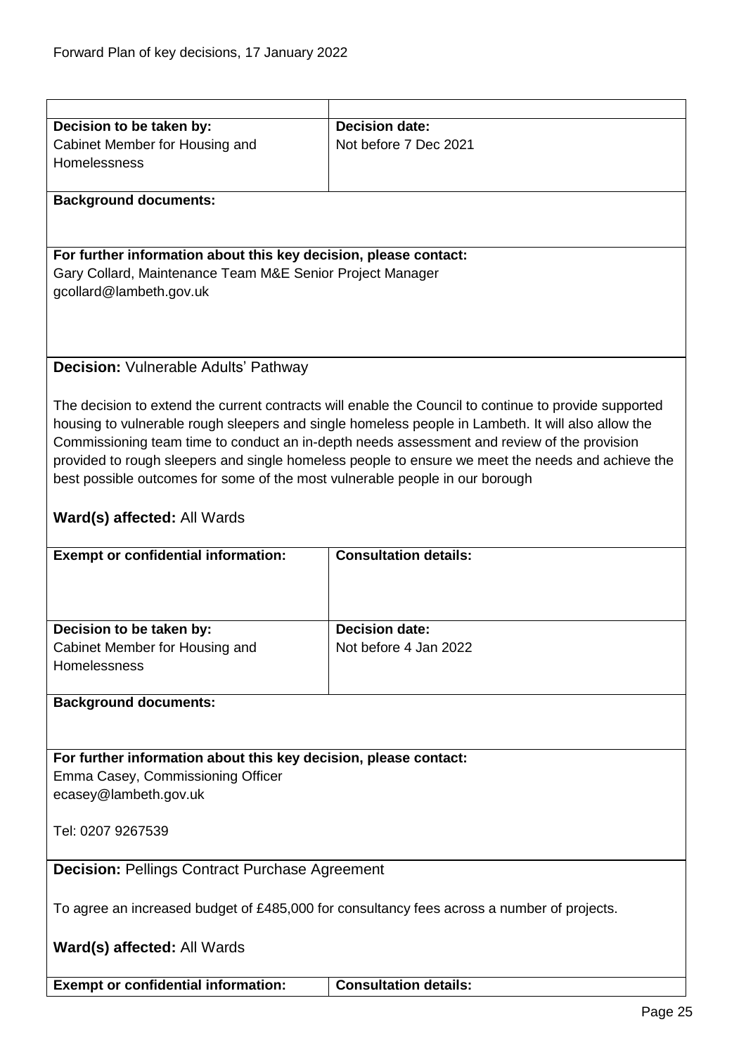| Decision to be taken by: | Decision date: |
| --- | --- |
| Cabinet Member for Housing and Homelessness | Not before 7 Dec 2021 |

**Background documents:**

**For further information about this key decision, please contact:**
Gary Collard, Maintenance Team M&E Senior Project Manager
gcollard@lambeth.gov.uk

**Decision:** Vulnerable Adults' Pathway

The decision to extend the current contracts will enable the Council to continue to provide supported housing to vulnerable rough sleepers and single homeless people in Lambeth. It will also allow the Commissioning team time to conduct an in-depth needs assessment and review of the provision provided to rough sleepers and single homeless people to ensure we meet the needs and achieve the best possible outcomes for some of the most vulnerable people in our borough

**Ward(s) affected:** All Wards

| Exempt or confidential information: | Consultation details: |
| --- | --- |
| | |

| Decision to be taken by: | Decision date: |
| --- | --- |
| Cabinet Member for Housing and Homelessness | Not before 4 Jan 2022 |

**Background documents:**

**For further information about this key decision, please contact:**
Emma Casey, Commissioning Officer
ecasey@lambeth.gov.uk

Tel: 0207 9267539

**Decision:** Pellings Contract Purchase Agreement

To agree an increased budget of £485,000 for consultancy fees across a number of projects.

**Ward(s) affected:** All Wards

| Exempt or confidential information: | Consultation details: |
| --- | --- |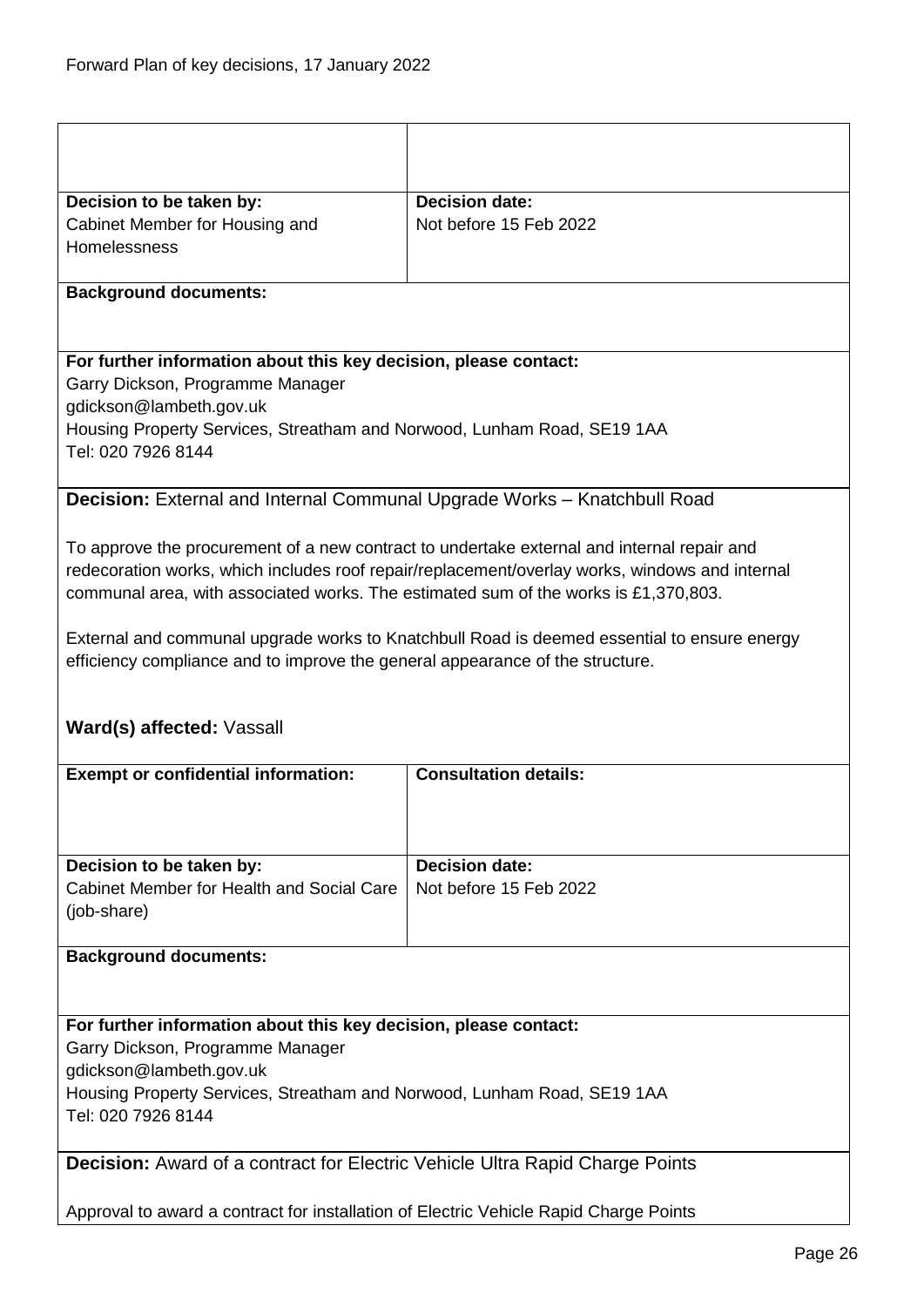| | |
|---|---|
| | |
| **Decision to be taken by:**<br>Cabinet Member for Housing and Homelessness | **Decision date:**<br>Not before 15 Feb 2022 |

**Background documents:**

**For further information about this key decision, please contact:**
Garry Dickson, Programme Manager
gdickson@lambeth.gov.uk
Housing Property Services, Streatham and Norwood, Lunham Road, SE19 1AA
Tel: 020 7926 8144

**Decision:** External and Internal Communal Upgrade Works – Knatchbull Road

To approve the procurement of a new contract to undertake external and internal repair and redecoration works, which includes roof repair/replacement/overlay works, windows and internal communal area, with associated works. The estimated sum of the works is £1,370,803.

External and communal upgrade works to Knatchbull Road is deemed essential to ensure energy efficiency compliance and to improve the general appearance of the structure.

**Ward(s) affected:** Vassall

| **Exempt or confidential information:** | **Consultation details:** |
|---|---|
| **Decision to be taken by:**<br>Cabinet Member for Health and Social Care (job-share) | **Decision date:**<br>Not before 15 Feb 2022 |

**Background documents:**

**For further information about this key decision, please contact:**
Garry Dickson, Programme Manager
gdickson@lambeth.gov.uk
Housing Property Services, Streatham and Norwood, Lunham Road, SE19 1AA
Tel: 020 7926 8144

**Decision:** Award of a contract for Electric Vehicle Ultra Rapid Charge Points

Approval to award a contract for installation of Electric Vehicle Rapid Charge Points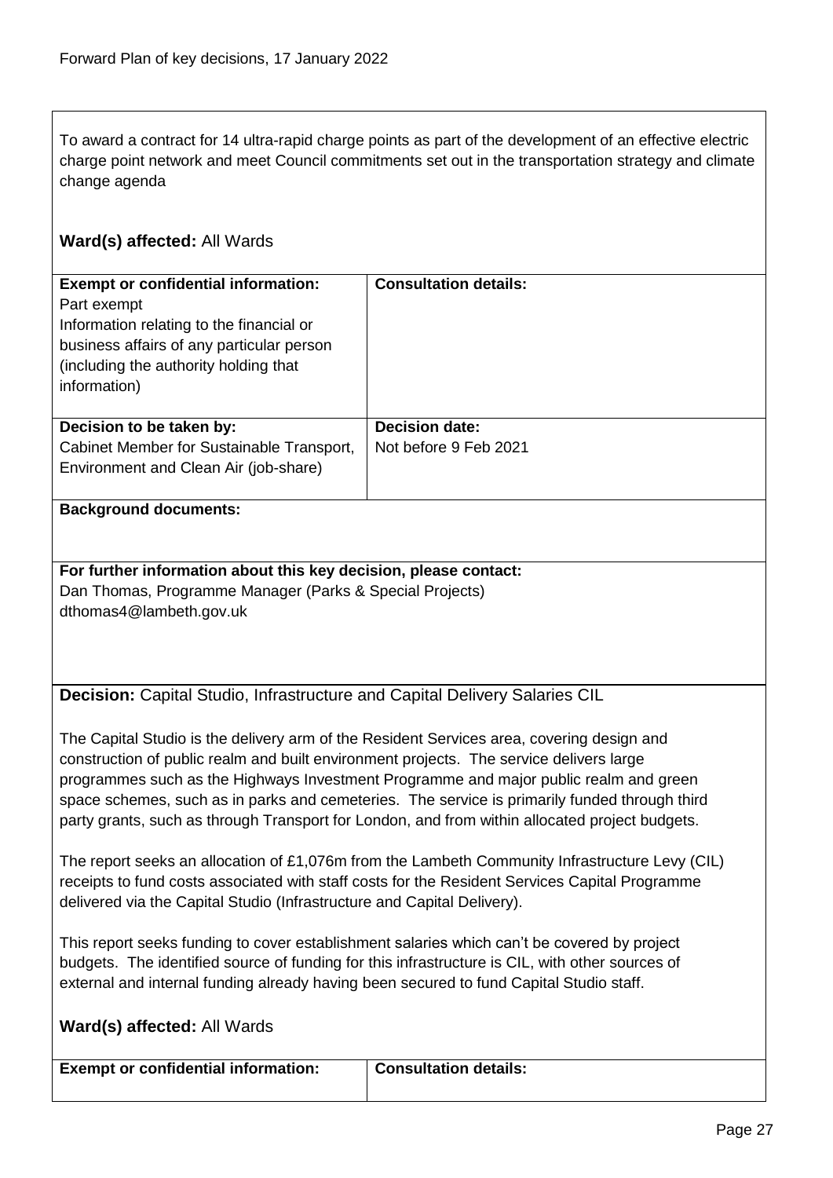To award a contract for 14 ultra-rapid charge points as part of the development of an effective electric charge point network and meet Council commitments set out in the transportation strategy and climate change agenda

**Ward(s) affected:** All Wards

| **Exempt or confidential information:** Part exempt Information relating to the financial or business affairs of any particular person (including the authority holding that information) | **Consultation details:** |
|---|---|
| **Decision to be taken by:** Cabinet Member for Sustainable Transport, Environment and Clean Air (job-share) | **Decision date:** Not before 9 Feb 2021 |

**Background documents:**

**For further information about this key decision, please contact:**
Dan Thomas, Programme Manager (Parks & Special Projects)
dthomas4@lambeth.gov.uk

**Decision:** Capital Studio, Infrastructure and Capital Delivery Salaries CIL

The Capital Studio is the delivery arm of the Resident Services area, covering design and construction of public realm and built environment projects. The service delivers large programmes such as the Highways Investment Programme and major public realm and green space schemes, such as in parks and cemeteries. The service is primarily funded through third party grants, such as through Transport for London, and from within allocated project budgets.

The report seeks an allocation of £1,076m from the Lambeth Community Infrastructure Levy (CIL) receipts to fund costs associated with staff costs for the Resident Services Capital Programme delivered via the Capital Studio (Infrastructure and Capital Delivery).

This report seeks funding to cover establishment salaries which can't be covered by project budgets. The identified source of funding for this infrastructure is CIL, with other sources of external and internal funding already having been secured to fund Capital Studio staff.

**Ward(s) affected:** All Wards

| **Exempt or confidential information:** | **Consultation details:** |
|---|---|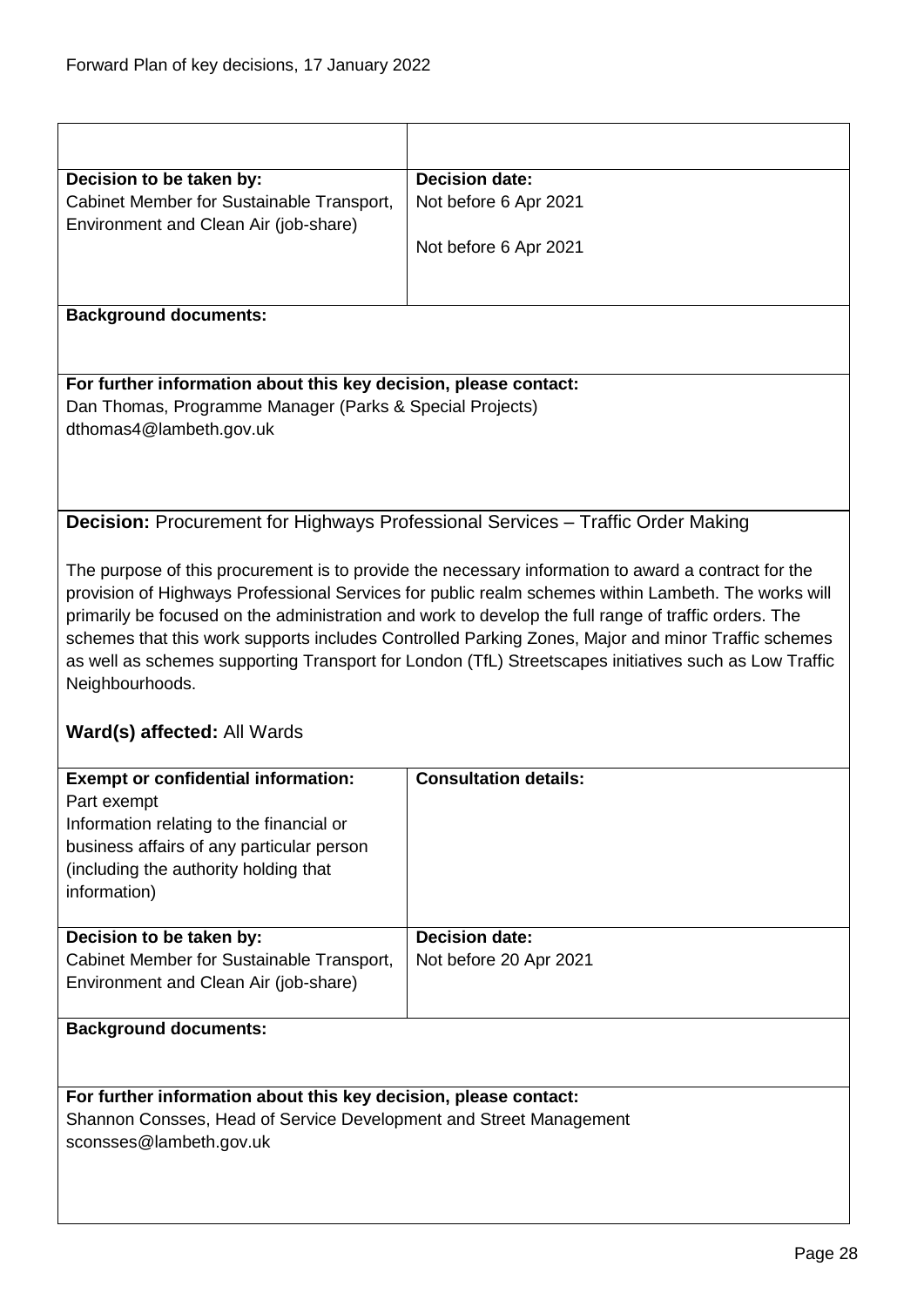| Decision to be taken by: | Decision date: |
|---|---|
| Cabinet Member for Sustainable Transport, Environment and Clean Air (job-share) | Not before 6 Apr 2021<br><br>Not before 6 Apr 2021 |

**Background documents:**

**For further information about this key decision, please contact:**
Dan Thomas, Programme Manager (Parks & Special Projects)
dthomas4@lambeth.gov.uk

**Decision:** Procurement for Highways Professional Services – Traffic Order Making

The purpose of this procurement is to provide the necessary information to award a contract for the provision of Highways Professional Services for public realm schemes within Lambeth. The works will primarily be focused on the administration and work to develop the full range of traffic orders. The schemes that this work supports includes Controlled Parking Zones, Major and minor Traffic schemes as well as schemes supporting Transport for London (TfL) Streetscapes initiatives such as Low Traffic Neighbourhoods.

**Ward(s) affected:** All Wards

| Exempt or confidential information: | Consultation details: |
|---|---|
| Part exempt<br>Information relating to the financial or business affairs of any particular person (including the authority holding that information) | |
| **Decision to be taken by:** | **Decision date:** |
| Cabinet Member for Sustainable Transport, Environment and Clean Air (job-share) | Not before 20 Apr 2021 |

**Background documents:**

**For further information about this key decision, please contact:**
Shannon Consses, Head of Service Development and Street Management
sconsses@lambeth.gov.uk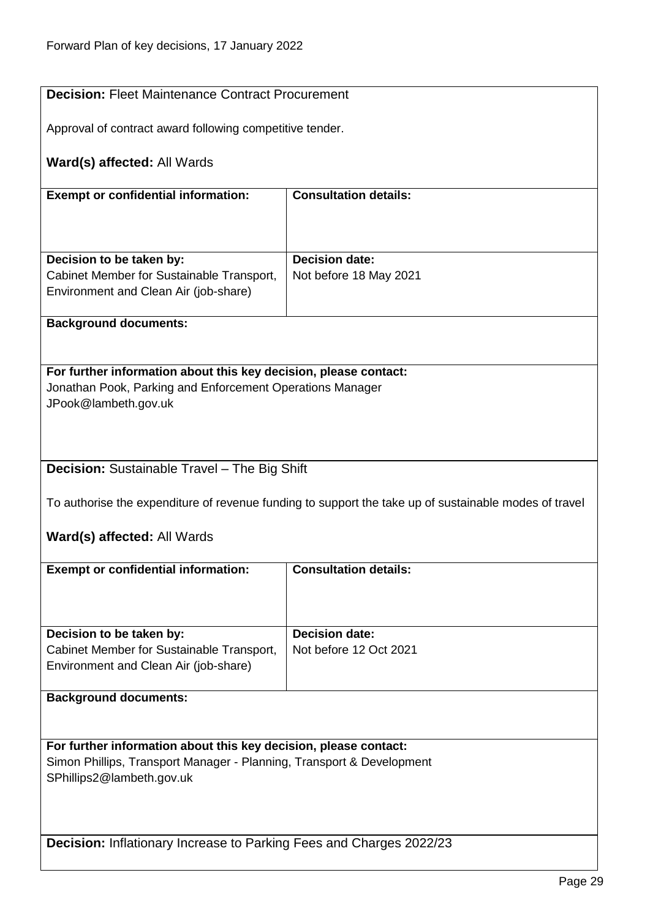**Decision:** Fleet Maintenance Contract Procurement

Approval of contract award following competitive tender.

**Ward(s) affected:** All Wards

| **Exempt or confidential information:** | **Consultation details:** |
|---|---|
| | |
| **Decision to be taken by:** Cabinet Member for Sustainable Transport, Environment and Clean Air (job-share) | **Decision date:** Not before 18 May 2021 |

**Background documents:**

**For further information about this key decision, please contact:**
Jonathan Pook, Parking and Enforcement Operations Manager
JPook@lambeth.gov.uk

**Decision:** Sustainable Travel – The Big Shift

To authorise the expenditure of revenue funding to support the take up of sustainable modes of travel

**Ward(s) affected:** All Wards

| **Exempt or confidential information:** | **Consultation details:** |
|---|---|
| | |
| **Decision to be taken by:** Cabinet Member for Sustainable Transport, Environment and Clean Air (job-share) | **Decision date:** Not before 12 Oct 2021 |

**Background documents:**

**For further information about this key decision, please contact:**
Simon Phillips, Transport Manager - Planning, Transport & Development
SPhillips2@lambeth.gov.uk

**Decision:** Inflationary Increase to Parking Fees and Charges 2022/23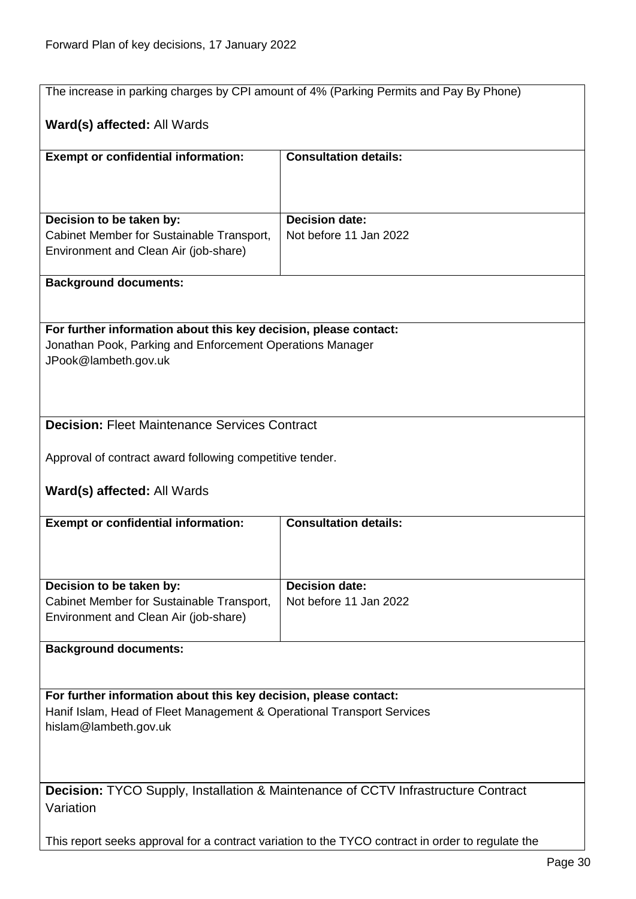The increase in parking charges by CPI amount of 4% (Parking Permits and Pay By Phone)

**Ward(s) affected:** All Wards

| **Exempt or confidential information:** | **Consultation details:** |
|---|---|
| | |
| **Decision to be taken by:** Cabinet Member for Sustainable Transport, Environment and Clean Air (job-share) | **Decision date:** Not before 11 Jan 2022 |

**Background documents:**

**For further information about this key decision, please contact:**
Jonathan Pook, Parking and Enforcement Operations Manager
JPook@lambeth.gov.uk

**Decision:** Fleet Maintenance Services Contract

Approval of contract award following competitive tender.

**Ward(s) affected:** All Wards

| **Exempt or confidential information:** | **Consultation details:** |
|---|---|
| | |
| **Decision to be taken by:** Cabinet Member for Sustainable Transport, Environment and Clean Air (job-share) | **Decision date:** Not before 11 Jan 2022 |

**Background documents:**

**For further information about this key decision, please contact:**
Hanif Islam, Head of Fleet Management & Operational Transport Services
hislam@lambeth.gov.uk

**Decision:** TYCO Supply, Installation & Maintenance of CCTV Infrastructure Contract Variation

This report seeks approval for a contract variation to the TYCO contract in order to regulate the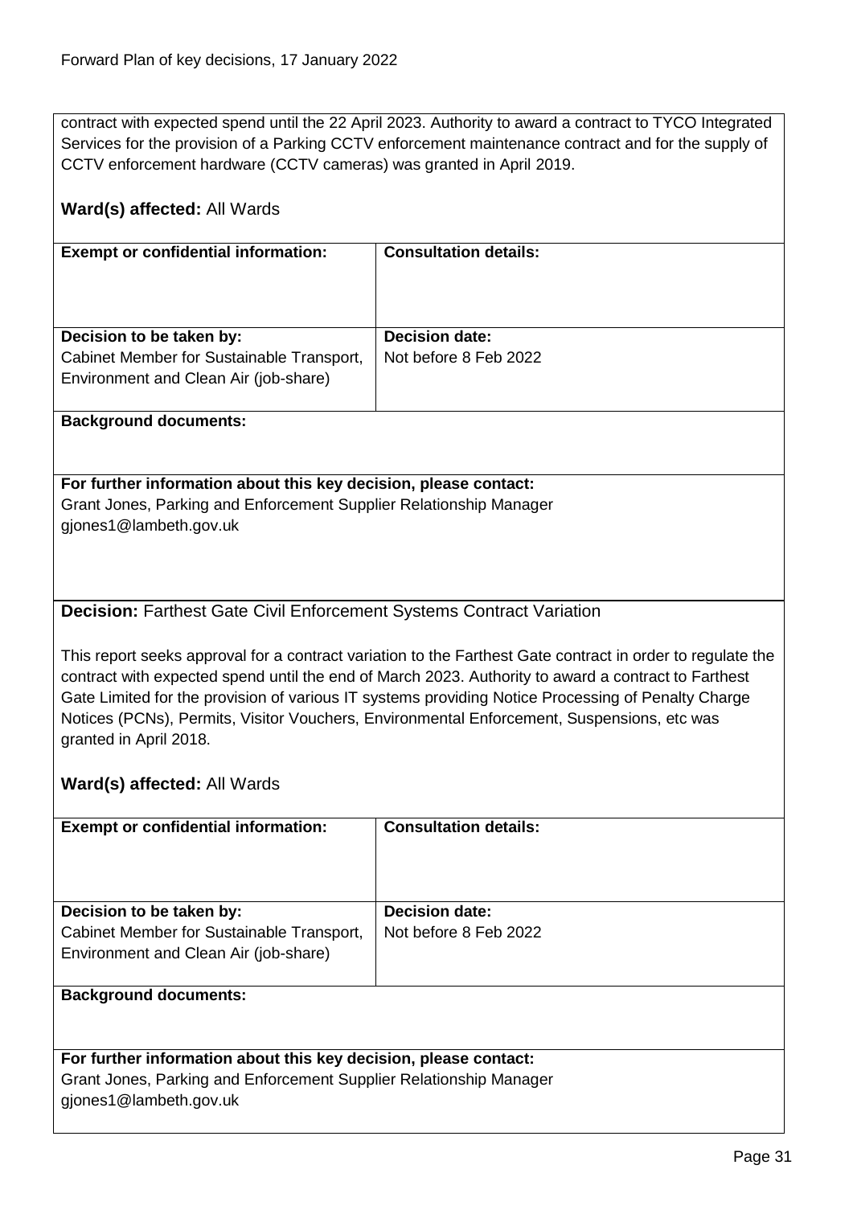contract with expected spend until the 22 April 2023. Authority to award a contract to TYCO Integrated Services for the provision of a Parking CCTV enforcement maintenance contract and for the supply of CCTV enforcement hardware (CCTV cameras) was granted in April 2019.

**Ward(s) affected:** All Wards

| **Exempt or confidential information:** | **Consultation details:** |
|---|---|
| **Decision to be taken by:**<br>Cabinet Member for Sustainable Transport, Environment and Clean Air (job-share) | **Decision date:**<br>Not before 8 Feb 2022 |

**Background documents:**

**For further information about this key decision, please contact:**
Grant Jones, Parking and Enforcement Supplier Relationship Manager
gjones1@lambeth.gov.uk

**Decision:** Farthest Gate Civil Enforcement Systems Contract Variation

This report seeks approval for a contract variation to the Farthest Gate contract in order to regulate the contract with expected spend until the end of March 2023. Authority to award a contract to Farthest Gate Limited for the provision of various IT systems providing Notice Processing of Penalty Charge Notices (PCNs), Permits, Visitor Vouchers, Environmental Enforcement, Suspensions, etc was granted in April 2018.

**Ward(s) affected:** All Wards

| **Exempt or confidential information:** | **Consultation details:** |
|---|---|
| **Decision to be taken by:**<br>Cabinet Member for Sustainable Transport, Environment and Clean Air (job-share) | **Decision date:**<br>Not before 8 Feb 2022 |

**Background documents:**

**For further information about this key decision, please contact:**
Grant Jones, Parking and Enforcement Supplier Relationship Manager
gjones1@lambeth.gov.uk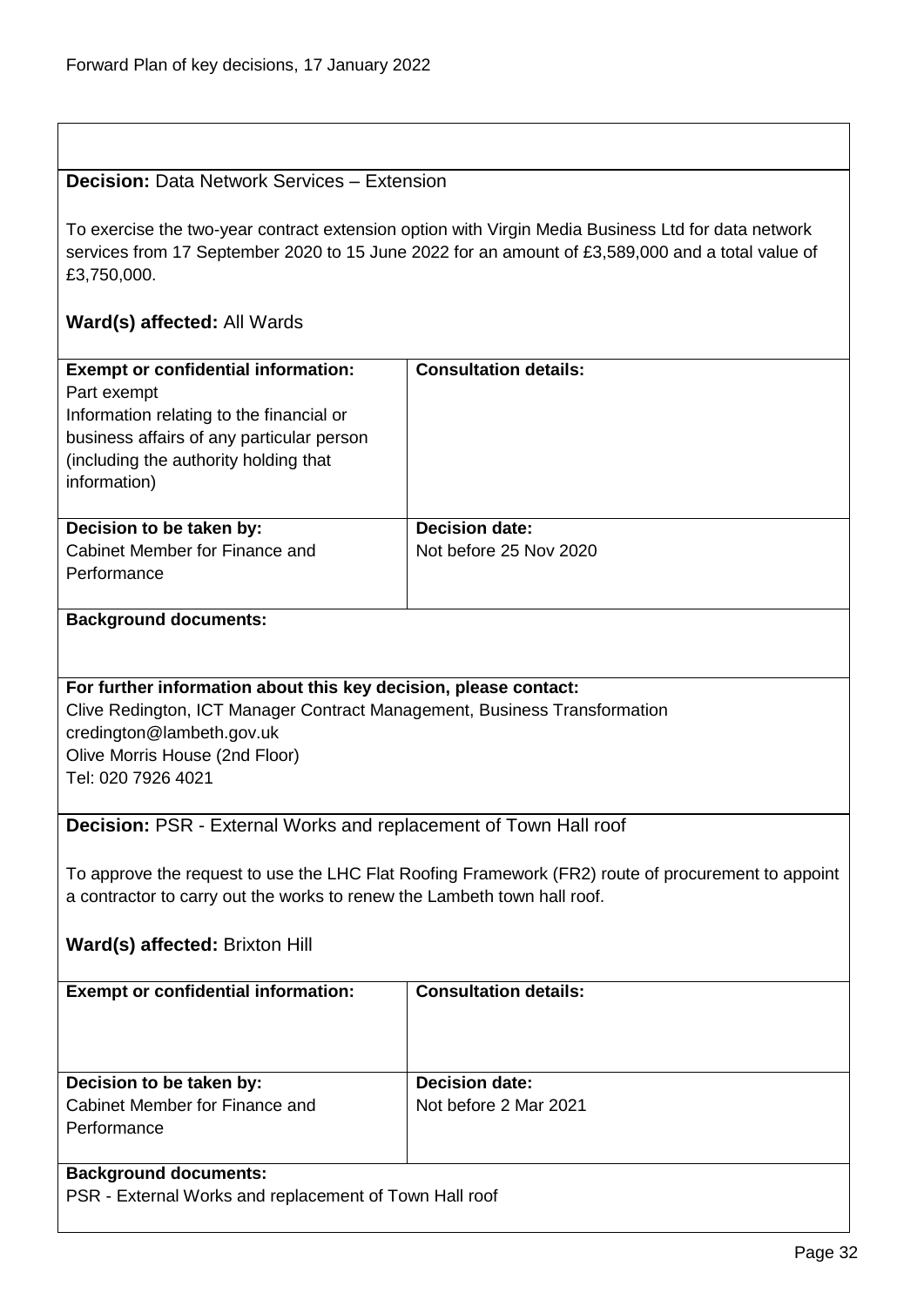**Decision:** Data Network Services – Extension

To exercise the two-year contract extension option with Virgin Media Business Ltd for data network services from 17 September 2020 to 15 June 2022 for an amount of £3,589,000 and a total value of £3,750,000.

**Ward(s) affected:** All Wards

| **Exempt or confidential information:** | **Consultation details:** |
| --- | --- |
| Part exempt<br>Information relating to the financial or business affairs of any particular person (including the authority holding that information) | |
| **Decision to be taken by:**<br>Cabinet Member for Finance and Performance | **Decision date:**<br>Not before 25 Nov 2020 |

**Background documents:**

**For further information about this key decision, please contact:**
Clive Redington, ICT Manager Contract Management, Business Transformation
credington@lambeth.gov.uk
Olive Morris House (2nd Floor)
Tel: 020 7926 4021

**Decision:** PSR - External Works and replacement of Town Hall roof

To approve the request to use the LHC Flat Roofing Framework (FR2) route of procurement to appoint a contractor to carry out the works to renew the Lambeth town hall roof.

**Ward(s) affected:** Brixton Hill

| **Exempt or confidential information:** | **Consultation details:** |
| --- | --- |
| **Decision to be taken by:**<br>Cabinet Member for Finance and Performance | **Decision date:**<br>Not before 2 Mar 2021 |

**Background documents:**
PSR - External Works and replacement of Town Hall roof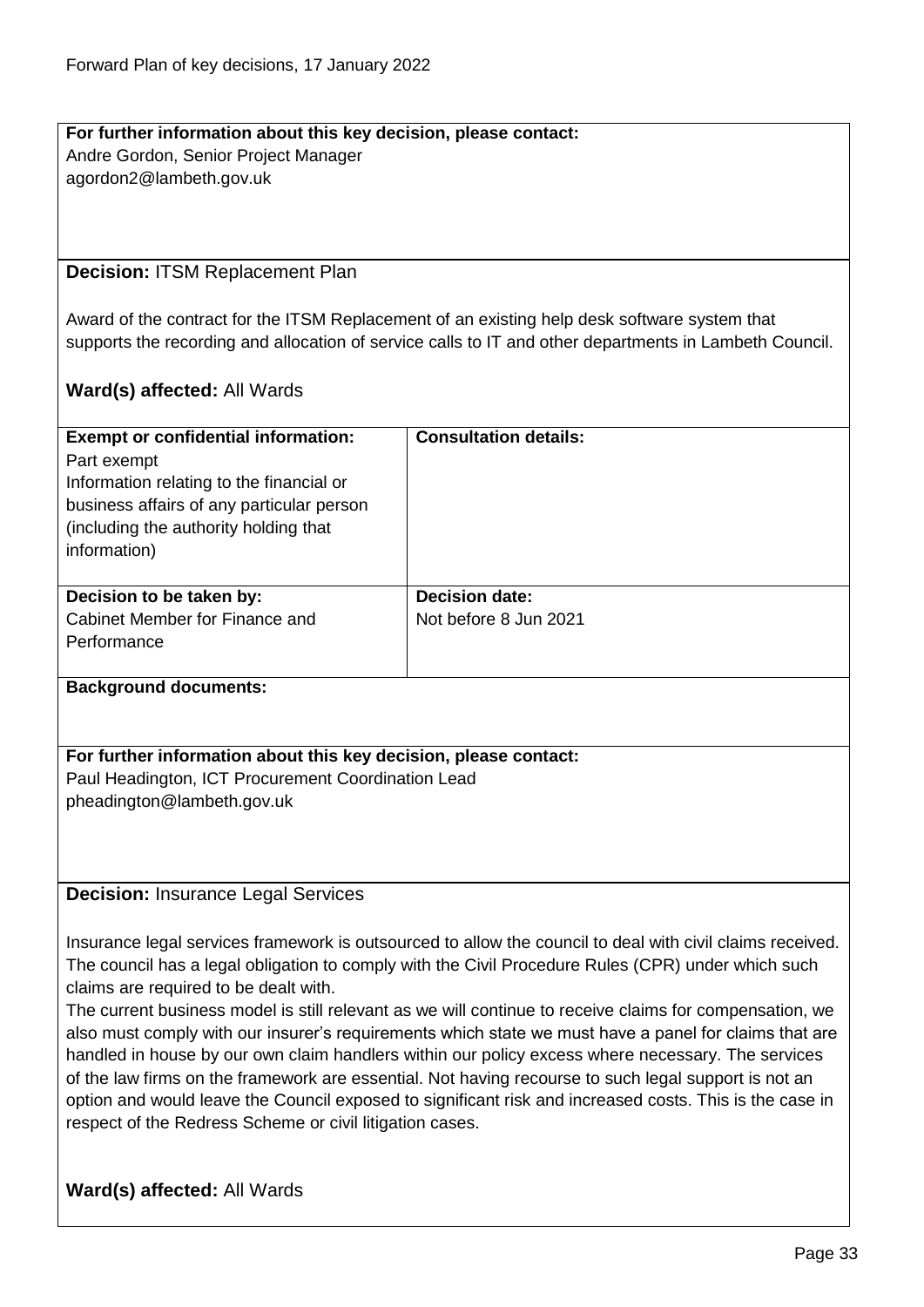**For further information about this key decision, please contact:**
Andre Gordon, Senior Project Manager
agordon2@lambeth.gov.uk

**Decision:** ITSM Replacement Plan

Award of the contract for the ITSM Replacement of an existing help desk software system that supports the recording and allocation of service calls to IT and other departments in Lambeth Council.

**Ward(s) affected:** All Wards

| **Exempt or confidential information:** | **Consultation details:** |
|---|---|
| Part exempt<br>Information relating to the financial or business affairs of any particular person (including the authority holding that information) | |
| **Decision to be taken by:**<br>Cabinet Member for Finance and Performance | **Decision date:**<br>Not before 8 Jun 2021 |

**Background documents:**

**For further information about this key decision, please contact:**
Paul Headington, ICT Procurement Coordination Lead
pheadington@lambeth.gov.uk

**Decision:** Insurance Legal Services

Insurance legal services framework is outsourced to allow the council to deal with civil claims received. The council has a legal obligation to comply with the Civil Procedure Rules (CPR) under which such claims are required to be dealt with.
The current business model is still relevant as we will continue to receive claims for compensation, we also must comply with our insurer's requirements which state we must have a panel for claims that are handled in house by our own claim handlers within our policy excess where necessary. The services of the law firms on the framework are essential. Not having recourse to such legal support is not an option and would leave the Council exposed to significant risk and increased costs. This is the case in respect of the Redress Scheme or civil litigation cases.

**Ward(s) affected:** All Wards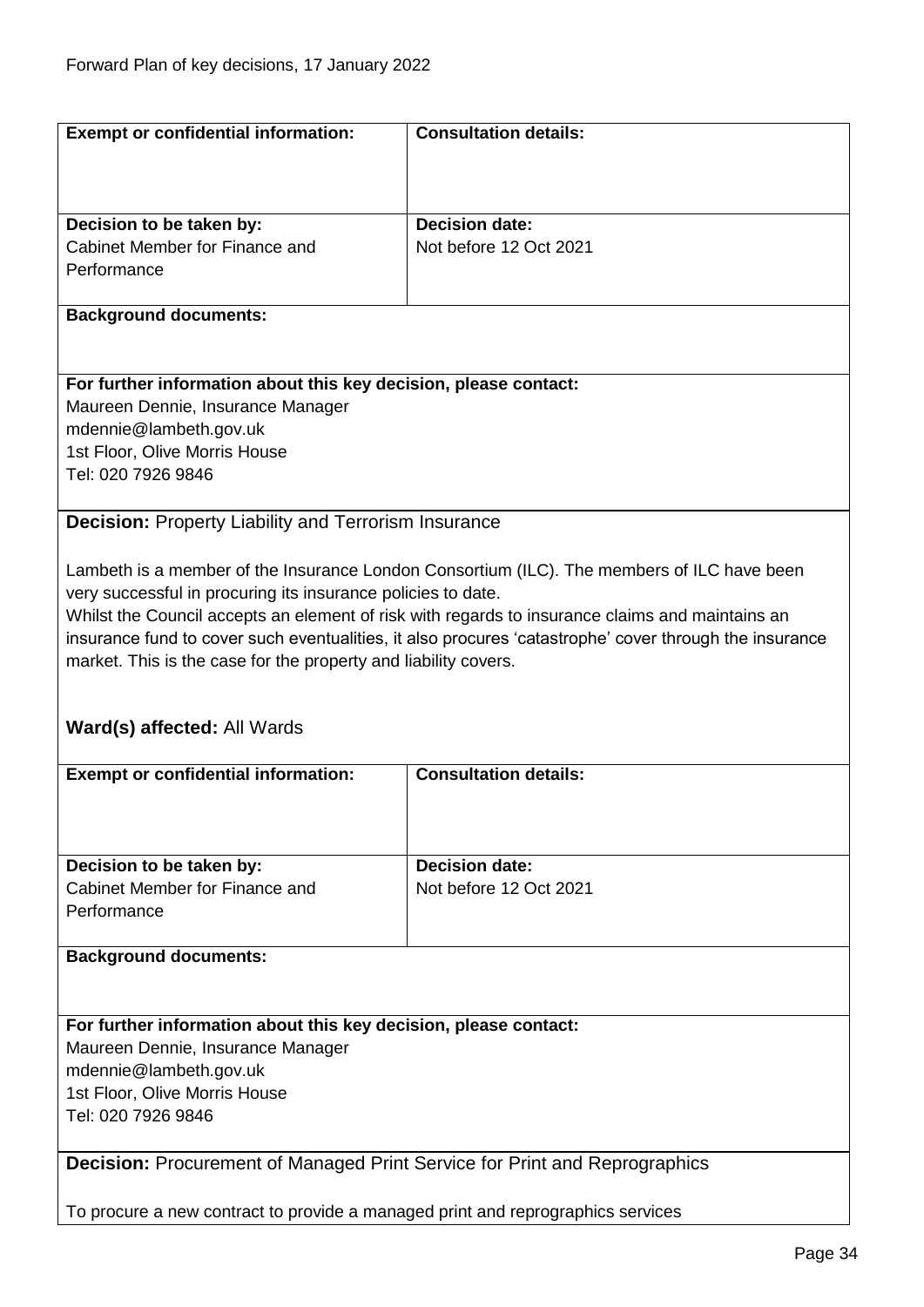| **Exempt or confidential information:** | **Consultation details:** |
|---|---|
| **Decision to be taken by:** Cabinet Member for Finance and Performance | **Decision date:** Not before 12 Oct 2021 |

**Background documents:**

**For further information about this key decision, please contact:**
Maureen Dennie, Insurance Manager
mdennie@lambeth.gov.uk
1st Floor, Olive Morris House
Tel: 020 7926 9846

**Decision:** Property Liability and Terrorism Insurance

Lambeth is a member of the Insurance London Consortium (ILC). The members of ILC have been very successful in procuring its insurance policies to date.
Whilst the Council accepts an element of risk with regards to insurance claims and maintains an insurance fund to cover such eventualities, it also procures 'catastrophe' cover through the insurance market. This is the case for the property and liability covers.

**Ward(s) affected:** All Wards

| **Exempt or confidential information:** | **Consultation details:** |
|---|---|
| **Decision to be taken by:** Cabinet Member for Finance and Performance | **Decision date:** Not before 12 Oct 2021 |

**Background documents:**

**For further information about this key decision, please contact:**
Maureen Dennie, Insurance Manager
mdennie@lambeth.gov.uk
1st Floor, Olive Morris House
Tel: 020 7926 9846

**Decision:** Procurement of Managed Print Service for Print and Reprographics

To procure a new contract to provide a managed print and reprographics services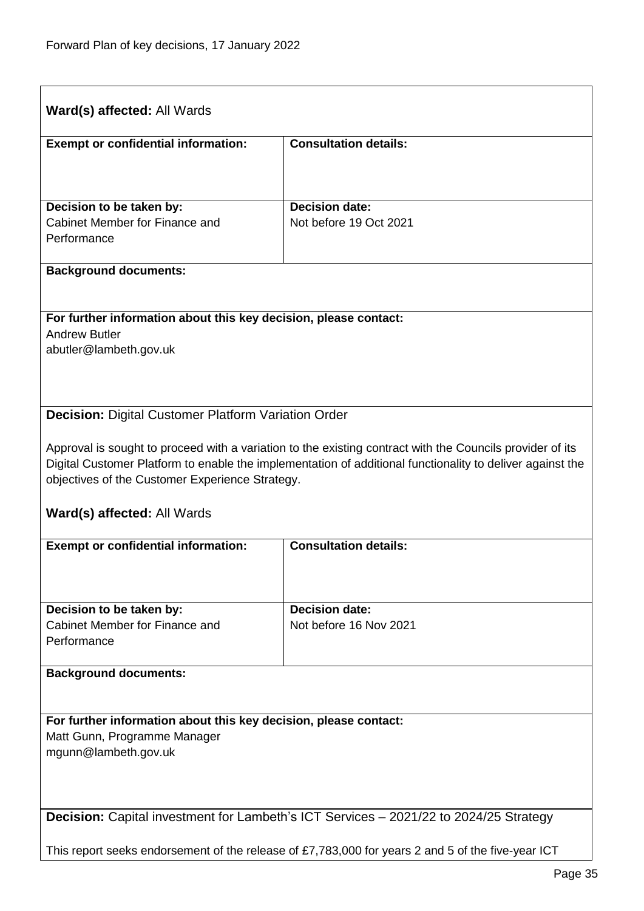**Ward(s) affected:** All Wards

| **Exempt or confidential information:** | **Consultation details:** |
|---|---|
| **Decision to be taken by:**<br>Cabinet Member for Finance and Performance | **Decision date:**<br>Not before 19 Oct 2021 |

**Background documents:**

**For further information about this key decision, please contact:**
Andrew Butler
abutler@lambeth.gov.uk

**Decision:** Digital Customer Platform Variation Order

Approval is sought to proceed with a variation to the existing contract with the Councils provider of its Digital Customer Platform to enable the implementation of additional functionality to deliver against the objectives of the Customer Experience Strategy.

**Ward(s) affected:** All Wards

| **Exempt or confidential information:** | **Consultation details:** |
|---|---|
| **Decision to be taken by:**<br>Cabinet Member for Finance and Performance | **Decision date:**<br>Not before 16 Nov 2021 |

**Background documents:**

**For further information about this key decision, please contact:**
Matt Gunn, Programme Manager
mgunn@lambeth.gov.uk

**Decision:** Capital investment for Lambeth's ICT Services – 2021/22 to 2024/25 Strategy

This report seeks endorsement of the release of £7,783,000 for years 2 and 5 of the five-year ICT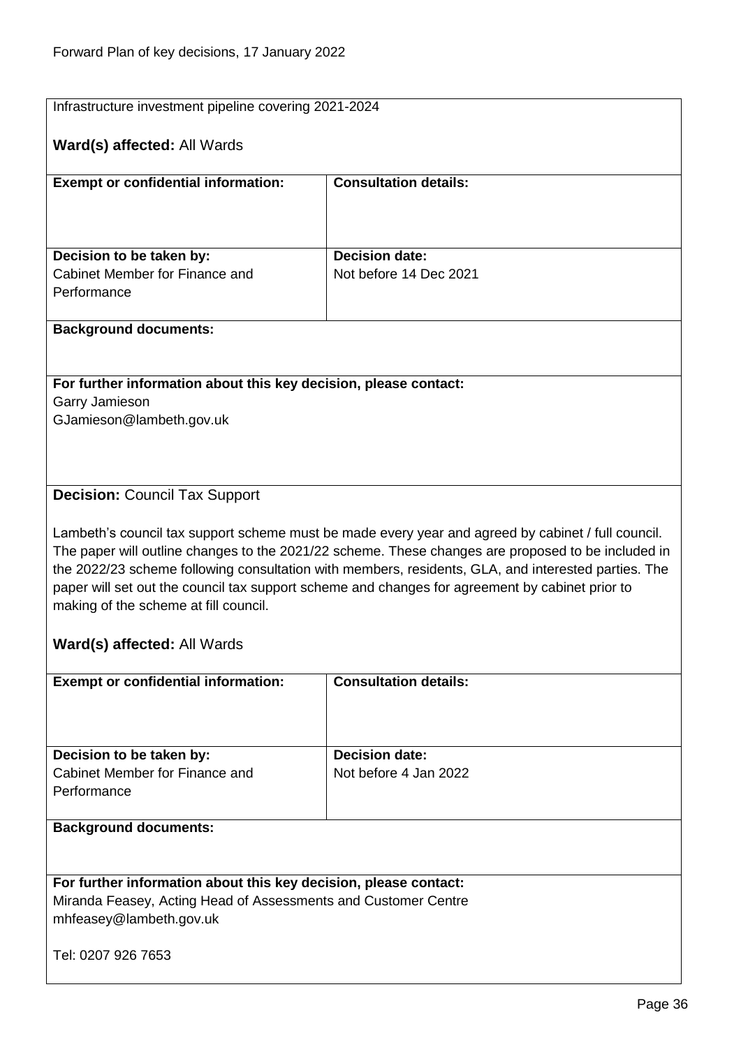Infrastructure investment pipeline covering 2021-2024

**Ward(s) affected:** All Wards

| **Exempt or confidential information:** | **Consultation details:** |
|---|---|
| | |
| **Decision to be taken by:** Cabinet Member for Finance and Performance | **Decision date:** Not before 14 Dec 2021 |

**Background documents:**

**For further information about this key decision, please contact:**
Garry Jamieson
GJamieson@lambeth.gov.uk

**Decision:** Council Tax Support

Lambeth's council tax support scheme must be made every year and agreed by cabinet / full council. The paper will outline changes to the 2021/22 scheme. These changes are proposed to be included in the 2022/23 scheme following consultation with members, residents, GLA, and interested parties. The paper will set out the council tax support scheme and changes for agreement by cabinet prior to making of the scheme at fill council.

**Ward(s) affected:** All Wards

| **Exempt or confidential information:** | **Consultation details:** |
|---|---|
| | |
| **Decision to be taken by:** Cabinet Member for Finance and Performance | **Decision date:** Not before 4 Jan 2022 |

**Background documents:**

**For further information about this key decision, please contact:**
Miranda Feasey, Acting Head of Assessments and Customer Centre
mhfeasey@lambeth.gov.uk

Tel: 0207 926 7653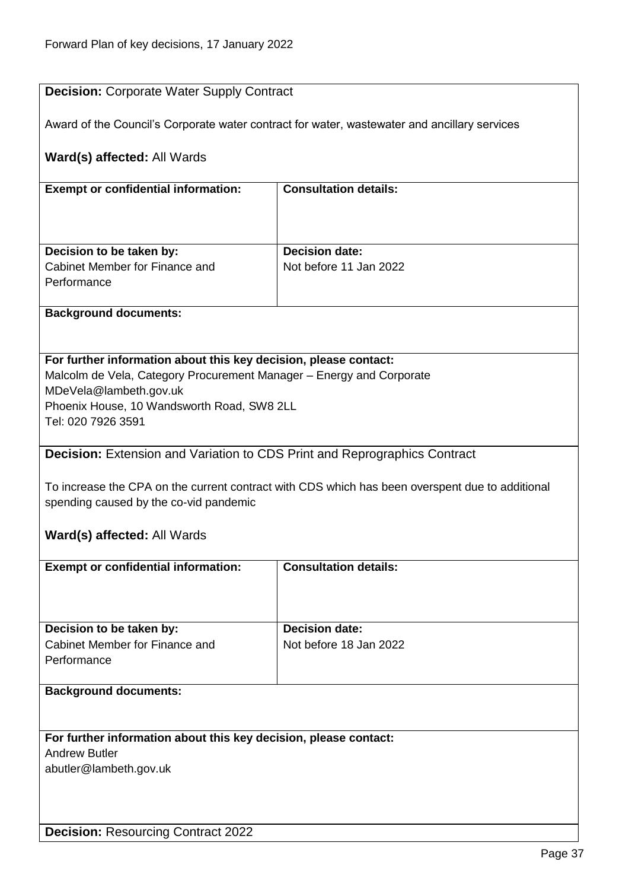**Decision:** Corporate Water Supply Contract

Award of the Council's Corporate water contract for water, wastewater and ancillary services

**Ward(s) affected:** All Wards

| **Exempt or confidential information:** | **Consultation details:** |
|---|---|
| **Decision to be taken by:**<br>Cabinet Member for Finance and Performance | **Decision date:**<br>Not before 11 Jan 2022 |

**Background documents:**

**For further information about this key decision, please contact:**
Malcolm de Vela, Category Procurement Manager – Energy and Corporate
MDeVela@lambeth.gov.uk
Phoenix House, 10 Wandsworth Road, SW8 2LL
Tel: 020 7926 3591

**Decision:** Extension and Variation to CDS Print and Reprographics Contract

To increase the CPA on the current contract with CDS which has been overspent due to additional spending caused by the co-vid pandemic

**Ward(s) affected:** All Wards

| **Exempt or confidential information:** | **Consultation details:** |
|---|---|
| **Decision to be taken by:**<br>Cabinet Member for Finance and Performance | **Decision date:**<br>Not before 18 Jan 2022 |

**Background documents:**

**For further information about this key decision, please contact:**
Andrew Butler
abutler@lambeth.gov.uk

**Decision:** Resourcing Contract 2022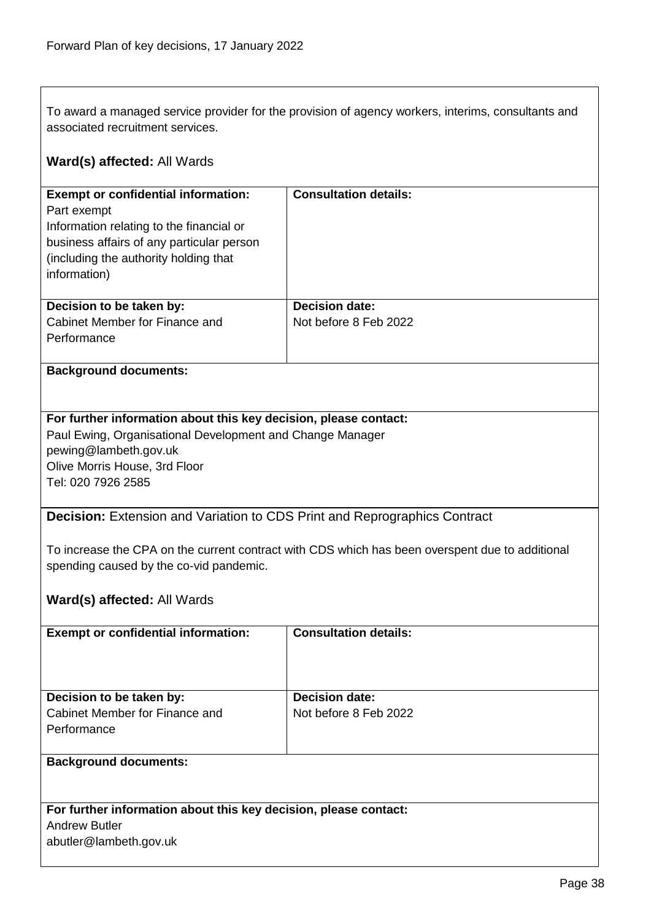To award a managed service provider for the provision of agency workers, interims, consultants and associated recruitment services.

**Ward(s) affected:** All Wards

| **Exempt or confidential information:** | **Consultation details:** |
|---|---|
| Part exempt<br>Information relating to the financial or business affairs of any particular person (including the authority holding that information) | |
| **Decision to be taken by:**<br>Cabinet Member for Finance and Performance | **Decision date:**<br>Not before 8 Feb 2022 |

**Background documents:**

**For further information about this key decision, please contact:**
Paul Ewing, Organisational Development and Change Manager
pewing@lambeth.gov.uk
Olive Morris House, 3rd Floor
Tel: 020 7926 2585

**Decision:** Extension and Variation to CDS Print and Reprographics Contract

To increase the CPA on the current contract with CDS which has been overspent due to additional spending caused by the co-vid pandemic.

**Ward(s) affected:** All Wards

| **Exempt or confidential information:** | **Consultation details:** |
|---|---|
| **Decision to be taken by:**<br>Cabinet Member for Finance and Performance | **Decision date:**<br>Not before 8 Feb 2022 |

**Background documents:**

**For further information about this key decision, please contact:**
Andrew Butler
abutler@lambeth.gov.uk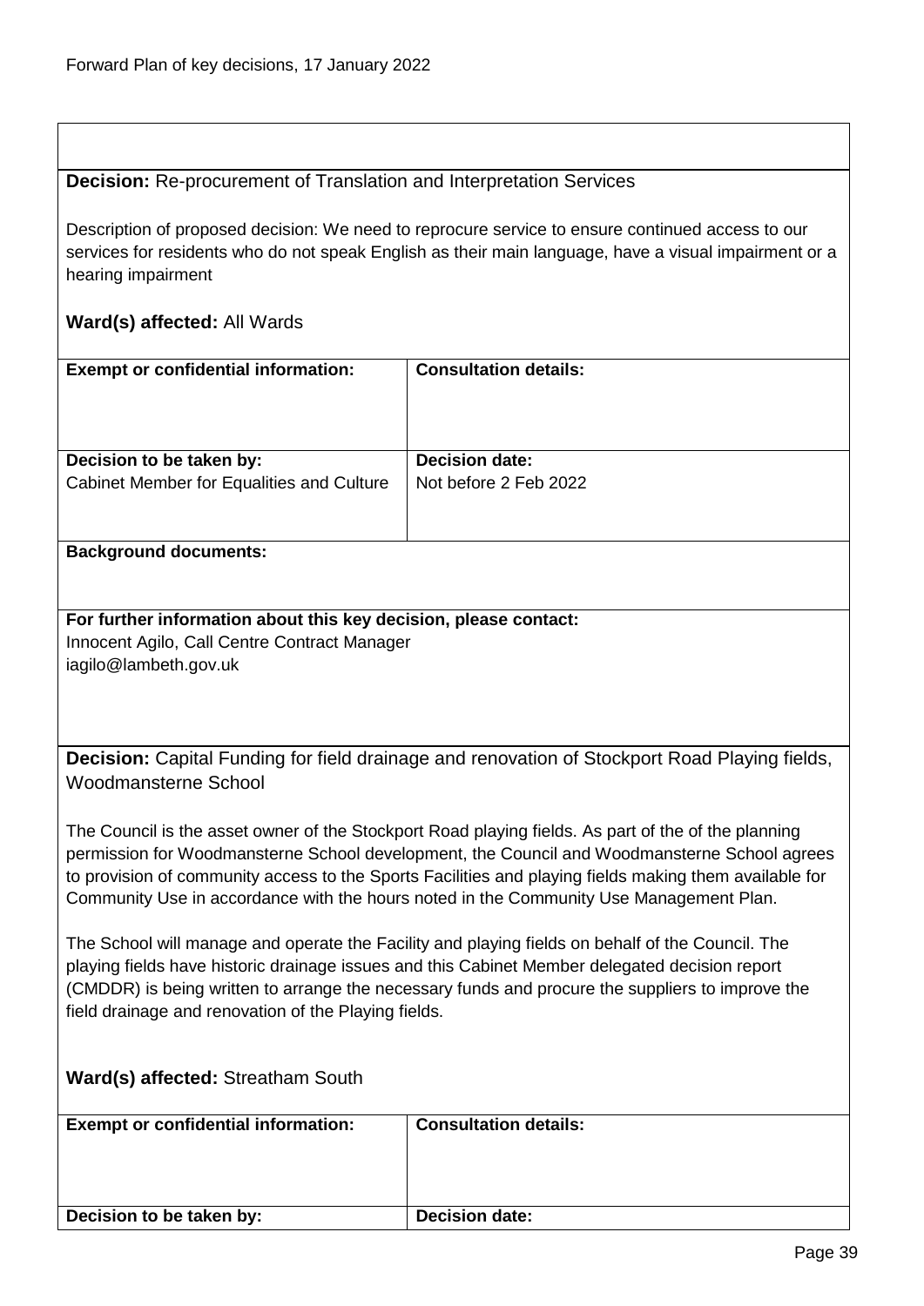**Decision:** Re-procurement of Translation and Interpretation Services

Description of proposed decision: We need to reprocure service to ensure continued access to our services for residents who do not speak English as their main language, have a visual impairment or a hearing impairment

**Ward(s) affected:** All Wards

| **Exempt or confidential information:** | **Consultation details:** |
|---|---|
| | |
| **Decision to be taken by:** | **Decision date:** |
| Cabinet Member for Equalities and Culture | Not before 2 Feb 2022 |

**Background documents:**

**For further information about this key decision, please contact:**
Innocent Agilo, Call Centre Contract Manager
iagilo@lambeth.gov.uk

**Decision:** Capital Funding for field drainage and renovation of Stockport Road Playing fields, Woodmansterne School

The Council is the asset owner of the Stockport Road playing fields. As part of the of the planning permission for Woodmansterne School development, the Council and Woodmansterne School agrees to provision of community access to the Sports Facilities and playing fields making them available for Community Use in accordance with the hours noted in the Community Use Management Plan.

The School will manage and operate the Facility and playing fields on behalf of the Council. The playing fields have historic drainage issues and this Cabinet Member delegated decision report (CMDDR) is being written to arrange the necessary funds and procure the suppliers to improve the field drainage and renovation of the Playing fields.

**Ward(s) affected:** Streatham South

| **Exempt or confidential information:** | **Consultation details:** |
|---|---|
| | |
| **Decision to be taken by:** | **Decision date:** |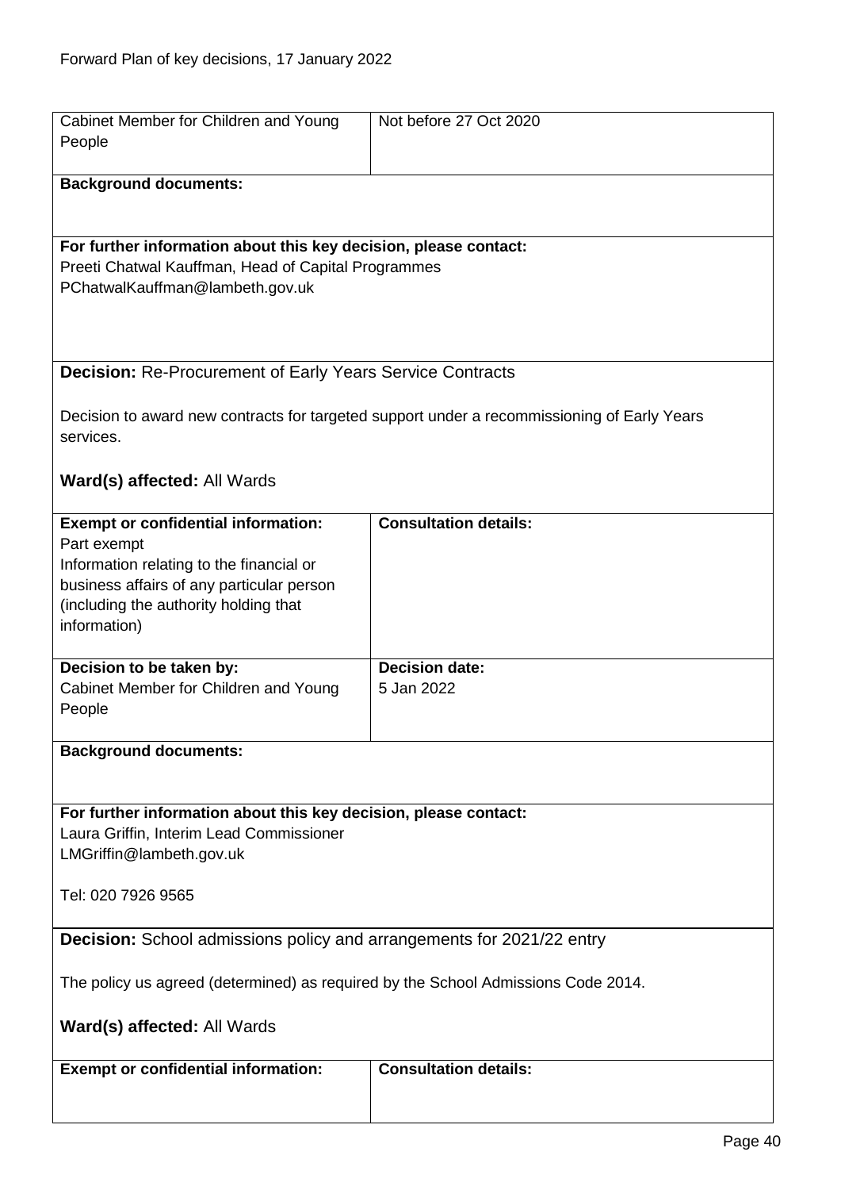| Cabinet Member for Children and Young People | Not before 27 Oct 2020 |
|---|---|

**Background documents:**

**For further information about this key decision, please contact:**
Preeti Chatwal Kauffman, Head of Capital Programmes
PChatwalKauffman@lambeth.gov.uk

**Decision:** Re-Procurement of Early Years Service Contracts

Decision to award new contracts for targeted support under a recommissioning of Early Years services.

**Ward(s) affected:** All Wards

| **Exempt or confidential information:** | **Consultation details:** |
|---|---|
| Part exempt<br>Information relating to the financial or business affairs of any particular person (including the authority holding that information) | |
| **Decision to be taken by:**<br>Cabinet Member for Children and Young People | **Decision date:**<br>5 Jan 2022 |

**Background documents:**

**For further information about this key decision, please contact:**
Laura Griffin, Interim Lead Commissioner
LMGriffin@lambeth.gov.uk

Tel: 020 7926 9565

**Decision:** School admissions policy and arrangements for 2021/22 entry

The policy us agreed (determined) as required by the School Admissions Code 2014.

**Ward(s) affected:** All Wards

| **Exempt or confidential information:** | **Consultation details:** |
|---|---|
| | |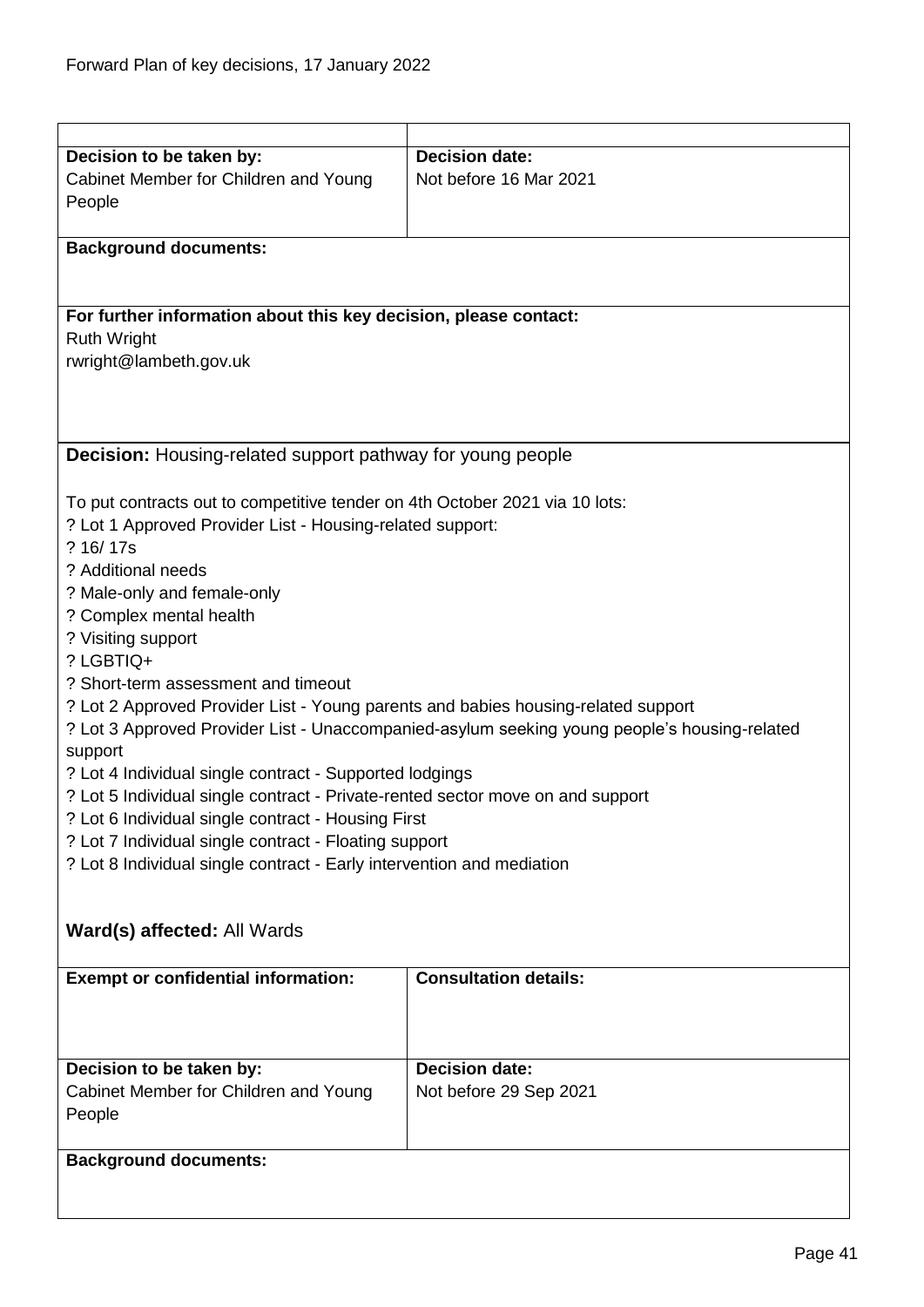| | |
|---|---|
| **Decision to be taken by:**<br>Cabinet Member for Children and Young People | **Decision date:**<br>Not before 16 Mar 2021 |
| **Background documents:** | |
| **For further information about this key decision, please contact:**<br>Ruth Wright<br>rwright@lambeth.gov.uk | |

**Decision:** Housing-related support pathway for young people

To put contracts out to competitive tender on 4th October 2021 via 10 lots:
? Lot 1 Approved Provider List - Housing-related support:
? 16/ 17s
? Additional needs
? Male-only and female-only
? Complex mental health
? Visiting support
? LGBTIQ+
? Short-term assessment and timeout
? Lot 2 Approved Provider List - Young parents and babies housing-related support
? Lot 3 Approved Provider List - Unaccompanied-asylum seeking young people's housing-related support
? Lot 4 Individual single contract - Supported lodgings
? Lot 5 Individual single contract - Private-rented sector move on and support
? Lot 6 Individual single contract - Housing First
? Lot 7 Individual single contract - Floating support
? Lot 8 Individual single contract - Early intervention and mediation

**Ward(s) affected:** All Wards

| | |
|---|---|
| **Exempt or confidential information:** | **Consultation details:** |
| **Decision to be taken by:**<br>Cabinet Member for Children and Young People | **Decision date:**<br>Not before 29 Sep 2021 |
| **Background documents:** | |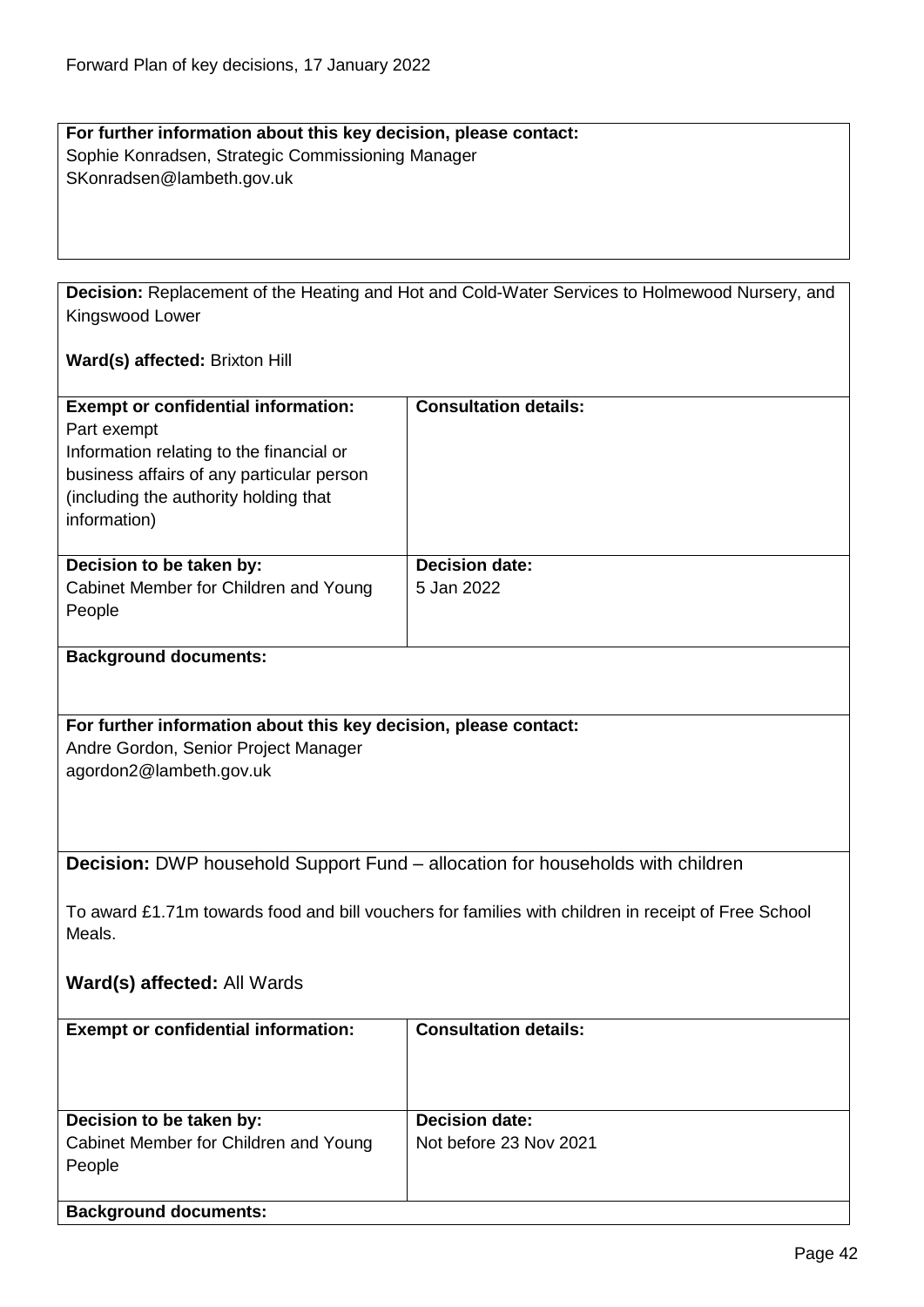**For further information about this key decision, please contact:**
Sophie Konradsen, Strategic Commissioning Manager
SKonradsen@lambeth.gov.uk

**Decision:** Replacement of the Heating and Hot and Cold-Water Services to Holmewood Nursery, and Kingswood Lower

**Ward(s) affected:** Brixton Hill

| **Exempt or confidential information:** | **Consultation details:** |
|---|---|
| Part exempt<br>Information relating to the financial or business affairs of any particular person (including the authority holding that information) | |
| **Decision to be taken by:**<br>Cabinet Member for Children and Young People | **Decision date:**<br>5 Jan 2022 |

**Background documents:**

**For further information about this key decision, please contact:**
Andre Gordon, Senior Project Manager
agordon2@lambeth.gov.uk

**Decision:** DWP household Support Fund – allocation for households with children

To award £1.71m towards food and bill vouchers for families with children in receipt of Free School Meals.

**Ward(s) affected:** All Wards

| **Exempt or confidential information:** | **Consultation details:** |
|---|---|
| **Decision to be taken by:**<br>Cabinet Member for Children and Young People | **Decision date:**<br>Not before 23 Nov 2021 |

**Background documents:**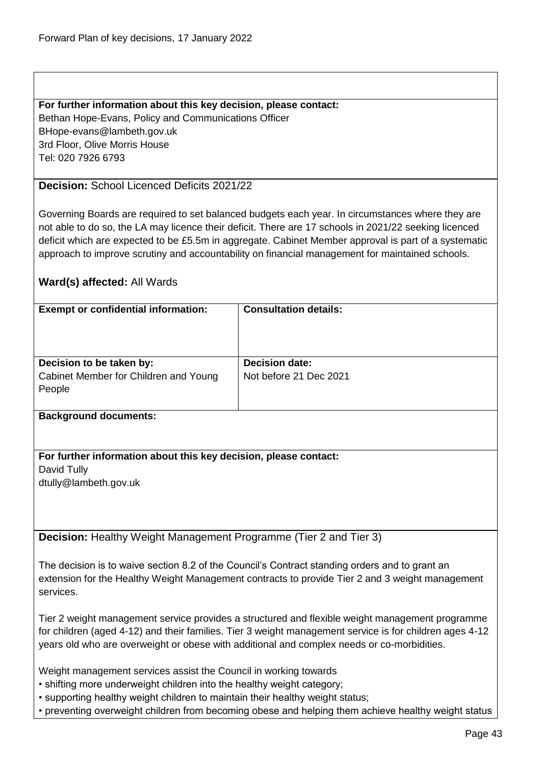**For further information about this key decision, please contact:**
Bethan Hope-Evans, Policy and Communications Officer
BHope-evans@lambeth.gov.uk
3rd Floor, Olive Morris House
Tel: 020 7926 6793

**Decision:** School Licenced Deficits 2021/22

Governing Boards are required to set balanced budgets each year. In circumstances where they are not able to do so, the LA may licence their deficit. There are 17 schools in 2021/22 seeking licenced deficit which are expected to be £5.5m in aggregate. Cabinet Member approval is part of a systematic approach to improve scrutiny and accountability on financial management for maintained schools.

**Ward(s) affected:** All Wards

| **Exempt or confidential information:** | **Consultation details:** |
| --- | --- |
| **Decision to be taken by:**<br>Cabinet Member for Children and Young People | **Decision date:**<br>Not before 21 Dec 2021 |

**Background documents:**

**For further information about this key decision, please contact:**
David Tully
dtully@lambeth.gov.uk

**Decision:** Healthy Weight Management Programme (Tier 2 and Tier 3)

The decision is to waive section 8.2 of the Council's Contract standing orders and to grant an extension for the Healthy Weight Management contracts to provide Tier 2 and 3 weight management services.

Tier 2 weight management service provides a structured and flexible weight management programme for children (aged 4-12) and their families. Tier 3 weight management service is for children ages 4-12 years old who are overweight or obese with additional and complex needs or co-morbidities.

Weight management services assist the Council in working towards

- shifting more underweight children into the healthy weight category;
- supporting healthy weight children to maintain their healthy weight status;
- preventing overweight children from becoming obese and helping them achieve healthy weight status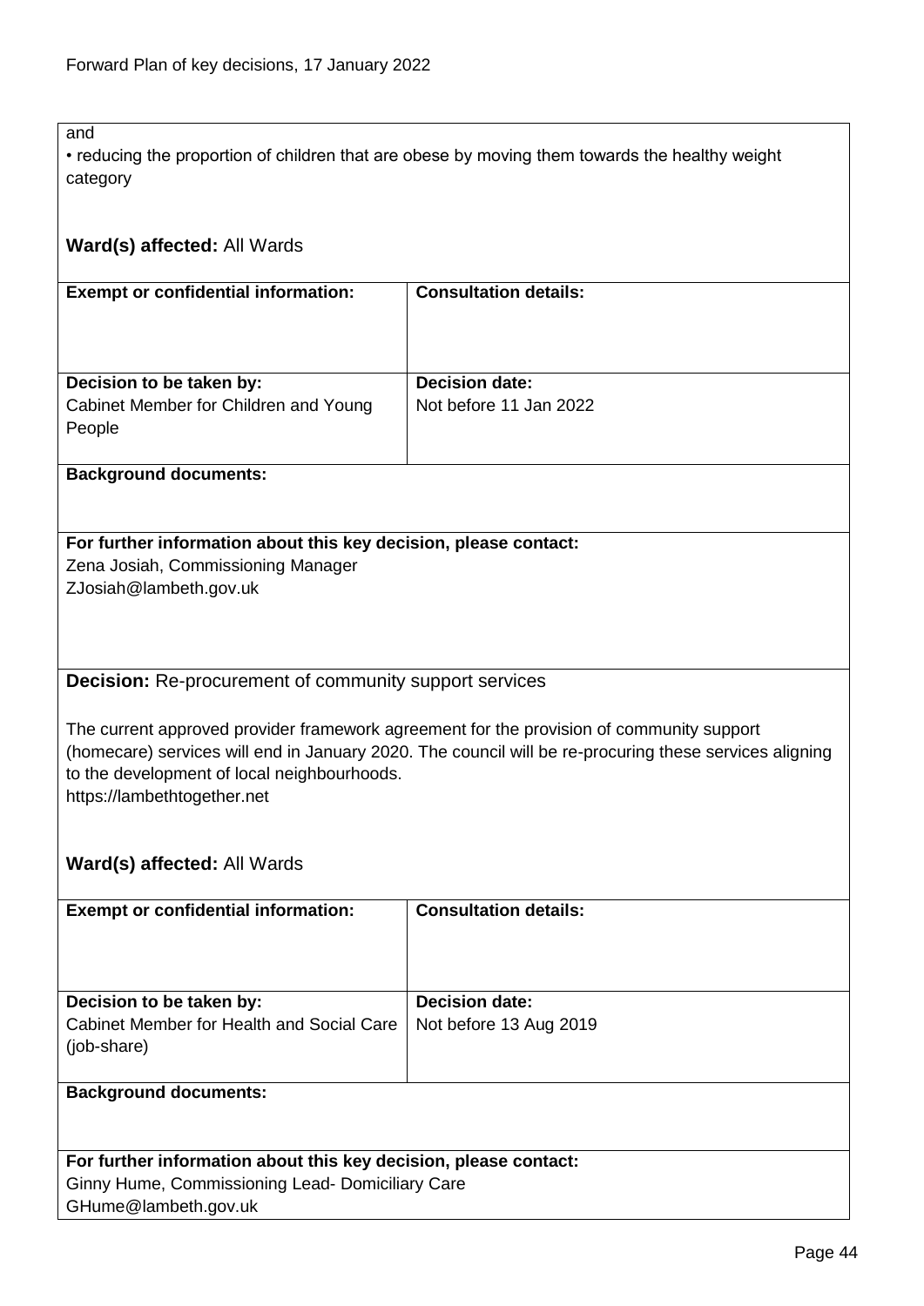and

• reducing the proportion of children that are obese by moving them towards the healthy weight category

**Ward(s) affected:** All Wards

| **Exempt or confidential information:** | **Consultation details:** |
|---|---|
| **Decision to be taken by:**<br>Cabinet Member for Children and Young People | **Decision date:**<br>Not before 11 Jan 2022 |

**Background documents:**

**For further information about this key decision, please contact:**
Zena Josiah, Commissioning Manager
ZJosiah@lambeth.gov.uk

**Decision:** Re-procurement of community support services

The current approved provider framework agreement for the provision of community support (homecare) services will end in January 2020. The council will be re-procuring these services aligning to the development of local neighbourhoods.
https://lambethtogether.net

**Ward(s) affected:** All Wards

| **Exempt or confidential information:** | **Consultation details:** |
|---|---|
| **Decision to be taken by:**<br>Cabinet Member for Health and Social Care (job-share) | **Decision date:**<br>Not before 13 Aug 2019 |

**Background documents:**

**For further information about this key decision, please contact:**
Ginny Hume, Commissioning Lead- Domiciliary Care
GHume@lambeth.gov.uk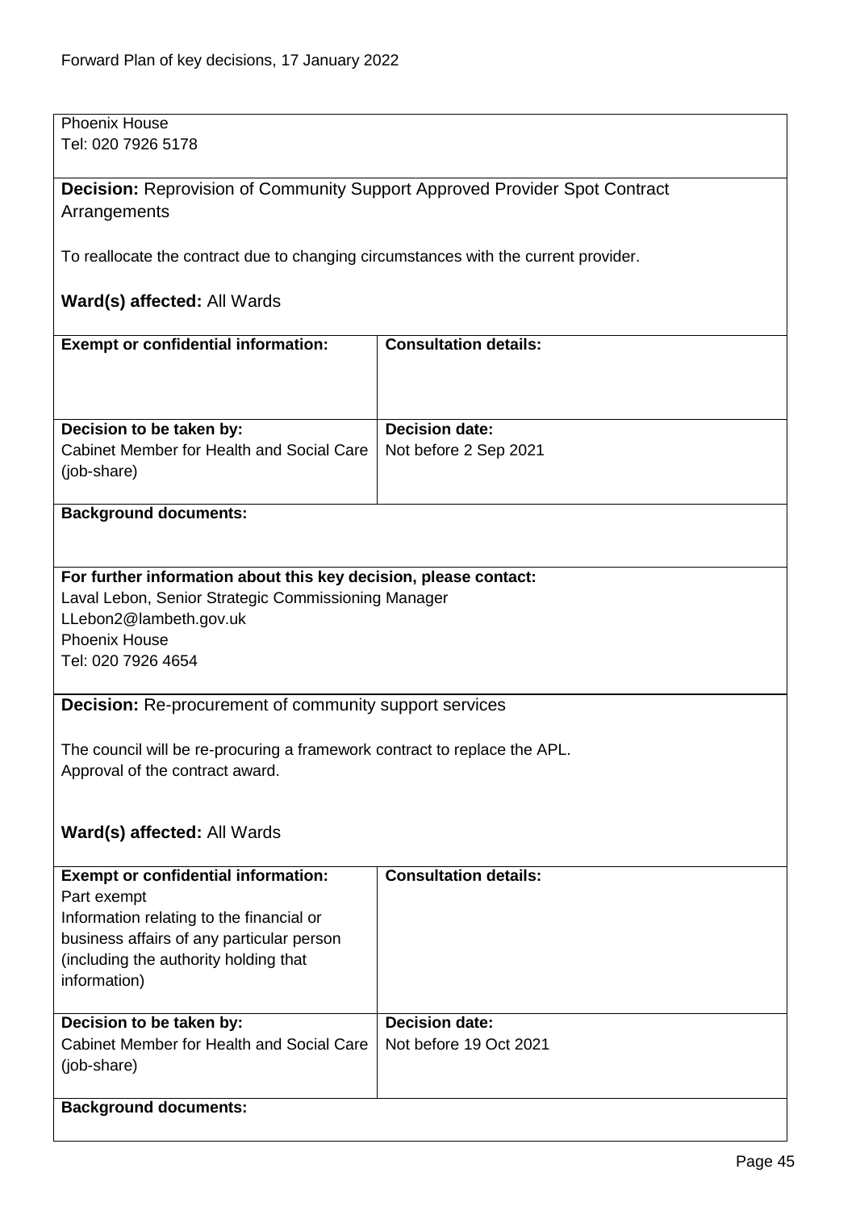Phoenix House
Tel: 020 7926 5178

**Decision:** Reprovision of Community Support Approved Provider Spot Contract Arrangements

To reallocate the contract due to changing circumstances with the current provider.

**Ward(s) affected:** All Wards

| **Exempt or confidential information:** | **Consultation details:** |
|---|---|
| | |
| **Decision to be taken by:** Cabinet Member for Health and Social Care (job-share) | **Decision date:** Not before 2 Sep 2021 |

**Background documents:**

**For further information about this key decision, please contact:**
Laval Lebon, Senior Strategic Commissioning Manager
LLebon2@lambeth.gov.uk
Phoenix House
Tel: 020 7926 4654

**Decision:** Re-procurement of community support services

The council will be re-procuring a framework contract to replace the APL.
Approval of the contract award.

**Ward(s) affected:** All Wards

| **Exempt or confidential information:** | **Consultation details:** |
|---|---|
| Part exempt<br>Information relating to the financial or business affairs of any particular person (including the authority holding that information) | |
| **Decision to be taken by:** Cabinet Member for Health and Social Care (job-share) | **Decision date:** Not before 19 Oct 2021 |

**Background documents:**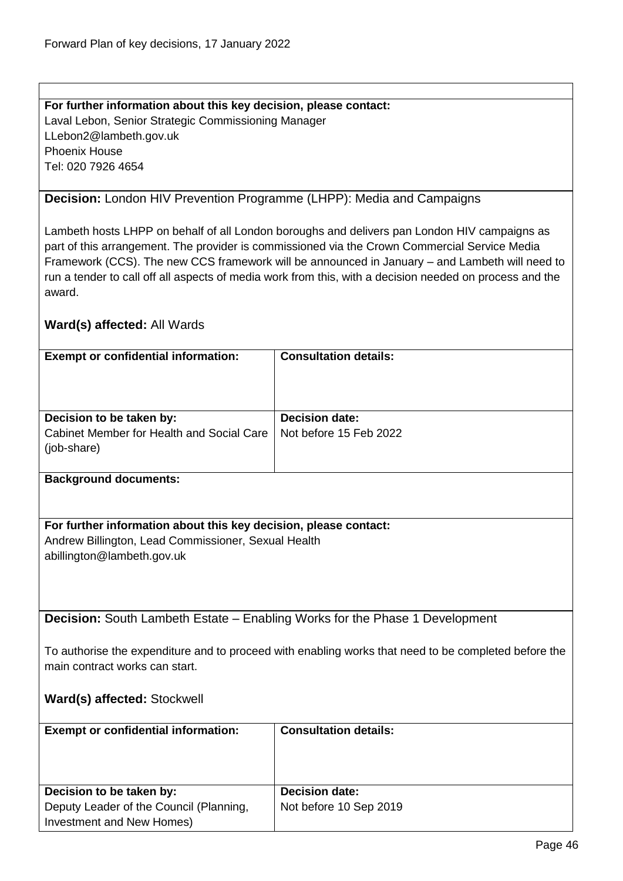**For further information about this key decision, please contact:**
Laval Lebon, Senior Strategic Commissioning Manager
LLebon2@lambeth.gov.uk
Phoenix House
Tel: 020 7926 4654

**Decision:** London HIV Prevention Programme (LHPP): Media and Campaigns

Lambeth hosts LHPP on behalf of all London boroughs and delivers pan London HIV campaigns as part of this arrangement. The provider is commissioned via the Crown Commercial Service Media Framework (CCS). The new CCS framework will be announced in January – and Lambeth will need to run a tender to call off all aspects of media work from this, with a decision needed on process and the award.

**Ward(s) affected:** All Wards

| **Exempt or confidential information:** | **Consultation details:** |
|---|---|
| | |
| **Decision to be taken by:** Cabinet Member for Health and Social Care (job-share) | **Decision date:** Not before 15 Feb 2022 |

**Background documents:**

**For further information about this key decision, please contact:**
Andrew Billington, Lead Commissioner, Sexual Health
abillington@lambeth.gov.uk

**Decision:** South Lambeth Estate – Enabling Works for the Phase 1 Development

To authorise the expenditure and to proceed with enabling works that need to be completed before the main contract works can start.

**Ward(s) affected:** Stockwell

| **Exempt or confidential information:** | **Consultation details:** |
|---|---|
| | |
| **Decision to be taken by:** Deputy Leader of the Council (Planning, Investment and New Homes) | **Decision date:** Not before 10 Sep 2019 |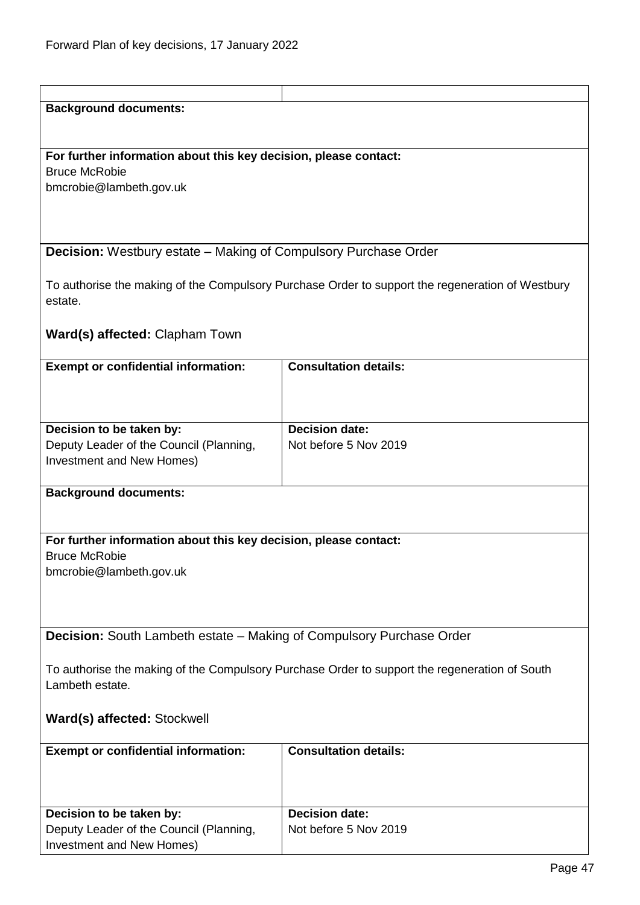| | |
|---|---|

**Background documents:**

**For further information about this key decision, please contact:**
Bruce McRobie
bmcrobie@lambeth.gov.uk

**Decision:** Westbury estate – Making of Compulsory Purchase Order

To authorise the making of the Compulsory Purchase Order to support the regeneration of Westbury estate.

**Ward(s) affected:** Clapham Town

| **Exempt or confidential information:** | **Consultation details:** |
|---|---|
| **Decision to be taken by:** Deputy Leader of the Council (Planning, Investment and New Homes) | **Decision date:** Not before 5 Nov 2019 |

**Background documents:**

**For further information about this key decision, please contact:**
Bruce McRobie
bmcrobie@lambeth.gov.uk

**Decision:** South Lambeth estate – Making of Compulsory Purchase Order

To authorise the making of the Compulsory Purchase Order to support the regeneration of South Lambeth estate.

**Ward(s) affected:** Stockwell

| **Exempt or confidential information:** | **Consultation details:** |
|---|---|
| **Decision to be taken by:** Deputy Leader of the Council (Planning, Investment and New Homes) | **Decision date:** Not before 5 Nov 2019 |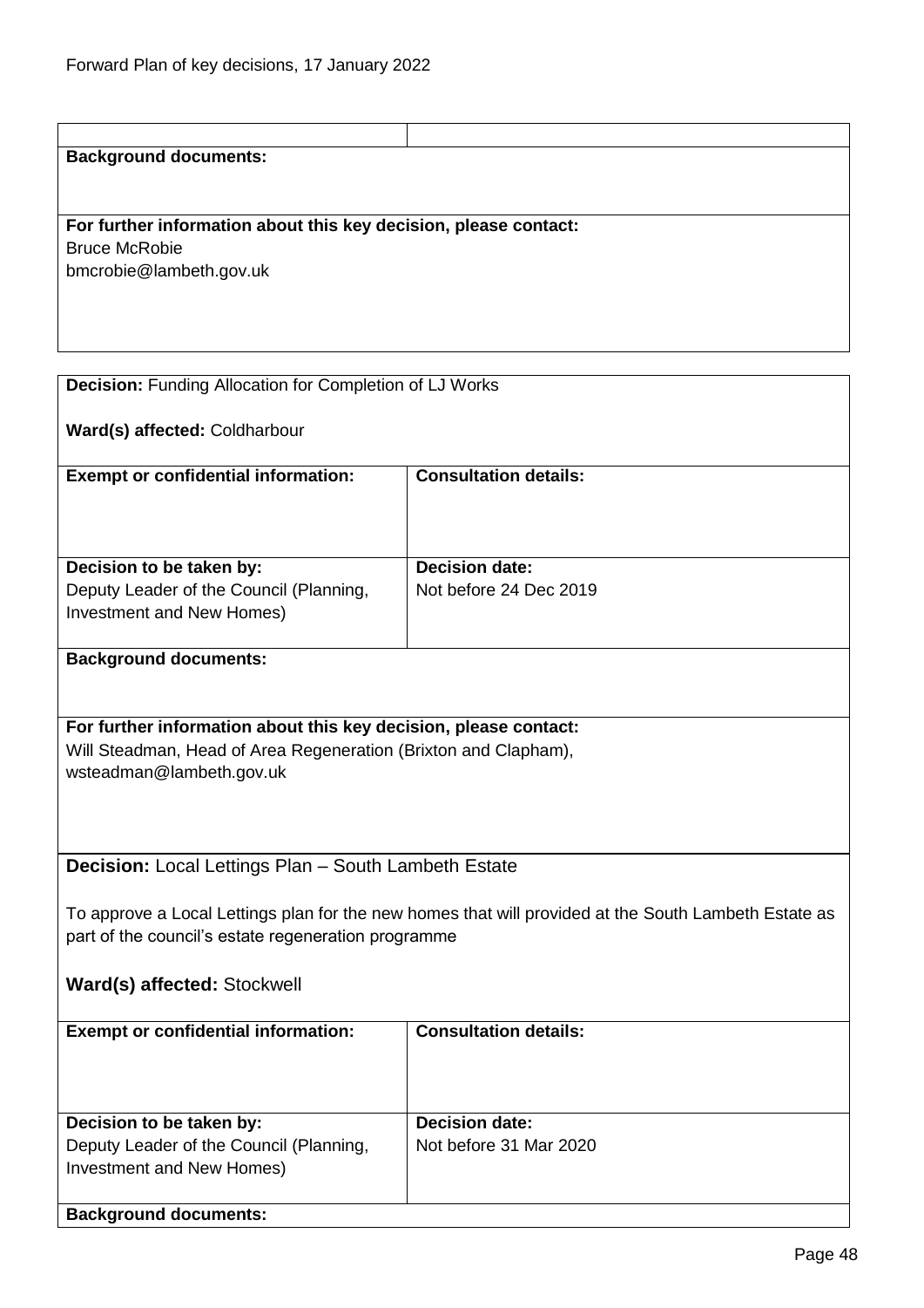| | |
|---|---|
| **Background documents:** | |
| **For further information about this key decision, please contact:**<br>Bruce McRobie<br>bmcrobie@lambeth.gov.uk | |

**Decision:** Funding Allocation for Completion of LJ Works

**Ward(s) affected:** Coldharbour

| **Exempt or confidential information:** | **Consultation details:** |
|---|---|
| **Decision to be taken by:**<br>Deputy Leader of the Council (Planning, Investment and New Homes) | **Decision date:**<br>Not before 24 Dec 2019 |

**Background documents:**

**For further information about this key decision, please contact:**
Will Steadman, Head of Area Regeneration (Brixton and Clapham),
wsteadman@lambeth.gov.uk

**Decision:** Local Lettings Plan – South Lambeth Estate

To approve a Local Lettings plan for the new homes that will provided at the South Lambeth Estate as part of the council's estate regeneration programme

**Ward(s) affected:** Stockwell

| **Exempt or confidential information:** | **Consultation details:** |
|---|---|
| **Decision to be taken by:**<br>Deputy Leader of the Council (Planning, Investment and New Homes) | **Decision date:**<br>Not before 31 Mar 2020 |

**Background documents:**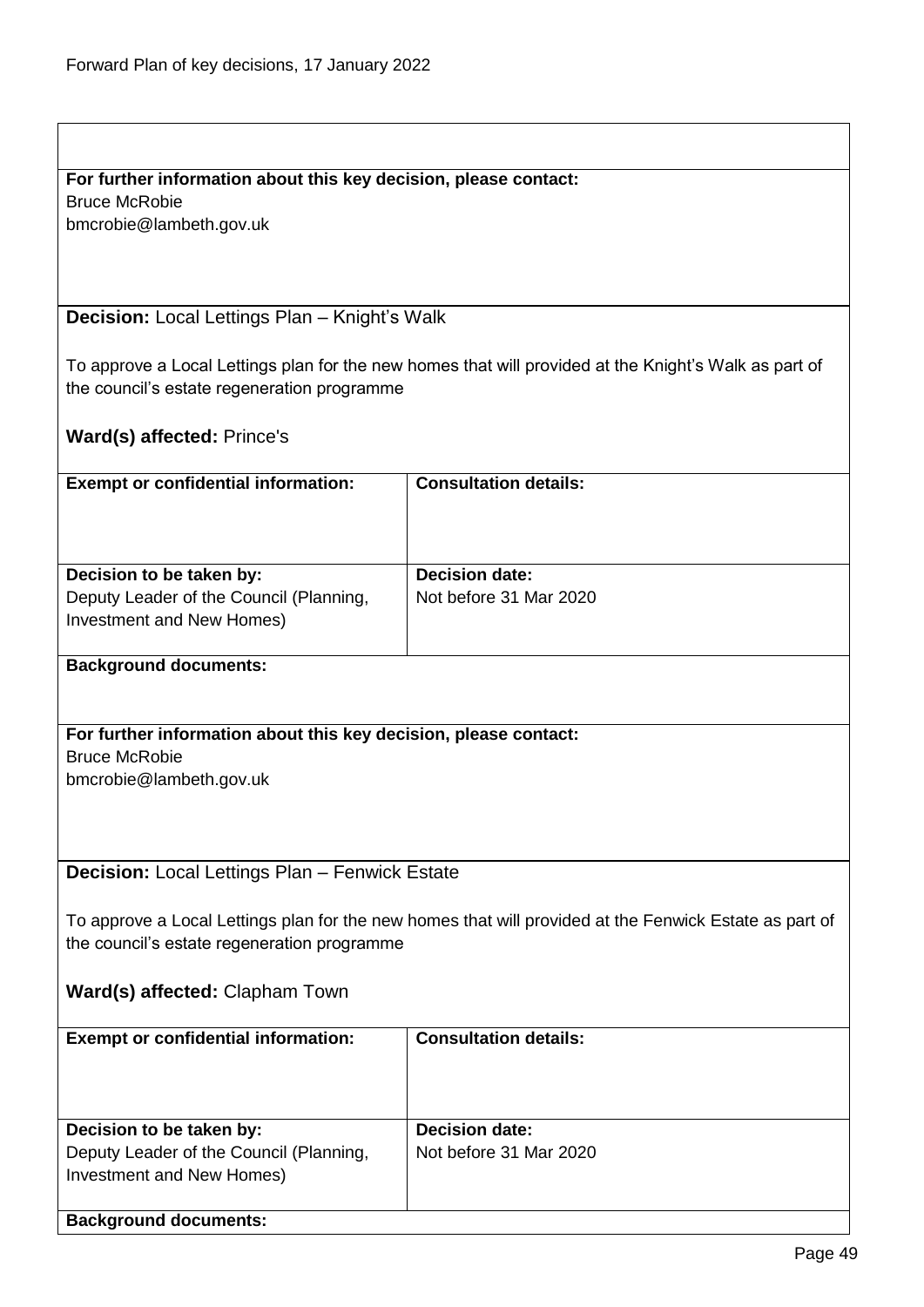**For further information about this key decision, please contact:**
Bruce McRobie
bmcrobie@lambeth.gov.uk

**Decision:** Local Lettings Plan – Knight's Walk

To approve a Local Lettings plan for the new homes that will provided at the Knight's Walk as part of the council's estate regeneration programme

**Ward(s) affected:** Prince's

| **Exempt or confidential information:** | **Consultation details:** |
| --- | --- |
| | |
| **Decision to be taken by:** Deputy Leader of the Council (Planning, Investment and New Homes) | **Decision date:** Not before 31 Mar 2020 |

**Background documents:**

**For further information about this key decision, please contact:**
Bruce McRobie
bmcrobie@lambeth.gov.uk

**Decision:** Local Lettings Plan – Fenwick Estate

To approve a Local Lettings plan for the new homes that will provided at the Fenwick Estate as part of the council's estate regeneration programme

**Ward(s) affected:** Clapham Town

| **Exempt or confidential information:** | **Consultation details:** |
| --- | --- |
| | |
| **Decision to be taken by:** Deputy Leader of the Council (Planning, Investment and New Homes) | **Decision date:** Not before 31 Mar 2020 |

**Background documents:**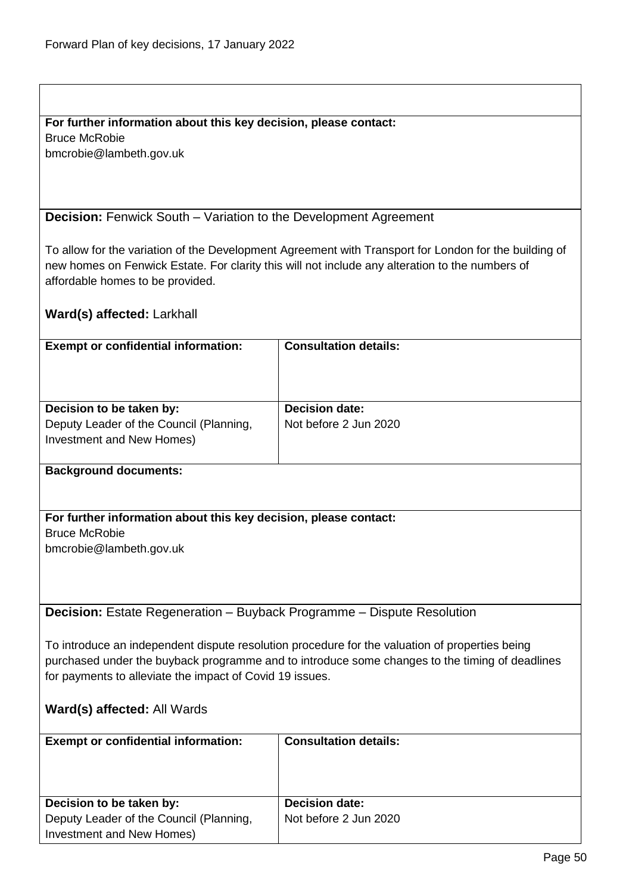**For further information about this key decision, please contact:**
Bruce McRobie
bmcrobie@lambeth.gov.uk

**Decision:** Fenwick South – Variation to the Development Agreement

To allow for the variation of the Development Agreement with Transport for London for the building of new homes on Fenwick Estate. For clarity this will not include any alteration to the numbers of affordable homes to be provided.

**Ward(s) affected:** Larkhall

| **Exempt or confidential information:** | **Consultation details:** |
|---|---|
| **Decision to be taken by:** Deputy Leader of the Council (Planning, Investment and New Homes) | **Decision date:** Not before 2 Jun 2020 |

**Background documents:**

**For further information about this key decision, please contact:**
Bruce McRobie
bmcrobie@lambeth.gov.uk

**Decision:** Estate Regeneration – Buyback Programme – Dispute Resolution

To introduce an independent dispute resolution procedure for the valuation of properties being purchased under the buyback programme and to introduce some changes to the timing of deadlines for payments to alleviate the impact of Covid 19 issues.

**Ward(s) affected:** All Wards

| **Exempt or confidential information:** | **Consultation details:** |
|---|---|
| **Decision to be taken by:** Deputy Leader of the Council (Planning, Investment and New Homes) | **Decision date:** Not before 2 Jun 2020 |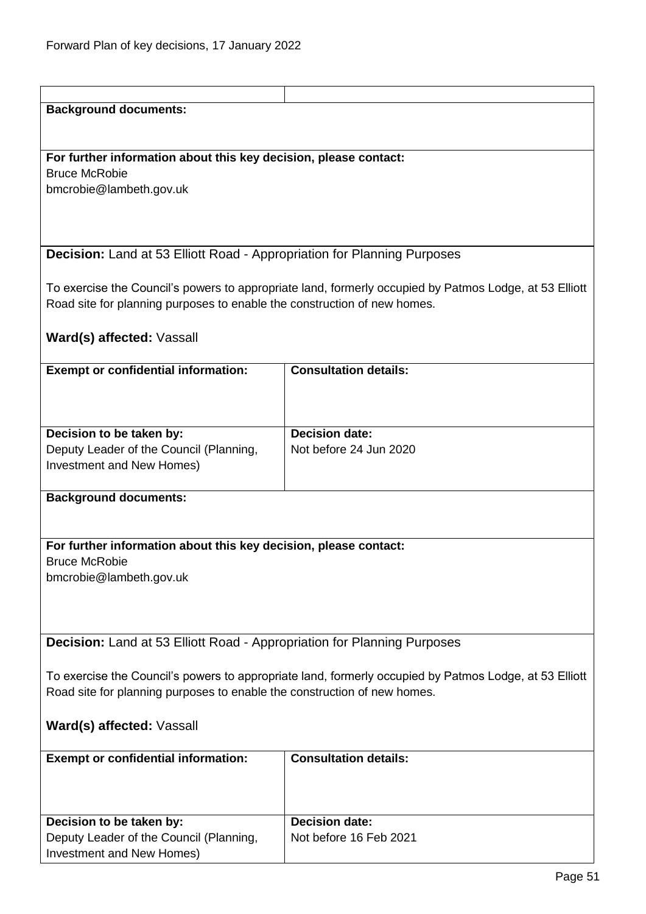**Background documents:**

**For further information about this key decision, please contact:**
Bruce McRobie
bmcrobie@lambeth.gov.uk

**Decision:** Land at 53 Elliott Road - Appropriation for Planning Purposes

To exercise the Council's powers to appropriate land, formerly occupied by Patmos Lodge, at 53 Elliott Road site for planning purposes to enable the construction of new homes.

**Ward(s) affected:** Vassall

| **Exempt or confidential information:** | **Consultation details:** |
| --- | --- |
| **Decision to be taken by:**<br>Deputy Leader of the Council (Planning, Investment and New Homes) | **Decision date:**<br>Not before 24 Jun 2020 |

**Background documents:**

**For further information about this key decision, please contact:**
Bruce McRobie
bmcrobie@lambeth.gov.uk

**Decision:** Land at 53 Elliott Road - Appropriation for Planning Purposes

To exercise the Council's powers to appropriate land, formerly occupied by Patmos Lodge, at 53 Elliott Road site for planning purposes to enable the construction of new homes.

**Ward(s) affected:** Vassall

| **Exempt or confidential information:** | **Consultation details:** |
| --- | --- |
| **Decision to be taken by:**<br>Deputy Leader of the Council (Planning, Investment and New Homes) | **Decision date:**<br>Not before 16 Feb 2021 |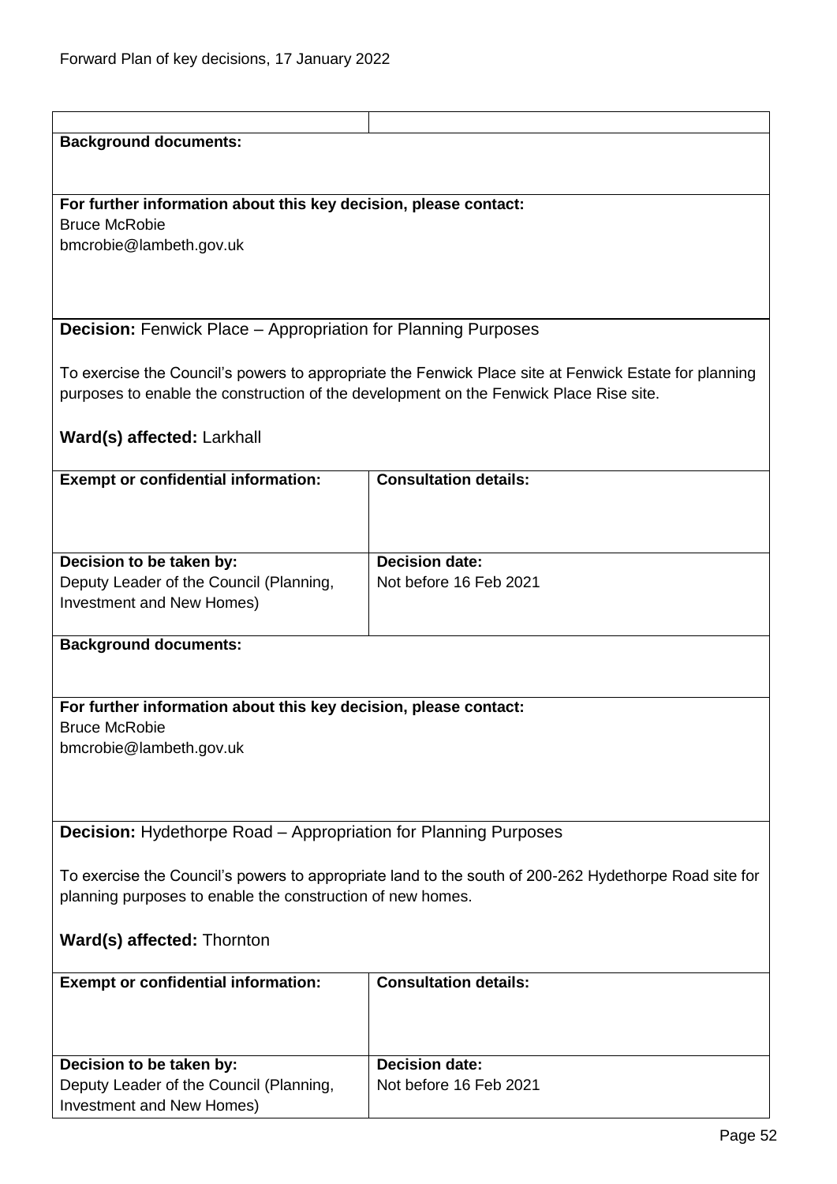**Background documents:**

**For further information about this key decision, please contact:**
Bruce McRobie
bmcrobie@lambeth.gov.uk

**Decision:** Fenwick Place – Appropriation for Planning Purposes

To exercise the Council's powers to appropriate the Fenwick Place site at Fenwick Estate for planning purposes to enable the construction of the development on the Fenwick Place Rise site.

**Ward(s) affected:** Larkhall

| **Exempt or confidential information:** | **Consultation details:** |
|---|---|
| **Decision to be taken by:** Deputy Leader of the Council (Planning, Investment and New Homes) | **Decision date:** Not before 16 Feb 2021 |

**Background documents:**

**For further information about this key decision, please contact:**
Bruce McRobie
bmcrobie@lambeth.gov.uk

**Decision:** Hydethorpe Road – Appropriation for Planning Purposes

To exercise the Council's powers to appropriate land to the south of 200-262 Hydethorpe Road site for planning purposes to enable the construction of new homes.

**Ward(s) affected:** Thornton

| **Exempt or confidential information:** | **Consultation details:** |
|---|---|
| **Decision to be taken by:** Deputy Leader of the Council (Planning, Investment and New Homes) | **Decision date:** Not before 16 Feb 2021 |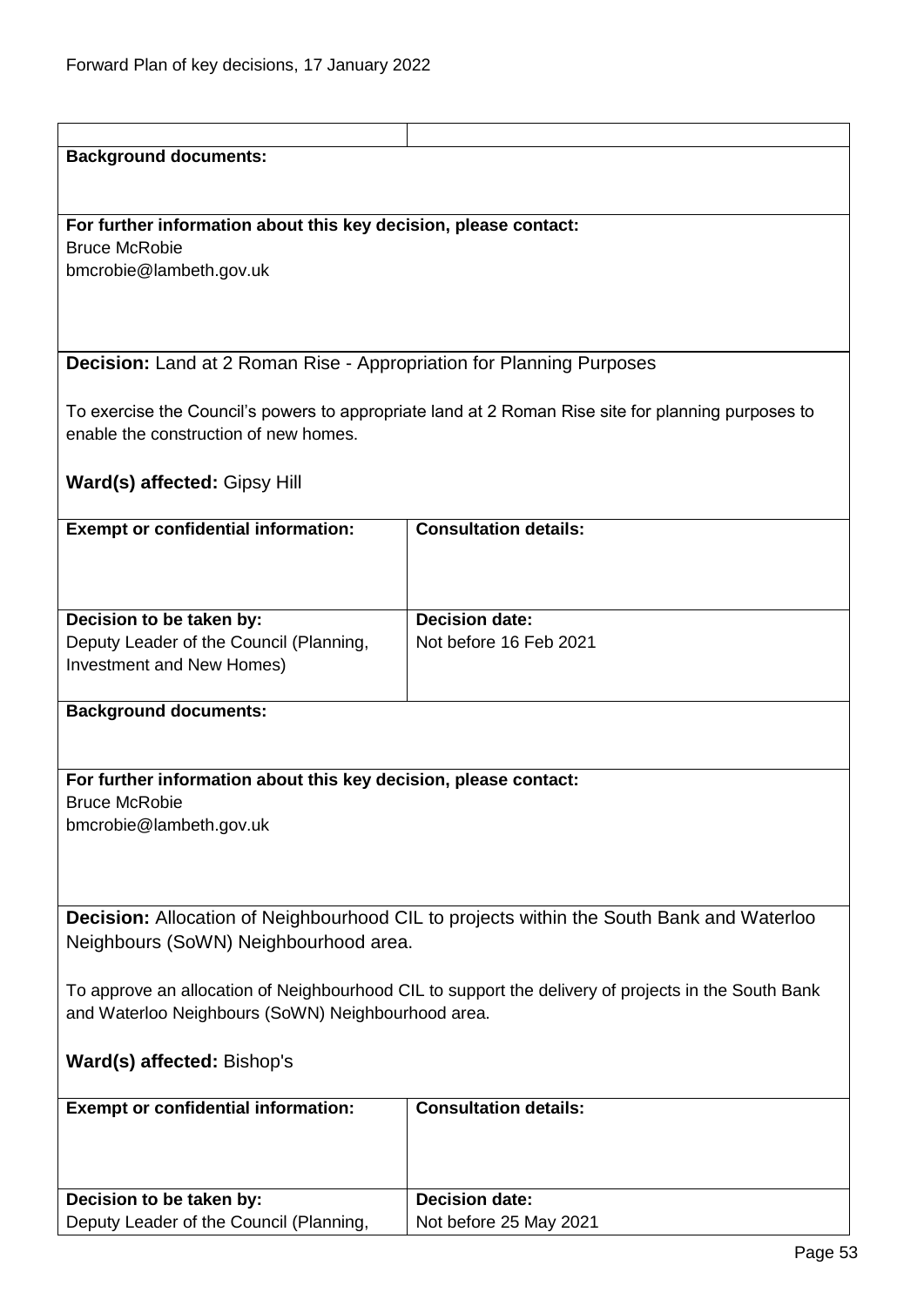| | |
|---|---|

**Background documents:**

**For further information about this key decision, please contact:**
Bruce McRobie
bmcrobie@lambeth.gov.uk

**Decision:** Land at 2 Roman Rise - Appropriation for Planning Purposes

To exercise the Council's powers to appropriate land at 2 Roman Rise site for planning purposes to enable the construction of new homes.

**Ward(s) affected:** Gipsy Hill

| **Exempt or confidential information:** | **Consultation details:** |
|---|---|
| **Decision to be taken by:**<br>Deputy Leader of the Council (Planning, Investment and New Homes) | **Decision date:**<br>Not before 16 Feb 2021 |

**Background documents:**

**For further information about this key decision, please contact:**
Bruce McRobie
bmcrobie@lambeth.gov.uk

**Decision:** Allocation of Neighbourhood CIL to projects within the South Bank and Waterloo Neighbours (SoWN) Neighbourhood area.

To approve an allocation of Neighbourhood CIL to support the delivery of projects in the South Bank and Waterloo Neighbours (SoWN) Neighbourhood area.

**Ward(s) affected:** Bishop's

| **Exempt or confidential information:** | **Consultation details:** |
|---|---|
| **Decision to be taken by:**<br>Deputy Leader of the Council (Planning, | **Decision date:**<br>Not before 25 May 2021 |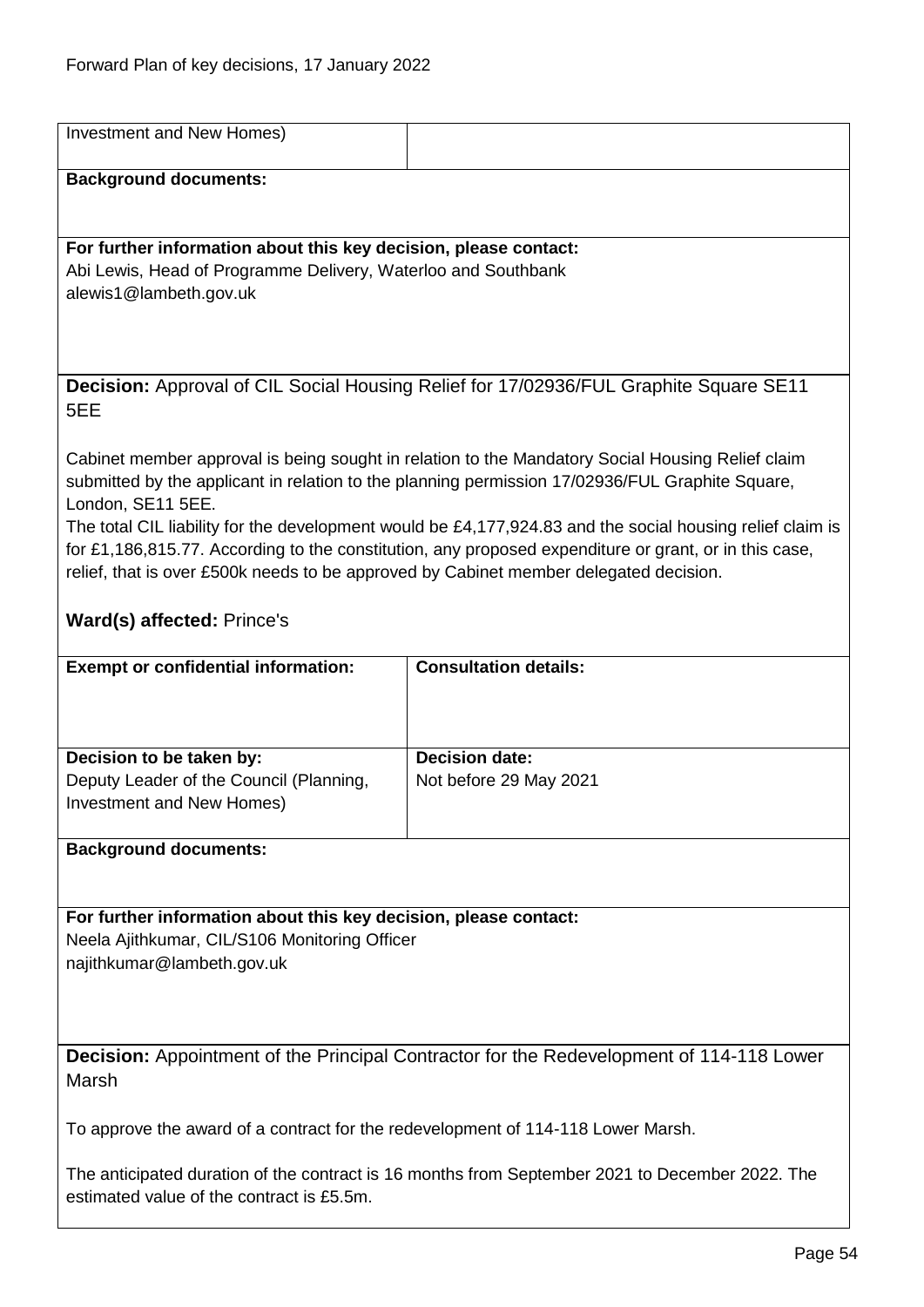| Investment and New Homes) | |
|---|---|

**Background documents:**

**For further information about this key decision, please contact:**
Abi Lewis, Head of Programme Delivery, Waterloo and Southbank
alewis1@lambeth.gov.uk

**Decision:** Approval of CIL Social Housing Relief for 17/02936/FUL Graphite Square SE11 5EE

Cabinet member approval is being sought in relation to the Mandatory Social Housing Relief claim submitted by the applicant in relation to the planning permission 17/02936/FUL Graphite Square, London, SE11 5EE.
The total CIL liability for the development would be £4,177,924.83 and the social housing relief claim is for £1,186,815.77. According to the constitution, any proposed expenditure or grant, or in this case, relief, that is over £500k needs to be approved by Cabinet member delegated decision.

**Ward(s) affected:** Prince's

| **Exempt or confidential information:** | **Consultation details:** |
|---|---|
| **Decision to be taken by:**<br>Deputy Leader of the Council (Planning, Investment and New Homes) | **Decision date:**<br>Not before 29 May 2021 |

**Background documents:**

**For further information about this key decision, please contact:**
Neela Ajithkumar, CIL/S106 Monitoring Officer
najithkumar@lambeth.gov.uk

**Decision:** Appointment of the Principal Contractor for the Redevelopment of 114-118 Lower Marsh

To approve the award of a contract for the redevelopment of 114-118 Lower Marsh.

The anticipated duration of the contract is 16 months from September 2021 to December 2022. The estimated value of the contract is £5.5m.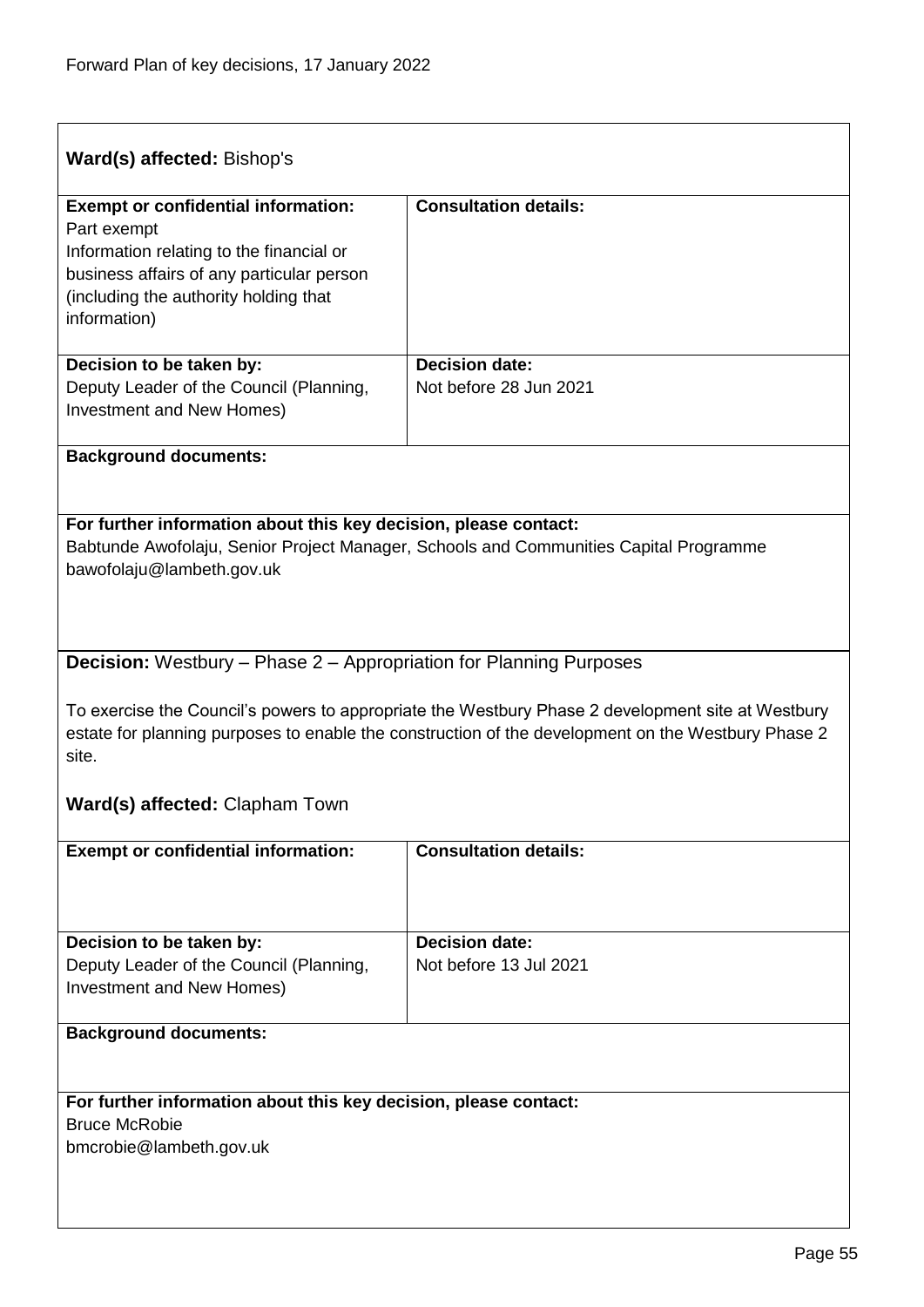**Ward(s) affected:** Bishop's

| **Exempt or confidential information:** | **Consultation details:** |
|---|---|
| Part exempt<br>Information relating to the financial or business affairs of any particular person (including the authority holding that information) | |
| **Decision to be taken by:**<br>Deputy Leader of the Council (Planning, Investment and New Homes) | **Decision date:**<br>Not before 28 Jun 2021 |

**Background documents:**

**For further information about this key decision, please contact:**
Babtunde Awofolaju, Senior Project Manager, Schools and Communities Capital Programme
bawofolaju@lambeth.gov.uk

**Decision:** Westbury – Phase 2 – Appropriation for Planning Purposes

To exercise the Council's powers to appropriate the Westbury Phase 2 development site at Westbury estate for planning purposes to enable the construction of the development on the Westbury Phase 2 site.

**Ward(s) affected:** Clapham Town

| **Exempt or confidential information:** | **Consultation details:** |
|---|---|
| **Decision to be taken by:**<br>Deputy Leader of the Council (Planning, Investment and New Homes) | **Decision date:**<br>Not before 13 Jul 2021 |

**Background documents:**

**For further information about this key decision, please contact:**
Bruce McRobie
bmcrobie@lambeth.gov.uk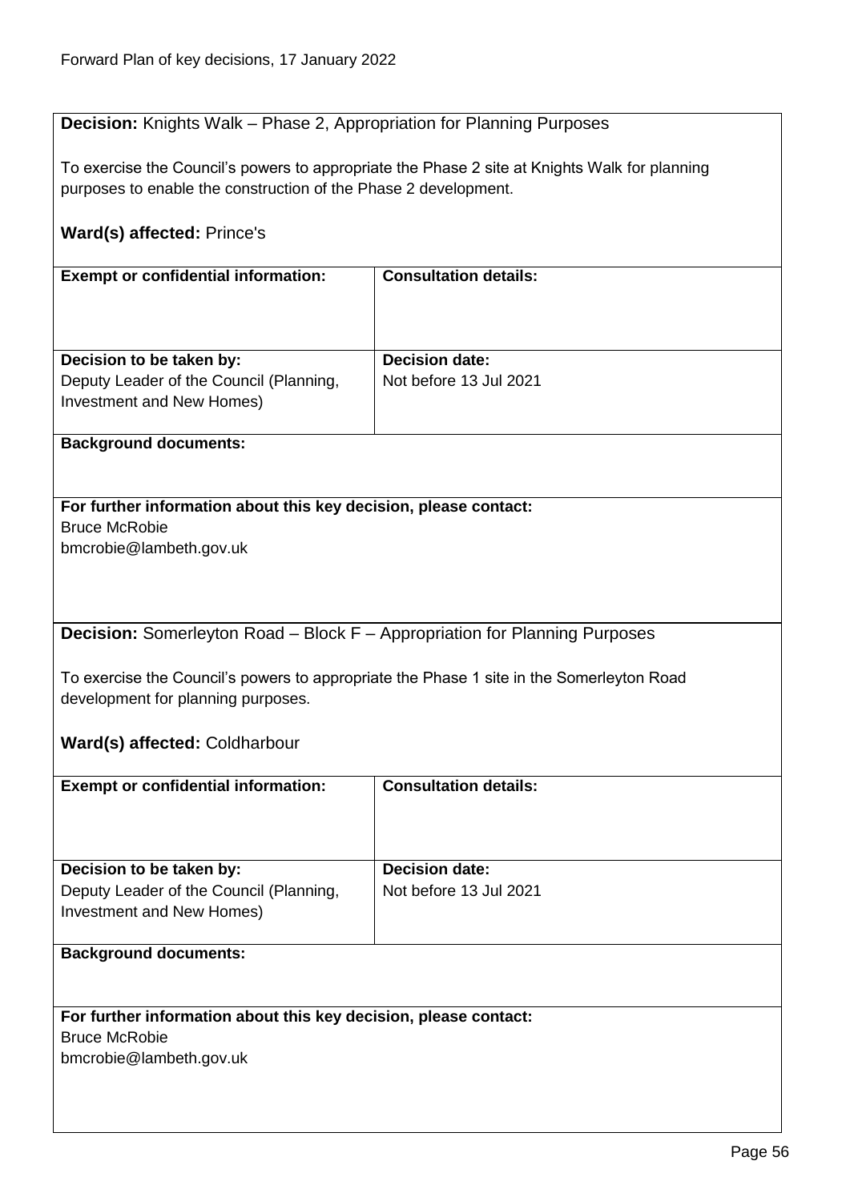**Decision:** Knights Walk – Phase 2, Appropriation for Planning Purposes

To exercise the Council's powers to appropriate the Phase 2 site at Knights Walk for planning purposes to enable the construction of the Phase 2 development.

**Ward(s) affected:** Prince's

| **Exempt or confidential information:** | **Consultation details:** |
|---|---|
| | |
| **Decision to be taken by:** Deputy Leader of the Council (Planning, Investment and New Homes) | **Decision date:** Not before 13 Jul 2021 |

**Background documents:**

**For further information about this key decision, please contact:**
Bruce McRobie
bmcrobie@lambeth.gov.uk

**Decision:** Somerleyton Road – Block F – Appropriation for Planning Purposes

To exercise the Council's powers to appropriate the Phase 1 site in the Somerleyton Road development for planning purposes.

**Ward(s) affected:** Coldharbour

| **Exempt or confidential information:** | **Consultation details:** |
|---|---|
| | |
| **Decision to be taken by:** Deputy Leader of the Council (Planning, Investment and New Homes) | **Decision date:** Not before 13 Jul 2021 |

**Background documents:**

**For further information about this key decision, please contact:**
Bruce McRobie
bmcrobie@lambeth.gov.uk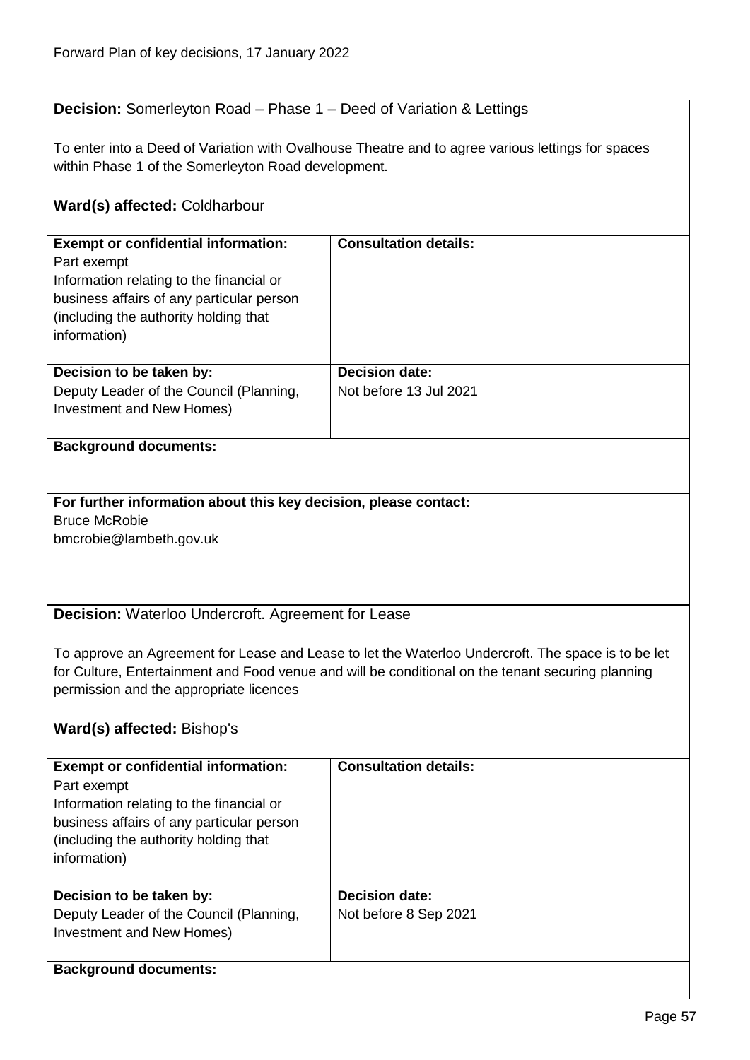**Decision:** Somerleyton Road – Phase 1 – Deed of Variation & Lettings

To enter into a Deed of Variation with Ovalhouse Theatre and to agree various lettings for spaces within Phase 1 of the Somerleyton Road development.

**Ward(s) affected:** Coldharbour

| **Exempt or confidential information:** | **Consultation details:** |
|---|---|
| Part exempt<br>Information relating to the financial or business affairs of any particular person (including the authority holding that information) | |
| **Decision to be taken by:**<br>Deputy Leader of the Council (Planning, Investment and New Homes) | **Decision date:**<br>Not before 13 Jul 2021 |

**Background documents:**

**For further information about this key decision, please contact:**
Bruce McRobie
bmcrobie@lambeth.gov.uk

**Decision:** Waterloo Undercroft. Agreement for Lease

To approve an Agreement for Lease and Lease to let the Waterloo Undercroft. The space is to be let for Culture, Entertainment and Food venue and will be conditional on the tenant securing planning permission and the appropriate licences

**Ward(s) affected:** Bishop's

| **Exempt or confidential information:** | **Consultation details:** |
|---|---|
| Part exempt<br>Information relating to the financial or business affairs of any particular person (including the authority holding that information) | |
| **Decision to be taken by:**<br>Deputy Leader of the Council (Planning, Investment and New Homes) | **Decision date:**<br>Not before 8 Sep 2021 |

**Background documents:**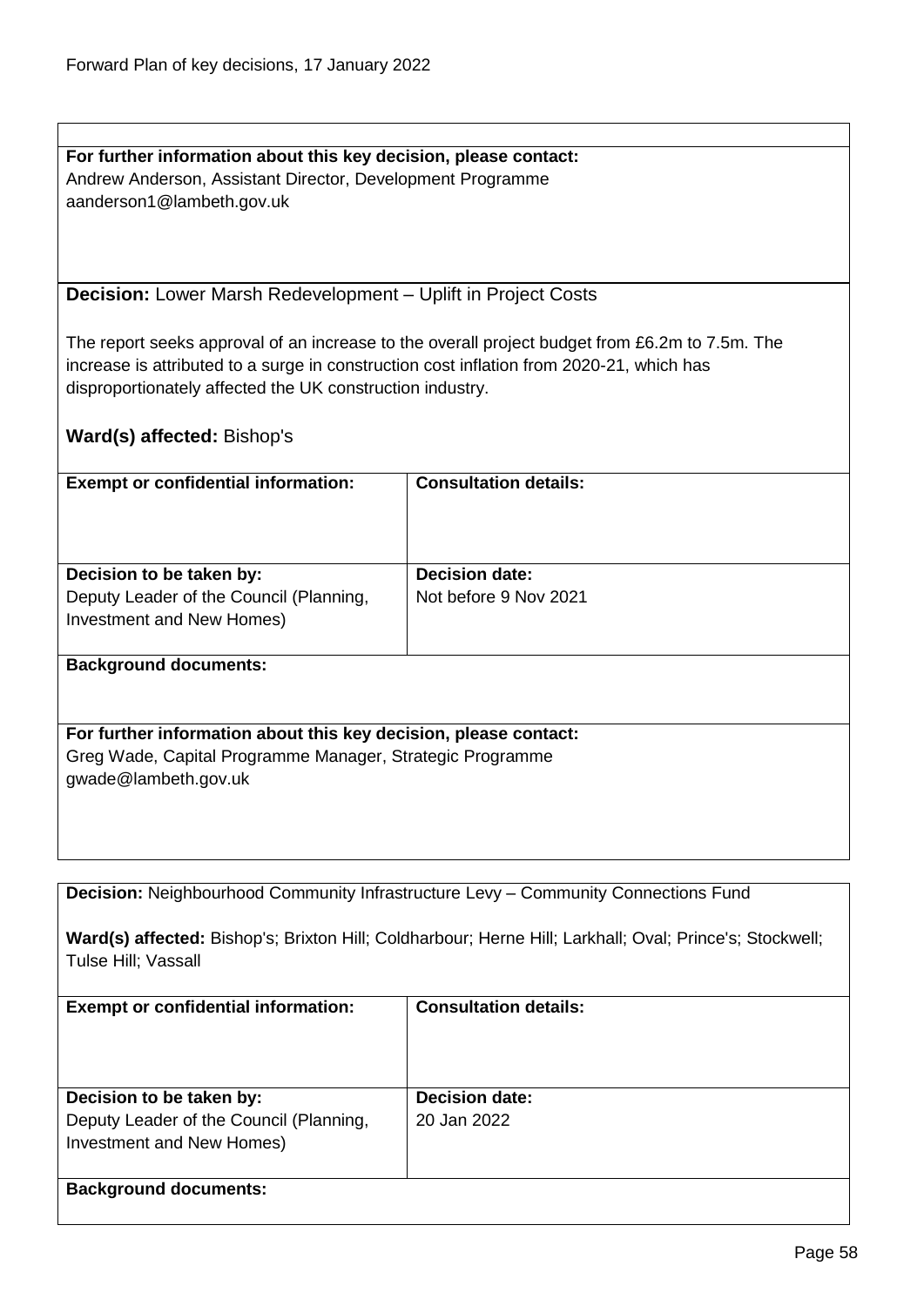**For further information about this key decision, please contact:**
Andrew Anderson, Assistant Director, Development Programme
aanderson1@lambeth.gov.uk

**Decision:** Lower Marsh Redevelopment – Uplift in Project Costs

The report seeks approval of an increase to the overall project budget from £6.2m to 7.5m. The increase is attributed to a surge in construction cost inflation from 2020-21, which has disproportionately affected the UK construction industry.

**Ward(s) affected:** Bishop's

| **Exempt or confidential information:** | **Consultation details:** |
|---|---|
| **Decision to be taken by:** Deputy Leader of the Council (Planning, Investment and New Homes) | **Decision date:** Not before 9 Nov 2021 |

**Background documents:**

**For further information about this key decision, please contact:**
Greg Wade, Capital Programme Manager, Strategic Programme
gwade@lambeth.gov.uk

**Decision:** Neighbourhood Community Infrastructure Levy – Community Connections Fund

**Ward(s) affected:** Bishop's; Brixton Hill; Coldharbour; Herne Hill; Larkhall; Oval; Prince's; Stockwell; Tulse Hill; Vassall

| **Exempt or confidential information:** | **Consultation details:** |
|---|---|
| **Decision to be taken by:** Deputy Leader of the Council (Planning, Investment and New Homes) | **Decision date:** 20 Jan 2022 |

**Background documents:**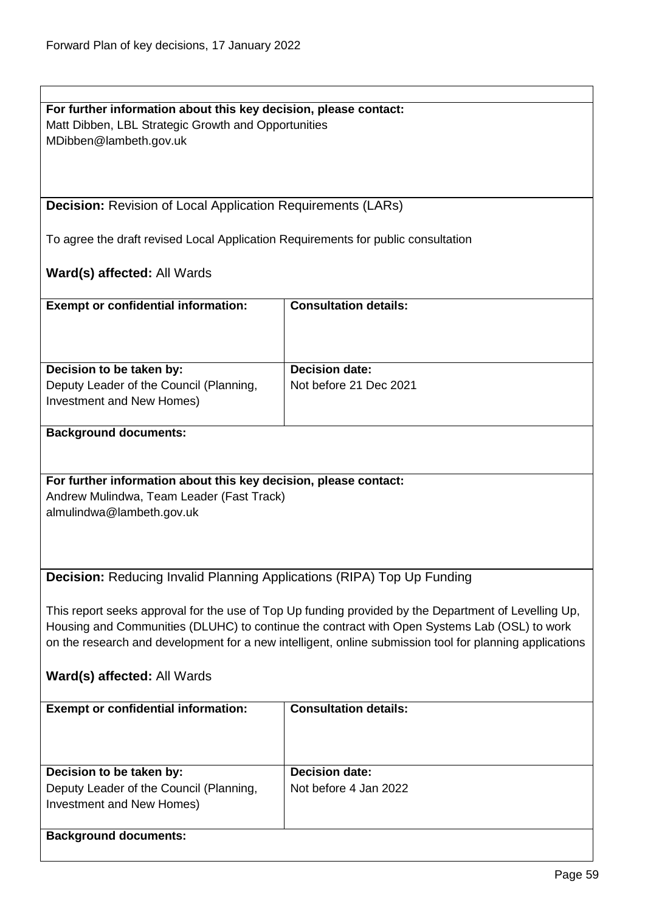**For further information about this key decision, please contact:**
Matt Dibben, LBL Strategic Growth and Opportunities
MDibben@lambeth.gov.uk

**Decision:** Revision of Local Application Requirements (LARs)

To agree the draft revised Local Application Requirements for public consultation

**Ward(s) affected:** All Wards

| **Exempt or confidential information:** | **Consultation details:** |
|---|---|
| **Decision to be taken by:** Deputy Leader of the Council (Planning, Investment and New Homes) | **Decision date:** Not before 21 Dec 2021 |

**Background documents:**

**For further information about this key decision, please contact:**
Andrew Mulindwa, Team Leader (Fast Track)
almulindwa@lambeth.gov.uk

**Decision:** Reducing Invalid Planning Applications (RIPA) Top Up Funding

This report seeks approval for the use of Top Up funding provided by the Department of Levelling Up, Housing and Communities (DLUHC) to continue the contract with Open Systems Lab (OSL) to work on the research and development for a new intelligent, online submission tool for planning applications

**Ward(s) affected:** All Wards

| **Exempt or confidential information:** | **Consultation details:** |
|---|---|
| **Decision to be taken by:** Deputy Leader of the Council (Planning, Investment and New Homes) | **Decision date:** Not before 4 Jan 2022 |

**Background documents:**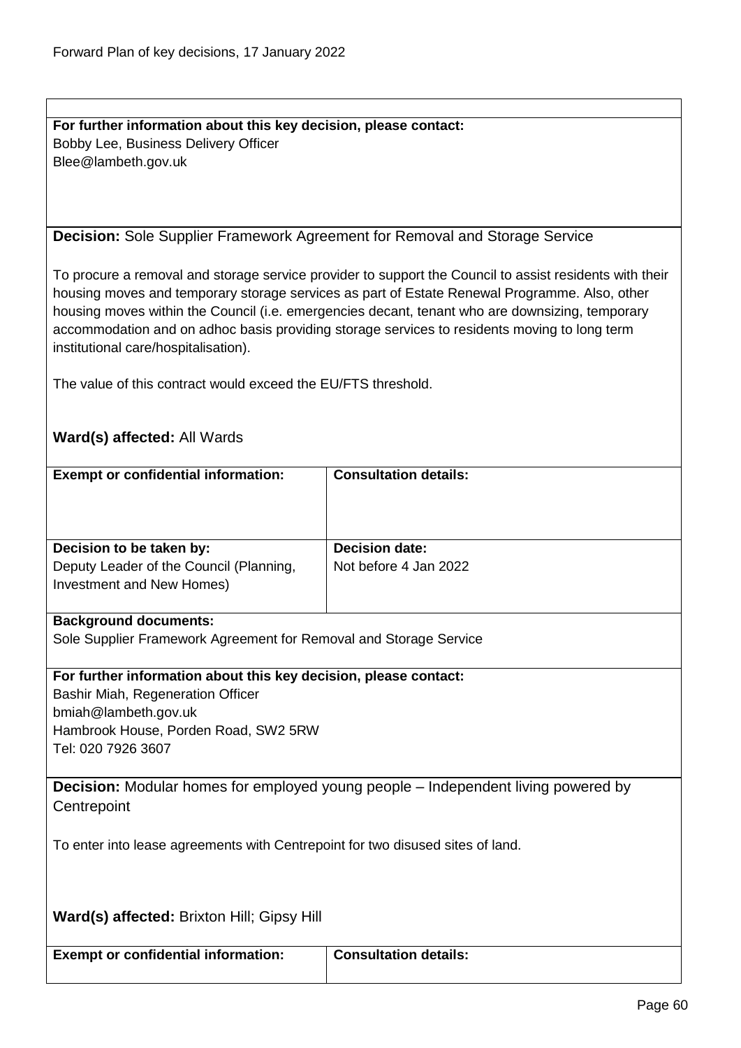**For further information about this key decision, please contact:**
Bobby Lee, Business Delivery Officer
Blee@lambeth.gov.uk

**Decision:** Sole Supplier Framework Agreement for Removal and Storage Service

To procure a removal and storage service provider to support the Council to assist residents with their housing moves and temporary storage services as part of Estate Renewal Programme. Also, other housing moves within the Council (i.e. emergencies decant, tenant who are downsizing, temporary accommodation and on adhoc basis providing storage services to residents moving to long term institutional care/hospitalisation).

The value of this contract would exceed the EU/FTS threshold.

**Ward(s) affected:** All Wards

| **Exempt or confidential information:** | **Consultation details:** |
|---|---|
| **Decision to be taken by:** Deputy Leader of the Council (Planning, Investment and New Homes) | **Decision date:** Not before 4 Jan 2022 |

**Background documents:**
Sole Supplier Framework Agreement for Removal and Storage Service

**For further information about this key decision, please contact:**
Bashir Miah, Regeneration Officer
bmiah@lambeth.gov.uk
Hambrook House, Porden Road, SW2 5RW
Tel: 020 7926 3607

**Decision:** Modular homes for employed young people – Independent living powered by Centrepoint

To enter into lease agreements with Centrepoint for two disused sites of land.

**Ward(s) affected:** Brixton Hill; Gipsy Hill

| **Exempt or confidential information:** | **Consultation details:** |
|---|---|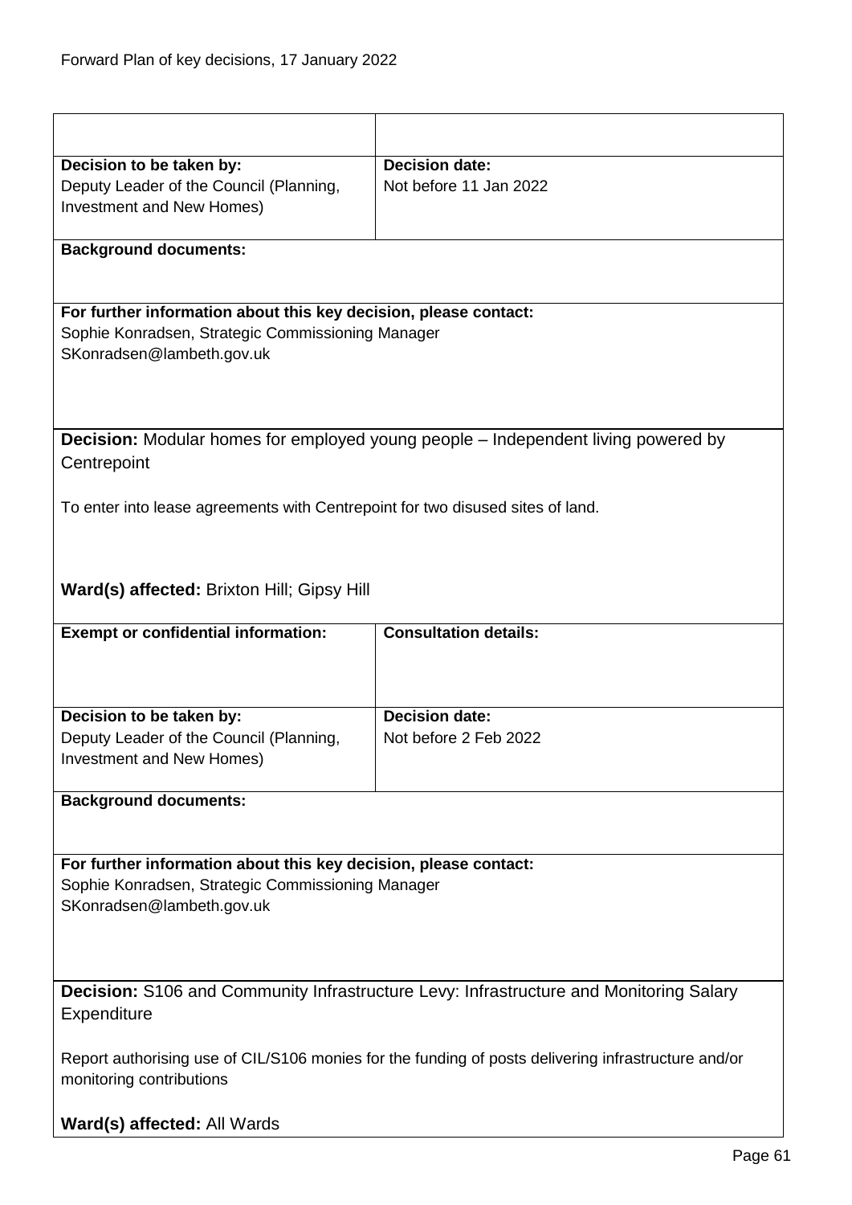| | |
|---|---|
| **Decision to be taken by:**<br>Deputy Leader of the Council (Planning, Investment and New Homes) | **Decision date:**<br>Not before 11 Jan 2022 |

**Background documents:**

**For further information about this key decision, please contact:**
Sophie Konradsen, Strategic Commissioning Manager
SKonradsen@lambeth.gov.uk

**Decision:** Modular homes for employed young people – Independent living powered by Centrepoint

To enter into lease agreements with Centrepoint for two disused sites of land.

**Ward(s) affected:** Brixton Hill; Gipsy Hill

| | |
|---|---|
| **Exempt or confidential information:** | **Consultation details:** |
| **Decision to be taken by:**<br>Deputy Leader of the Council (Planning, Investment and New Homes) | **Decision date:**<br>Not before 2 Feb 2022 |

**Background documents:**

**For further information about this key decision, please contact:**
Sophie Konradsen, Strategic Commissioning Manager
SKonradsen@lambeth.gov.uk

**Decision:** S106 and Community Infrastructure Levy: Infrastructure and Monitoring Salary Expenditure

Report authorising use of CIL/S106 monies for the funding of posts delivering infrastructure and/or monitoring contributions

**Ward(s) affected:** All Wards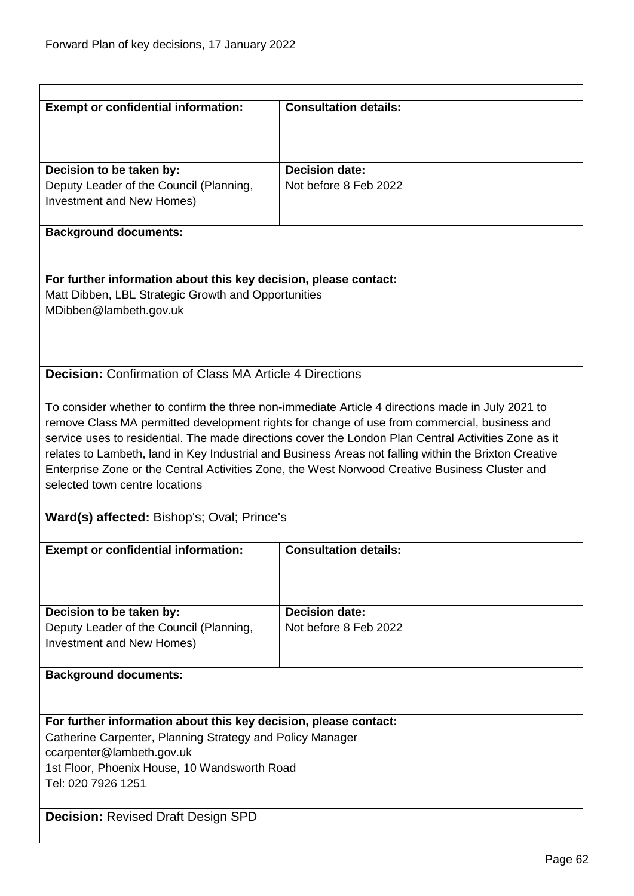| **Exempt or confidential information:** | **Consultation details:** |
|---|---|
| **Decision to be taken by:**<br>Deputy Leader of the Council (Planning, Investment and New Homes) | **Decision date:**<br>Not before 8 Feb 2022 |

**Background documents:**

**For further information about this key decision, please contact:**
Matt Dibben, LBL Strategic Growth and Opportunities
MDibben@lambeth.gov.uk

**Decision:** Confirmation of Class MA Article 4 Directions

To consider whether to confirm the three non-immediate Article 4 directions made in July 2021 to remove Class MA permitted development rights for change of use from commercial, business and service uses to residential. The made directions cover the London Plan Central Activities Zone as it relates to Lambeth, land in Key Industrial and Business Areas not falling within the Brixton Creative Enterprise Zone or the Central Activities Zone, the West Norwood Creative Business Cluster and selected town centre locations

**Ward(s) affected:** Bishop's; Oval; Prince's

| **Exempt or confidential information:** | **Consultation details:** |
|---|---|
| **Decision to be taken by:**<br>Deputy Leader of the Council (Planning, Investment and New Homes) | **Decision date:**<br>Not before 8 Feb 2022 |

**Background documents:**

**For further information about this key decision, please contact:**
Catherine Carpenter, Planning Strategy and Policy Manager
ccarpenter@lambeth.gov.uk
1st Floor, Phoenix House, 10 Wandsworth Road
Tel: 020 7926 1251

**Decision:** Revised Draft Design SPD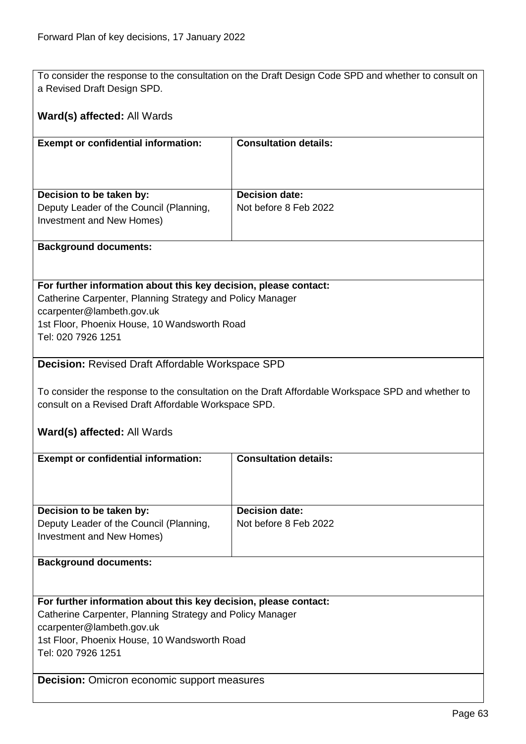To consider the response to the consultation on the Draft Design Code SPD and whether to consult on a Revised Draft Design SPD.

**Ward(s) affected:** All Wards

| **Exempt or confidential information:** | **Consultation details:** |
|---|---|
| **Decision to be taken by:** Deputy Leader of the Council (Planning, Investment and New Homes) | **Decision date:** Not before 8 Feb 2022 |

**Background documents:**

**For further information about this key decision, please contact:**
Catherine Carpenter, Planning Strategy and Policy Manager
ccarpenter@lambeth.gov.uk
1st Floor, Phoenix House, 10 Wandsworth Road
Tel: 020 7926 1251

**Decision:** Revised Draft Affordable Workspace SPD

To consider the response to the consultation on the Draft Affordable Workspace SPD and whether to consult on a Revised Draft Affordable Workspace SPD.

**Ward(s) affected:** All Wards

| **Exempt or confidential information:** | **Consultation details:** |
|---|---|
| **Decision to be taken by:** Deputy Leader of the Council (Planning, Investment and New Homes) | **Decision date:** Not before 8 Feb 2022 |

**Background documents:**

**For further information about this key decision, please contact:**
Catherine Carpenter, Planning Strategy and Policy Manager
ccarpenter@lambeth.gov.uk
1st Floor, Phoenix House, 10 Wandsworth Road
Tel: 020 7926 1251

**Decision:** Omicron economic support measures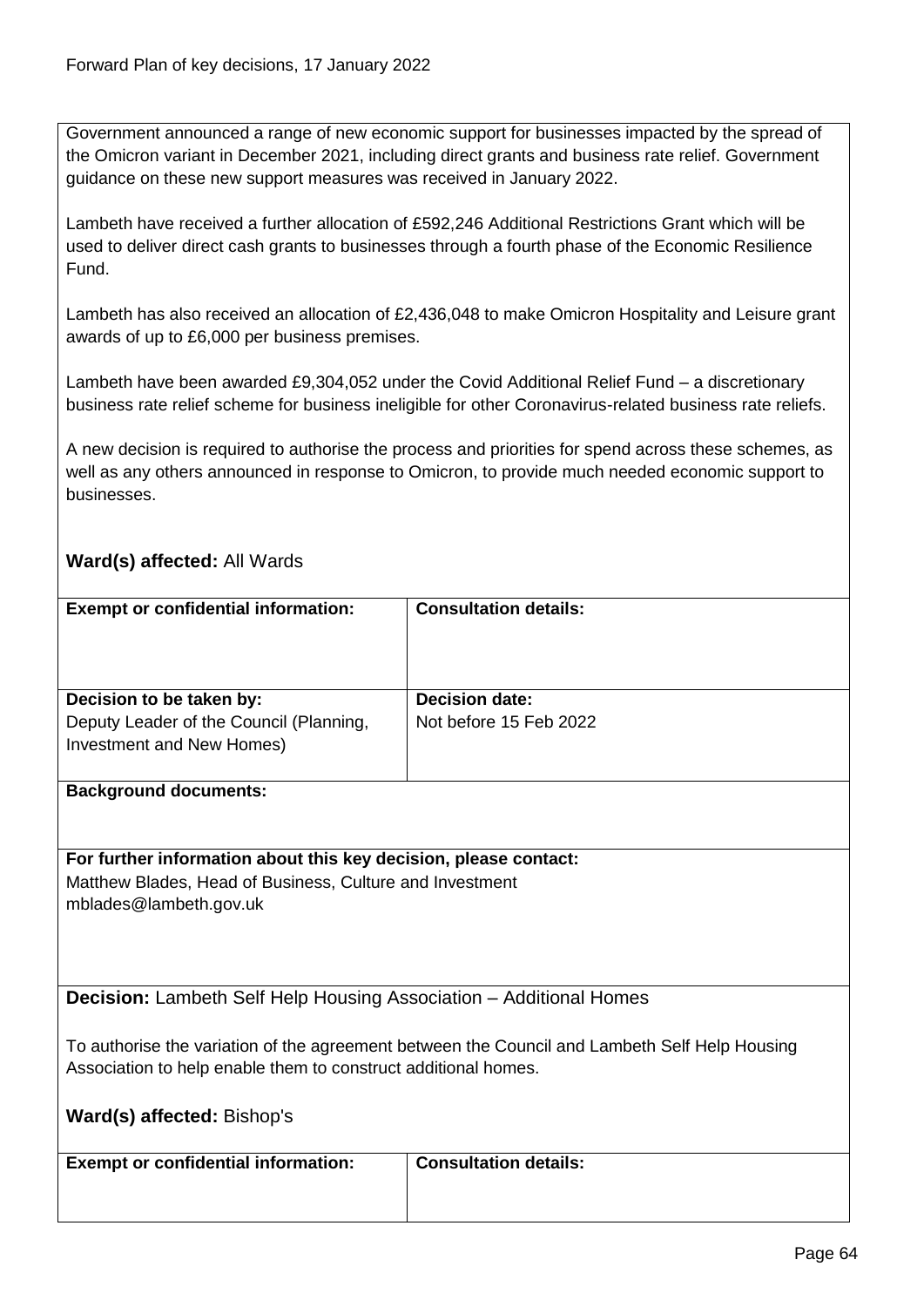Government announced a range of new economic support for businesses impacted by the spread of the Omicron variant in December 2021, including direct grants and business rate relief. Government guidance on these new support measures was received in January 2022.

Lambeth have received a further allocation of £592,246 Additional Restrictions Grant which will be used to deliver direct cash grants to businesses through a fourth phase of the Economic Resilience Fund.

Lambeth has also received an allocation of £2,436,048 to make Omicron Hospitality and Leisure grant awards of up to £6,000 per business premises.

Lambeth have been awarded £9,304,052 under the Covid Additional Relief Fund – a discretionary business rate relief scheme for business ineligible for other Coronavirus-related business rate reliefs.

A new decision is required to authorise the process and priorities for spend across these schemes, as well as any others announced in response to Omicron, to provide much needed economic support to businesses.

**Ward(s) affected:** All Wards

| **Exempt or confidential information:** | **Consultation details:** |
| --- | --- |
| **Decision to be taken by:** Deputy Leader of the Council (Planning, Investment and New Homes) | **Decision date:** Not before 15 Feb 2022 |

**Background documents:**

**For further information about this key decision, please contact:**
Matthew Blades, Head of Business, Culture and Investment
mblades@lambeth.gov.uk

**Decision:** Lambeth Self Help Housing Association – Additional Homes

To authorise the variation of the agreement between the Council and Lambeth Self Help Housing Association to help enable them to construct additional homes.

**Ward(s) affected:** Bishop's

| **Exempt or confidential information:** | **Consultation details:** |
| --- | --- |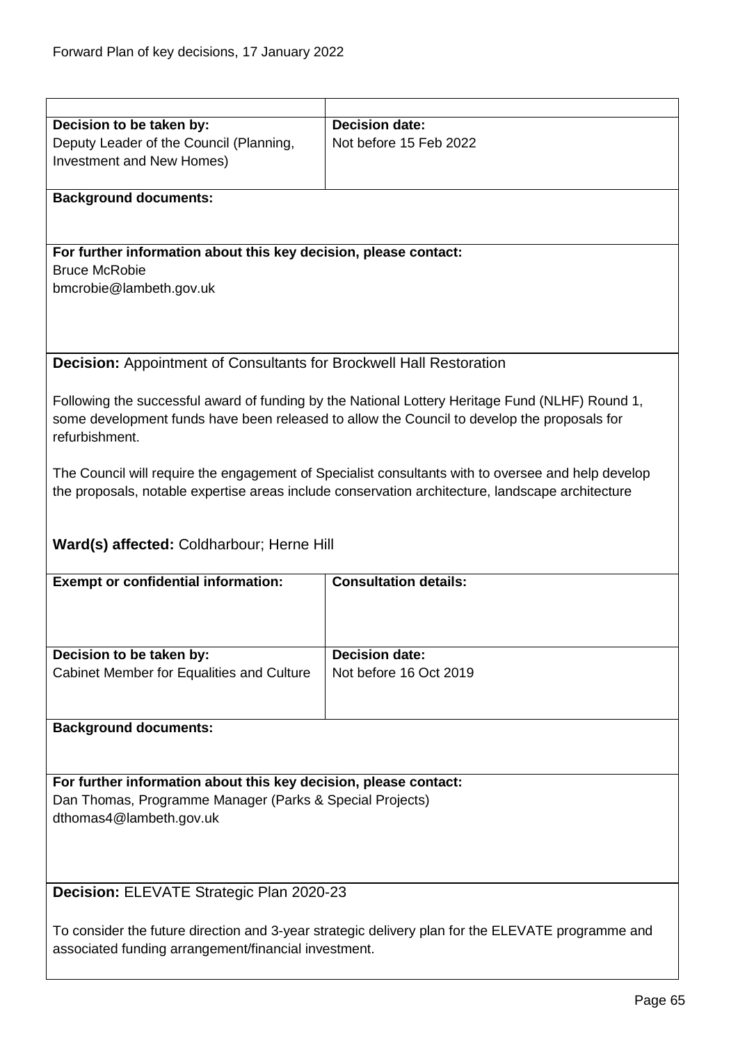| | |
|---|---|
| **Decision to be taken by:**<br>Deputy Leader of the Council (Planning, Investment and New Homes) | **Decision date:**<br>Not before 15 Feb 2022 |

**Background documents:**

**For further information about this key decision, please contact:**
Bruce McRobie
bmcrobie@lambeth.gov.uk

**Decision:** Appointment of Consultants for Brockwell Hall Restoration

Following the successful award of funding by the National Lottery Heritage Fund (NLHF) Round 1, some development funds have been released to allow the Council to develop the proposals for refurbishment.

The Council will require the engagement of Specialist consultants with to oversee and help develop the proposals, notable expertise areas include conservation architecture, landscape architecture

**Ward(s) affected:** Coldharbour; Herne Hill

| **Exempt or confidential information:** | **Consultation details:** |
|---|---|
| | |
| **Decision to be taken by:**<br>Cabinet Member for Equalities and Culture | **Decision date:**<br>Not before 16 Oct 2019 |

**Background documents:**

**For further information about this key decision, please contact:**
Dan Thomas, Programme Manager (Parks & Special Projects)
dthomas4@lambeth.gov.uk

**Decision:** ELEVATE Strategic Plan 2020-23

To consider the future direction and 3-year strategic delivery plan for the ELEVATE programme and associated funding arrangement/financial investment.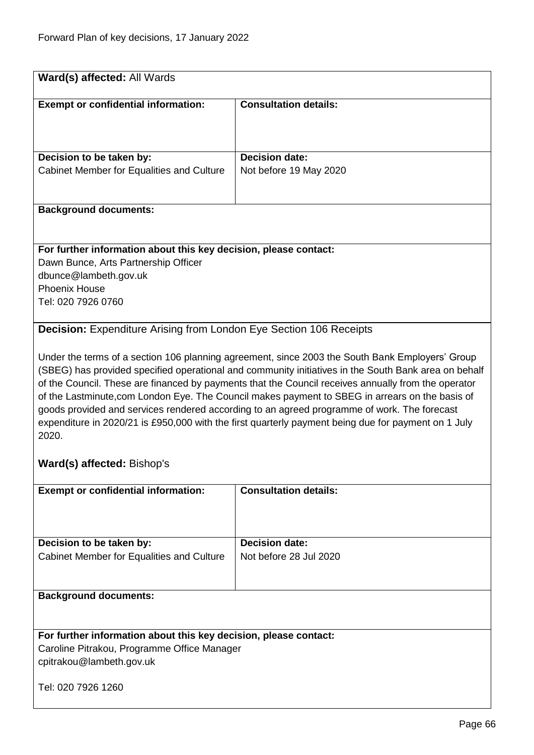**Ward(s) affected:** All Wards

| **Exempt or confidential information:** | **Consultation details:** |
| --- | --- |
| | |
| **Decision to be taken by:** Cabinet Member for Equalities and Culture | **Decision date:** Not before 19 May 2020 |

**Background documents:**

**For further information about this key decision, please contact:**
Dawn Bunce, Arts Partnership Officer
dbunce@lambeth.gov.uk
Phoenix House
Tel: 020 7926 0760

**Decision:** Expenditure Arising from London Eye Section 106 Receipts

Under the terms of a section 106 planning agreement, since 2003 the South Bank Employers' Group (SBEG) has provided specified operational and community initiatives in the South Bank area on behalf of the Council. These are financed by payments that the Council receives annually from the operator of the Lastminute,com London Eye. The Council makes payment to SBEG in arrears on the basis of goods provided and services rendered according to an agreed programme of work. The forecast expenditure in 2020/21 is £950,000 with the first quarterly payment being due for payment on 1 July 2020.

**Ward(s) affected:** Bishop's

| **Exempt or confidential information:** | **Consultation details:** |
| --- | --- |
| | |
| **Decision to be taken by:** Cabinet Member for Equalities and Culture | **Decision date:** Not before 28 Jul 2020 |

**Background documents:**

**For further information about this key decision, please contact:**
Caroline Pitrakou, Programme Office Manager
cpitrakou@lambeth.gov.uk

Tel: 020 7926 1260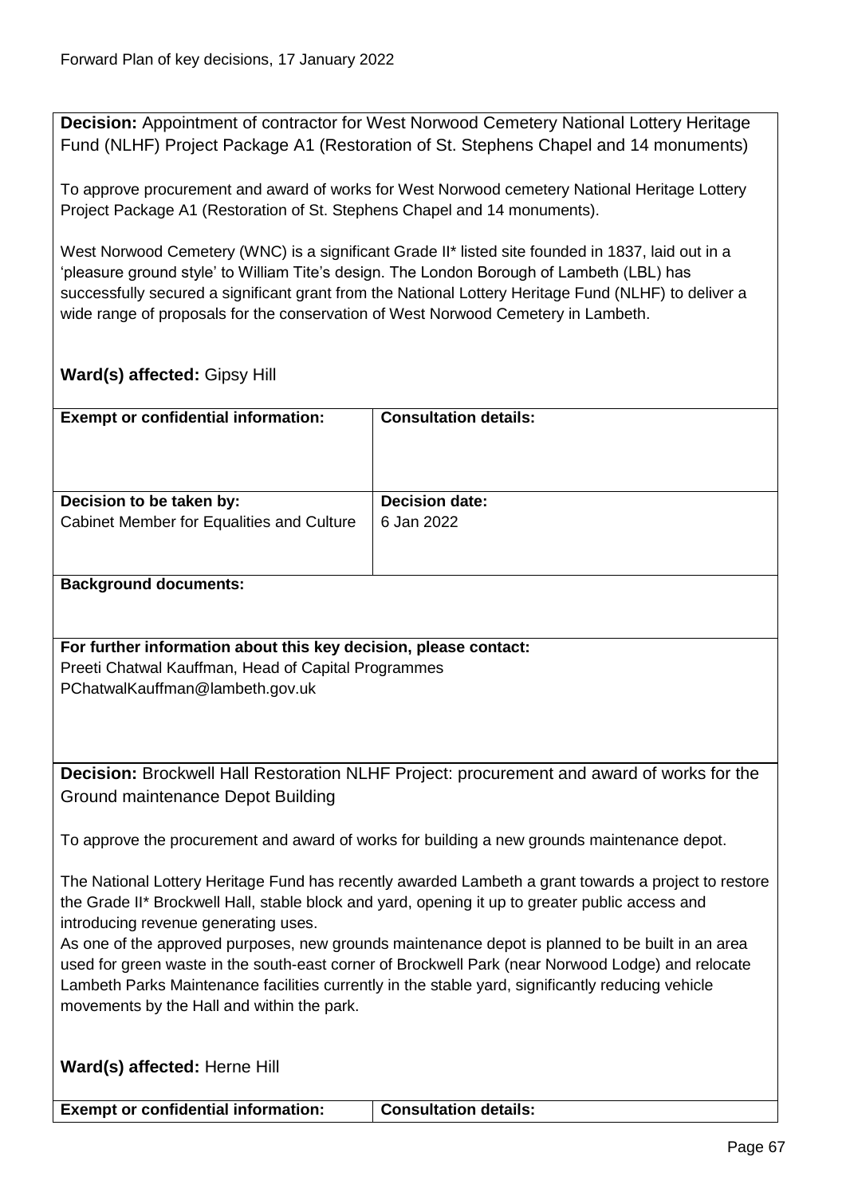**Decision:** Appointment of contractor for West Norwood Cemetery National Lottery Heritage Fund (NLHF) Project Package A1 (Restoration of St. Stephens Chapel and 14 monuments)

To approve procurement and award of works for West Norwood cemetery National Heritage Lottery Project Package A1 (Restoration of St. Stephens Chapel and 14 monuments).

West Norwood Cemetery (WNC) is a significant Grade II* listed site founded in 1837, laid out in a 'pleasure ground style' to William Tite's design. The London Borough of Lambeth (LBL) has successfully secured a significant grant from the National Lottery Heritage Fund (NLHF) to deliver a wide range of proposals for the conservation of West Norwood Cemetery in Lambeth.

**Ward(s) affected:** Gipsy Hill

| **Exempt or confidential information:** | **Consultation details:** |
|---|---|
| **Decision to be taken by:** Cabinet Member for Equalities and Culture | **Decision date:** 6 Jan 2022 |

**Background documents:**

**For further information about this key decision, please contact:**
Preeti Chatwal Kauffman, Head of Capital Programmes
PChatwalKauffman@lambeth.gov.uk

**Decision:** Brockwell Hall Restoration NLHF Project: procurement and award of works for the Ground maintenance Depot Building

To approve the procurement and award of works for building a new grounds maintenance depot.

The National Lottery Heritage Fund has recently awarded Lambeth a grant towards a project to restore the Grade II* Brockwell Hall, stable block and yard, opening it up to greater public access and introducing revenue generating uses.
As one of the approved purposes, new grounds maintenance depot is planned to be built in an area used for green waste in the south-east corner of Brockwell Park (near Norwood Lodge) and relocate Lambeth Parks Maintenance facilities currently in the stable yard, significantly reducing vehicle movements by the Hall and within the park.

**Ward(s) affected:** Herne Hill

| **Exempt or confidential information:** | **Consultation details:** |
|---|---|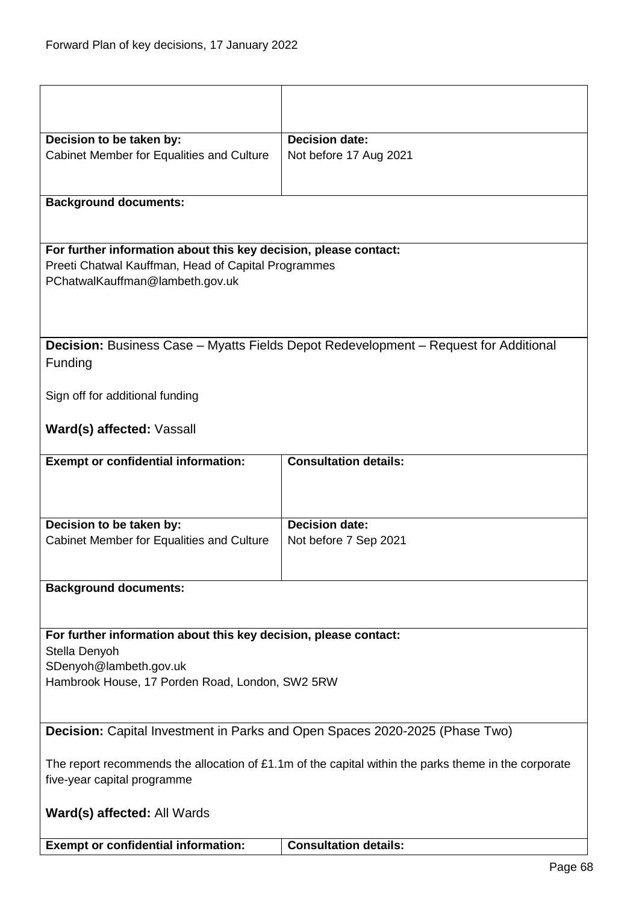| | |
|---|---|
| | |
| **Decision to be taken by:**<br>Cabinet Member for Equalities and Culture | **Decision date:**<br>Not before 17 Aug 2021 |

**Background documents:**

**For further information about this key decision, please contact:**
Preeti Chatwal Kauffman, Head of Capital Programmes
PChatwalKauffman@lambeth.gov.uk

**Decision:** Business Case – Myatts Fields Depot Redevelopment – Request for Additional Funding

Sign off for additional funding

**Ward(s) affected:** Vassall

| **Exempt or confidential information:** | **Consultation details:** |
|---|---|
| **Decision to be taken by:**<br>Cabinet Member for Equalities and Culture | **Decision date:**<br>Not before 7 Sep 2021 |

**Background documents:**

**For further information about this key decision, please contact:**
Stella Denyoh
SDenyoh@lambeth.gov.uk
Hambrook House, 17 Porden Road, London, SW2 5RW

**Decision:** Capital Investment in Parks and Open Spaces 2020-2025 (Phase Two)

The report recommends the allocation of £1.1m of the capital within the parks theme in the corporate five-year capital programme

**Ward(s) affected:** All Wards

| **Exempt or confidential information:** | **Consultation details:** |
|---|---|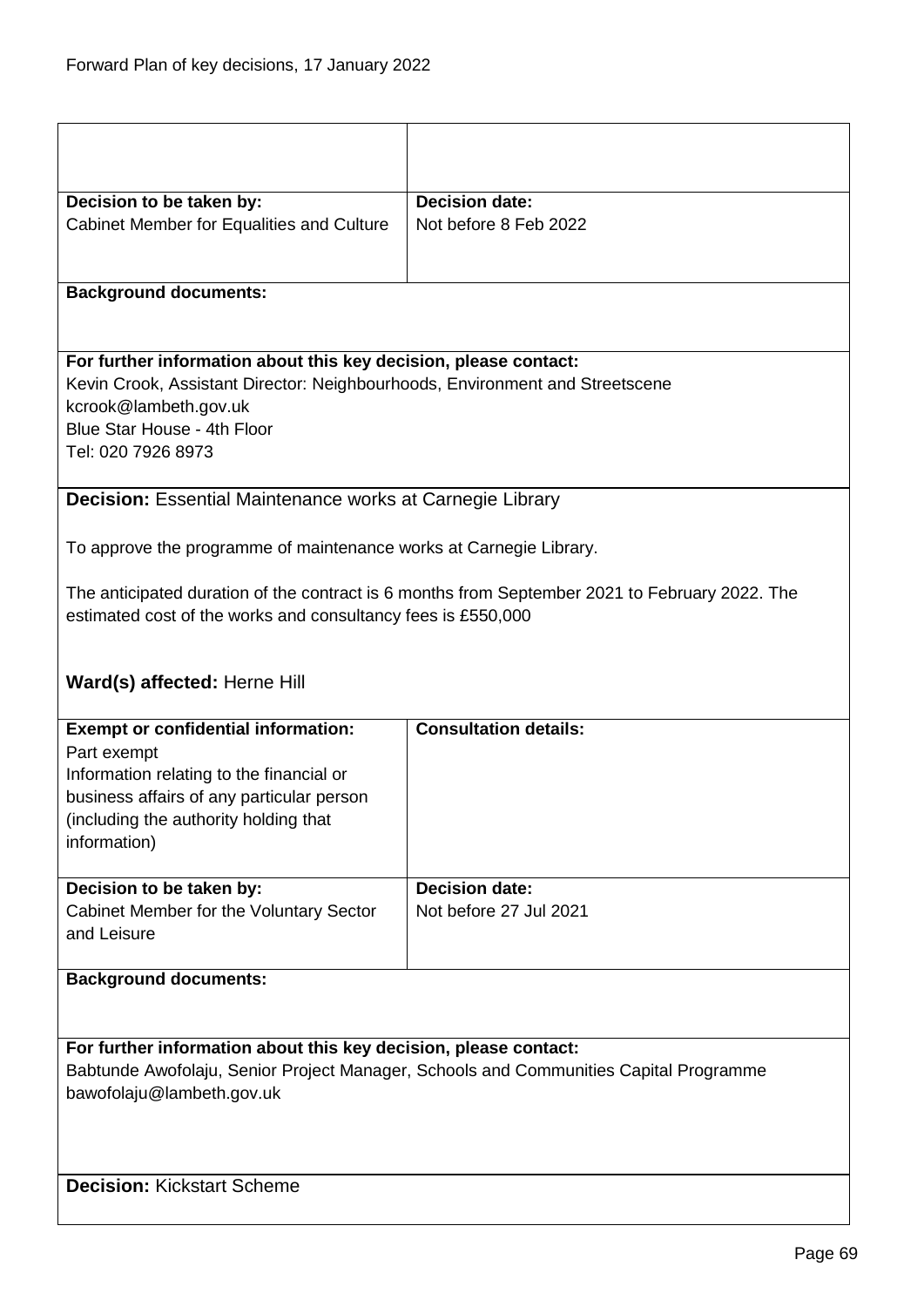| | |
|---|---|
| | |
| **Decision to be taken by:**<br>Cabinet Member for Equalities and Culture | **Decision date:**<br>Not before 8 Feb 2022 |

**Background documents:**

**For further information about this key decision, please contact:**
Kevin Crook, Assistant Director: Neighbourhoods, Environment and Streetscene
kcrook@lambeth.gov.uk
Blue Star House - 4th Floor
Tel: 020 7926 8973

**Decision:** Essential Maintenance works at Carnegie Library

To approve the programme of maintenance works at Carnegie Library.

The anticipated duration of the contract is 6 months from September 2021 to February 2022. The estimated cost of the works and consultancy fees is £550,000

**Ward(s) affected:** Herne Hill

| **Exempt or confidential information:** | **Consultation details:** |
|---|---|
| Part exempt<br>Information relating to the financial or business affairs of any particular person (including the authority holding that information) | |
| **Decision to be taken by:**<br>Cabinet Member for the Voluntary Sector and Leisure | **Decision date:**<br>Not before 27 Jul 2021 |

**Background documents:**

**For further information about this key decision, please contact:**
Babtunde Awofolaju, Senior Project Manager, Schools and Communities Capital Programme
bawofolaju@lambeth.gov.uk

**Decision:** Kickstart Scheme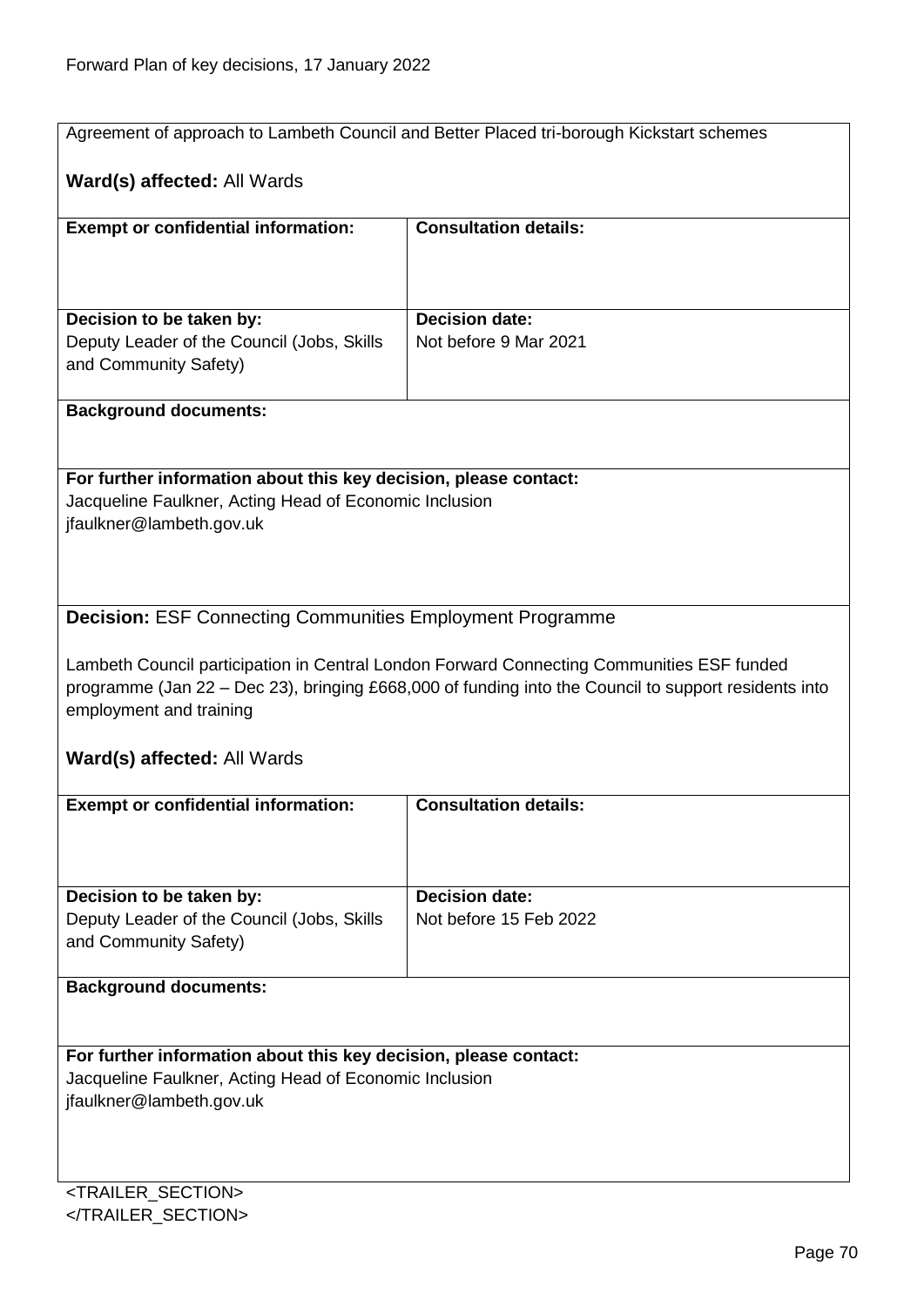Agreement of approach to Lambeth Council and Better Placed tri-borough Kickstart schemes

**Ward(s) affected:** All Wards

| **Exempt or confidential information:** | **Consultation details:** |
| --- | --- |
| | |
| **Decision to be taken by:** Deputy Leader of the Council (Jobs, Skills and Community Safety) | **Decision date:** Not before 9 Mar 2021 |

**Background documents:**

**For further information about this key decision, please contact:**
Jacqueline Faulkner, Acting Head of Economic Inclusion
jfaulkner@lambeth.gov.uk

**Decision:** ESF Connecting Communities Employment Programme

Lambeth Council participation in Central London Forward Connecting Communities ESF funded programme (Jan 22 – Dec 23), bringing £668,000 of funding into the Council to support residents into employment and training

**Ward(s) affected:** All Wards

| **Exempt or confidential information:** | **Consultation details:** |
| --- | --- |
| | |
| **Decision to be taken by:** Deputy Leader of the Council (Jobs, Skills and Community Safety) | **Decision date:** Not before 15 Feb 2022 |

**Background documents:**

**For further information about this key decision, please contact:**
Jacqueline Faulkner, Acting Head of Economic Inclusion
jfaulkner@lambeth.gov.uk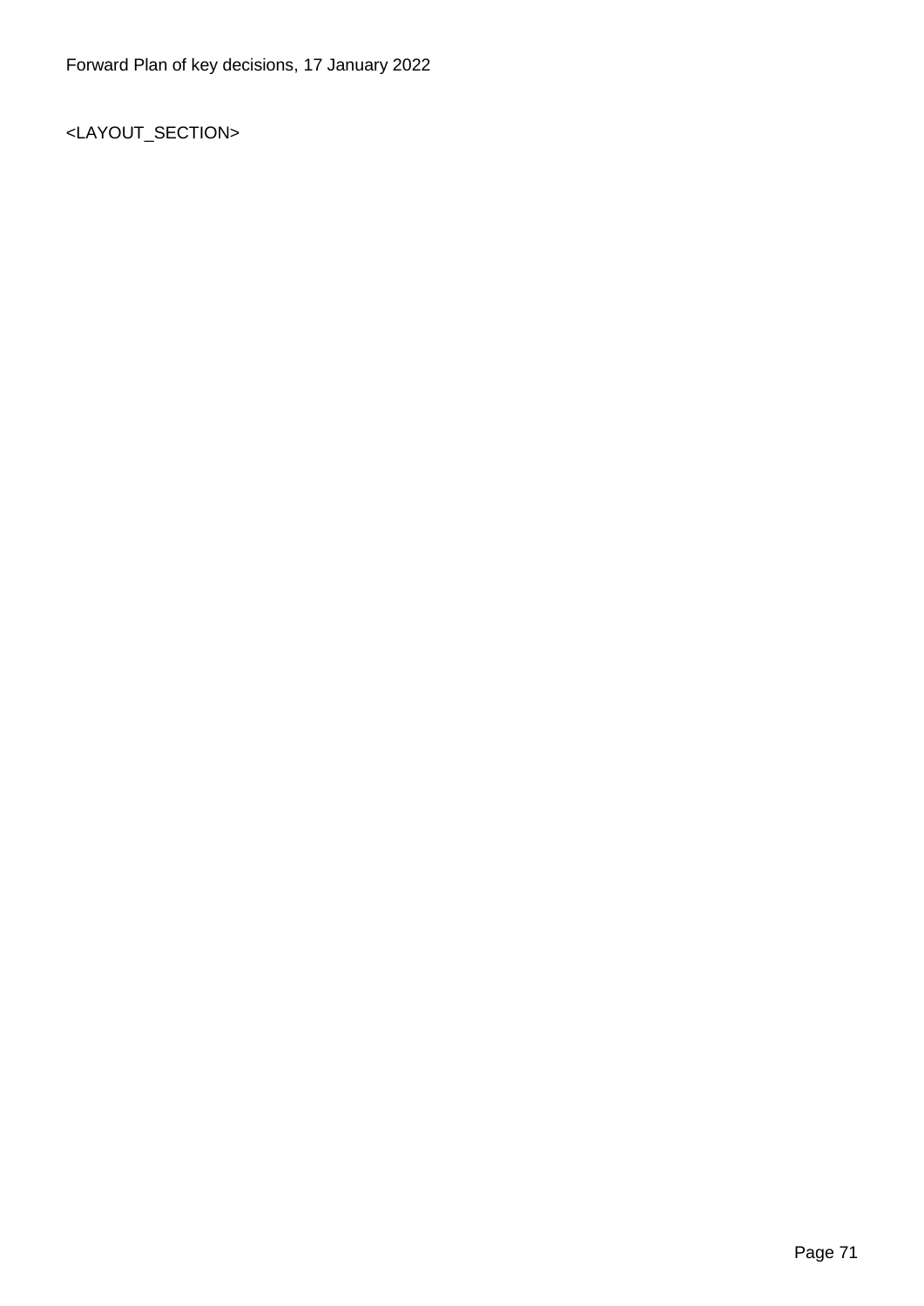<LAYOUT_SECTION>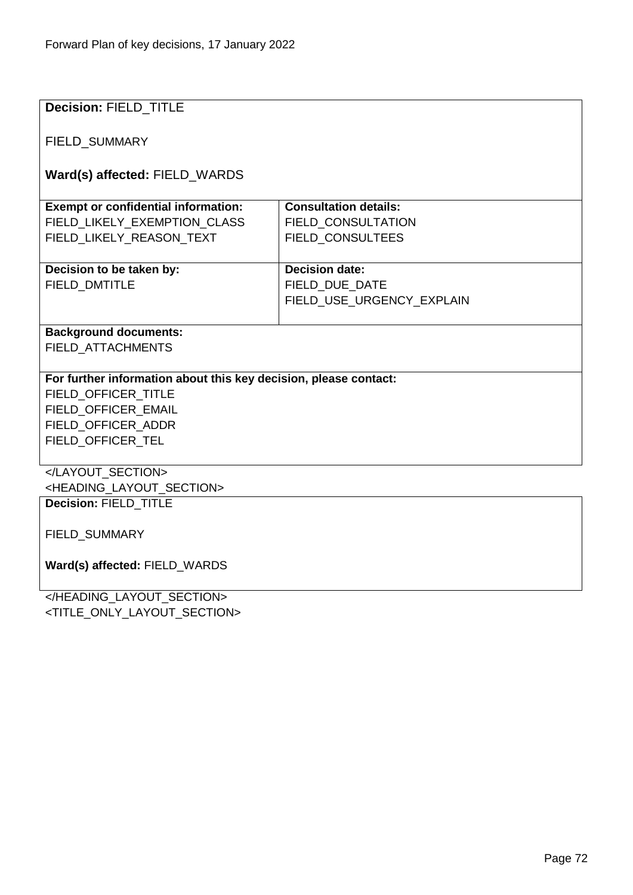**Decision:** FIELD_TITLE

FIELD_SUMMARY

**Ward(s) affected:** FIELD_WARDS

| **Exempt or confidential information:**<br>FIELD_LIKELY_EXEMPTION_CLASS<br>FIELD_LIKELY_REASON_TEXT | **Consultation details:**<br>FIELD_CONSULTATION<br>FIELD_CONSULTEES |
|---|---|
| **Decision to be taken by:**<br>FIELD_DMTITLE | **Decision date:**<br>FIELD_DUE_DATE<br>FIELD_USE_URGENCY_EXPLAIN |

**Background documents:**
FIELD_ATTACHMENTS

**For further information about this key decision, please contact:**
FIELD_OFFICER_TITLE
FIELD_OFFICER_EMAIL
FIELD_OFFICER_ADDR
FIELD_OFFICER_TEL

</LAYOUT_SECTION>
<HEADING_LAYOUT_SECTION>

**Decision:** FIELD_TITLE

FIELD_SUMMARY

**Ward(s) affected:** FIELD_WARDS

</HEADING_LAYOUT_SECTION>
<TITLE_ONLY_LAYOUT_SECTION>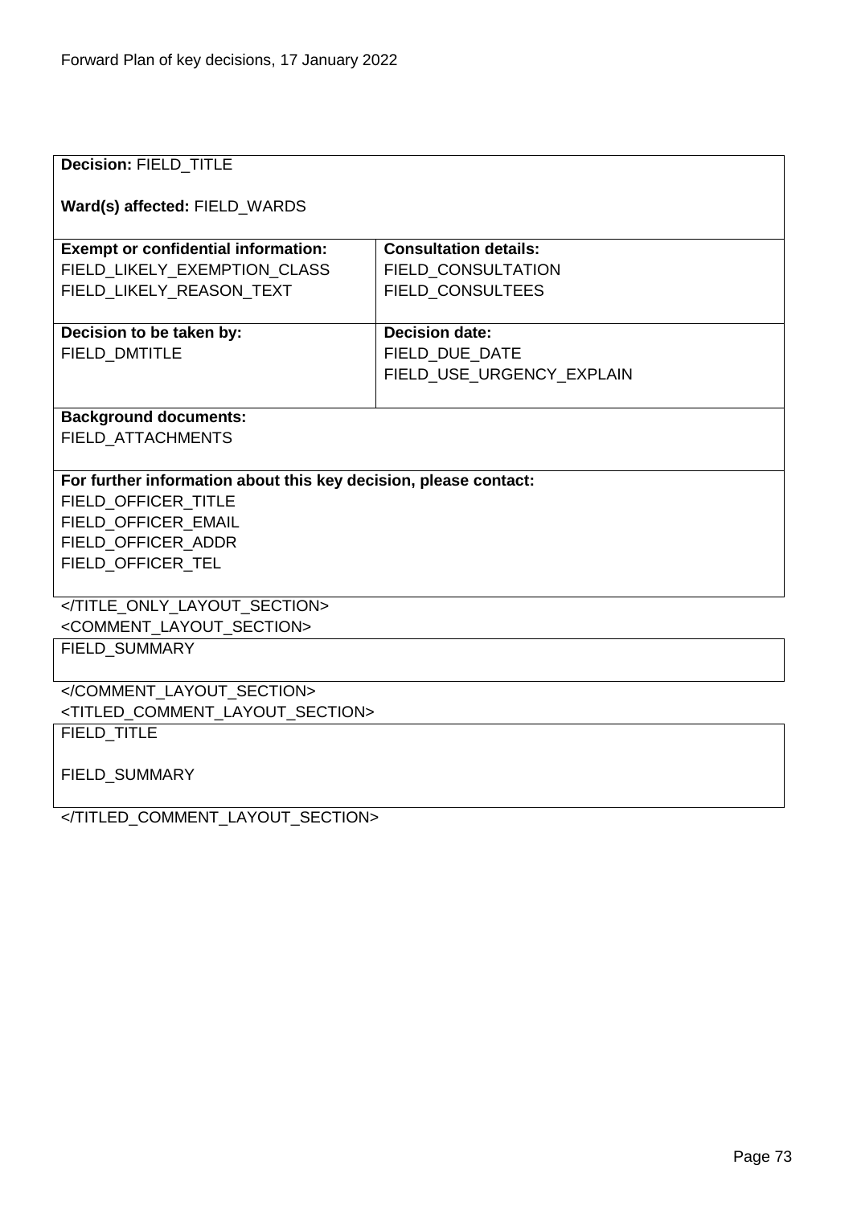| | |
|---|---|
| **Decision:** FIELD_TITLE<br><br>**Ward(s) affected:** FIELD_WARDS | |
| **Exempt or confidential information:**<br>FIELD_LIKELY_EXEMPTION_CLASS<br>FIELD_LIKELY_REASON_TEXT | **Consultation details:**<br>FIELD_CONSULTATION<br>FIELD_CONSULTEES |
| **Decision to be taken by:**<br>FIELD_DMTITLE | **Decision date:**<br>FIELD_DUE_DATE<br>FIELD_USE_URGENCY_EXPLAIN |
| **Background documents:**<br>FIELD_ATTACHMENTS | |
| **For further information about this key decision, please contact:**<br>FIELD_OFFICER_TITLE<br>FIELD_OFFICER_EMAIL<br>FIELD_OFFICER_ADDR<br>FIELD_OFFICER_TEL | |

</TITLE_ONLY_LAYOUT_SECTION>
<COMMENT_LAYOUT_SECTION>

| |
|---|
| FIELD_SUMMARY |

</COMMENT_LAYOUT_SECTION>
<TITLED_COMMENT_LAYOUT_SECTION>

| |
|---|
| FIELD_TITLE<br><br>FIELD_SUMMARY |

</TITLED_COMMENT_LAYOUT_SECTION>